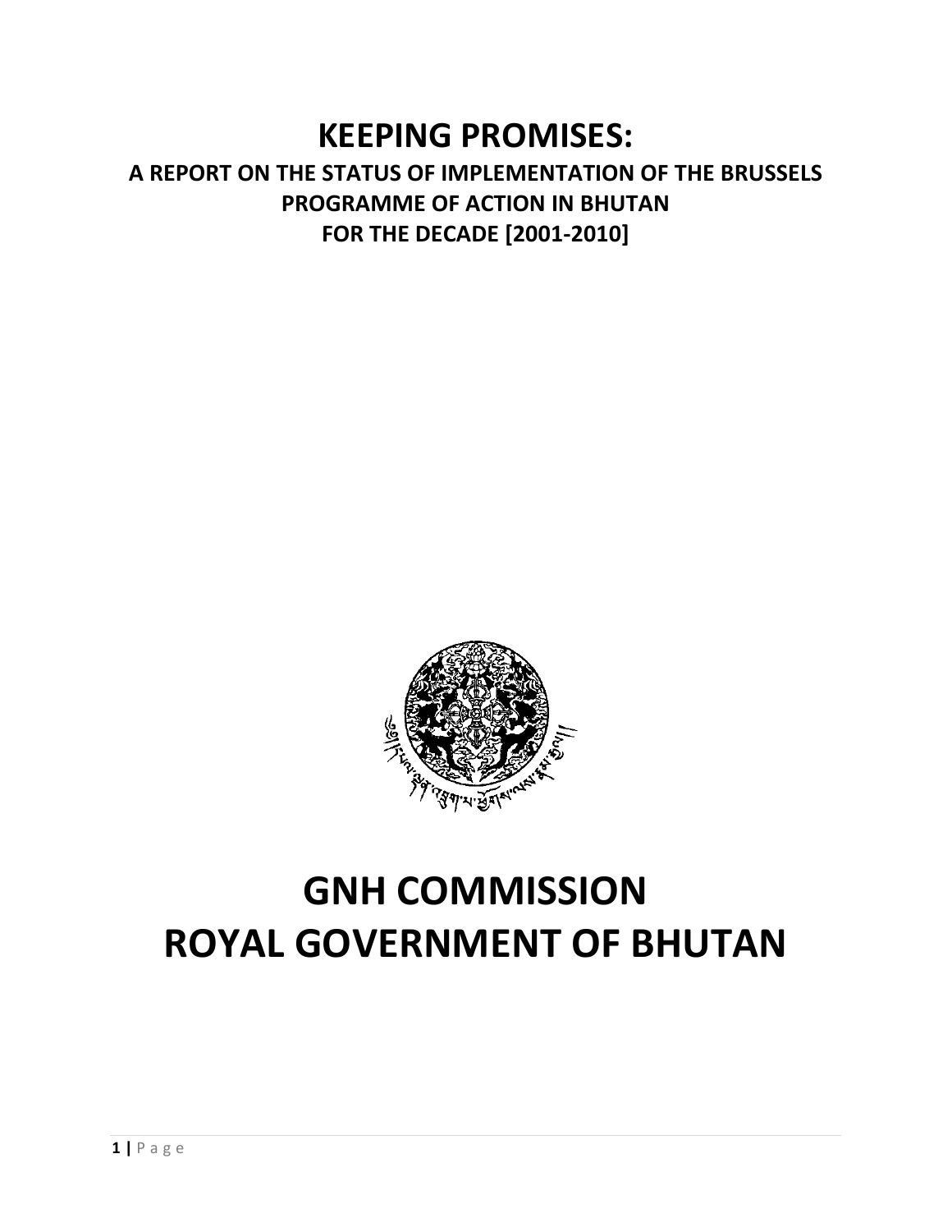# KEEPING PROMISES:

## A REPORT ON THE STATUS OF IMPLEMENTATION OF THE BRUSSELS PROGRAMME OF ACTION IN BHUTAN FOR THE DECADE [2001-2010]

# GNH COMMISSION
# ROYAL GOVERNMENT OF BHUTAN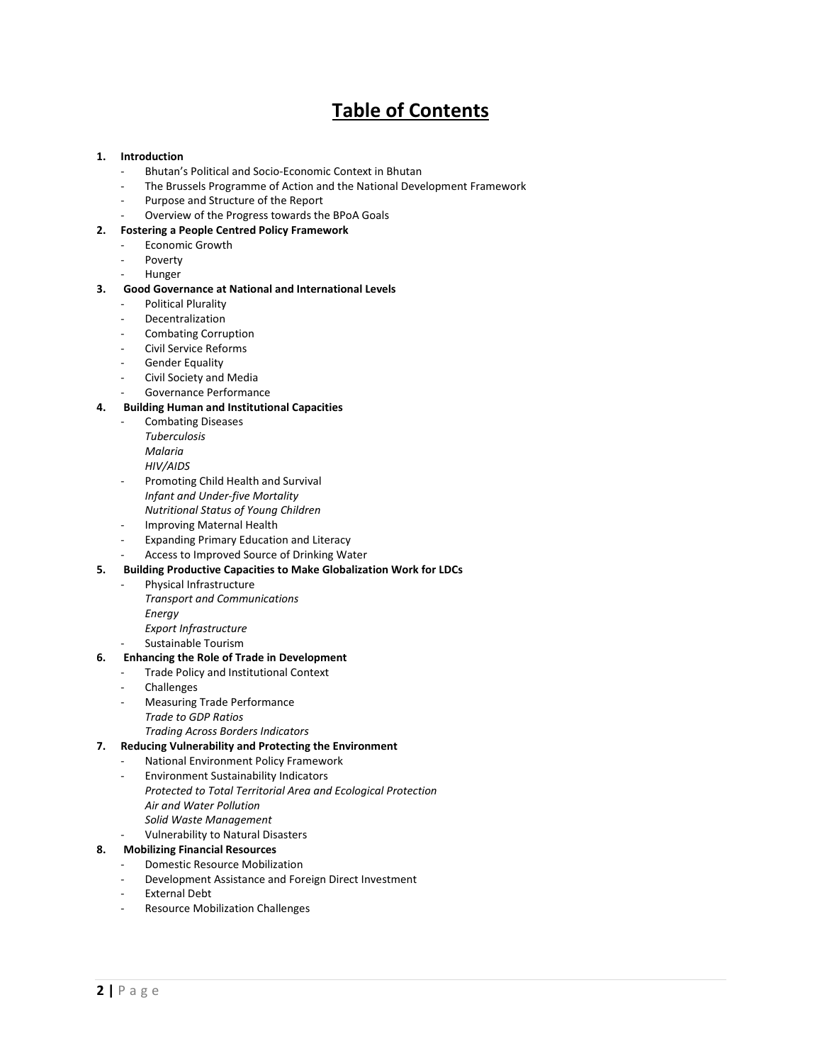# Table of Contents

1. **Introduction**
   - Bhutan's Political and Socio-Economic Context in Bhutan
   - The Brussels Programme of Action and the National Development Framework
   - Purpose and Structure of the Report
   - Overview of the Progress towards the BPoA Goals
2. **Fostering a People Centred Policy Framework**
   - Economic Growth
   - Poverty
   - Hunger
3. **Good Governance at National and International Levels**
   - Political Plurality
   - Decentralization
   - Combating Corruption
   - Civil Service Reforms
   - Gender Equality
   - Civil Society and Media
   - Governance Performance
4. **Building Human and Institutional Capacities**
   - Combating Diseases
     *Tuberculosis*
     *Malaria*
     *HIV/AIDS*
   - Promoting Child Health and Survival
     *Infant and Under-five Mortality*
     *Nutritional Status of Young Children*
   - Improving Maternal Health
   - Expanding Primary Education and Literacy
   - Access to Improved Source of Drinking Water
5. **Building Productive Capacities to Make Globalization Work for LDCs**
   - Physical Infrastructure
     *Transport and Communications*
     *Energy*
     *Export Infrastructure*
   - Sustainable Tourism
6. **Enhancing the Role of Trade in Development**
   - Trade Policy and Institutional Context
   - Challenges
   - Measuring Trade Performance
     *Trade to GDP Ratios*
     *Trading Across Borders Indicators*
7. **Reducing Vulnerability and Protecting the Environment**
   - National Environment Policy Framework
   - Environment Sustainability Indicators
     *Protected to Total Territorial Area and Ecological Protection*
     *Air and Water Pollution*
     *Solid Waste Management*
   - Vulnerability to Natural Disasters
8. **Mobilizing Financial Resources**
   - Domestic Resource Mobilization
   - Development Assistance and Foreign Direct Investment
   - External Debt
   - Resource Mobilization Challenges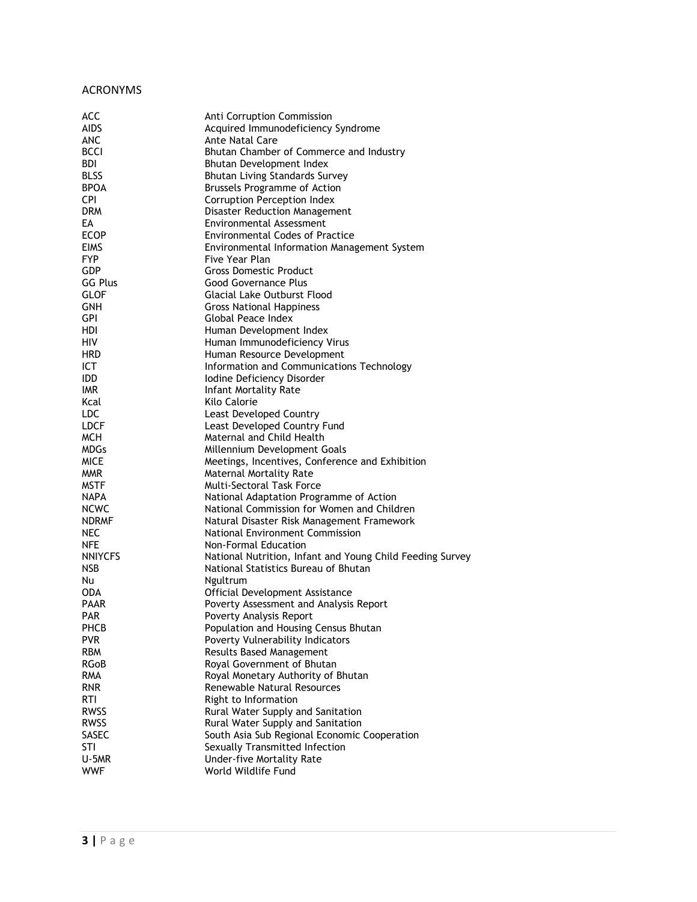## ACRONYMS

| | |
|---|---|
| ACC | Anti Corruption Commission |
| AIDS | Acquired Immunodeficiency Syndrome |
| ANC | Ante Natal Care |
| BCCI | Bhutan Chamber of Commerce and Industry |
| BDI | Bhutan Development Index |
| BLSS | Bhutan Living Standards Survey |
| BPOA | Brussels Programme of Action |
| CPI | Corruption Perception Index |
| DRM | Disaster Reduction Management |
| EA | Environmental Assessment |
| ECOP | Environmental Codes of Practice |
| EIMS | Environmental Information Management System |
| FYP | Five Year Plan |
| GDP | Gross Domestic Product |
| GG Plus | Good Governance Plus |
| GLOF | Glacial Lake Outburst Flood |
| GNH | Gross National Happiness |
| GPI | Global Peace Index |
| HDI | Human Development Index |
| HIV | Human Immunodeficiency Virus |
| HRD | Human Resource Development |
| ICT | Information and Communications Technology |
| IDD | Iodine Deficiency Disorder |
| IMR | Infant Mortality Rate |
| Kcal | Kilo Calorie |
| LDC | Least Developed Country |
| LDCF | Least Developed Country Fund |
| MCH | Maternal and Child Health |
| MDGs | Millennium Development Goals |
| MICE | Meetings, Incentives, Conference and Exhibition |
| MMR | Maternal Mortality Rate |
| MSTF | Multi-Sectoral Task Force |
| NAPA | National Adaptation Programme of Action |
| NCWC | National Commission for Women and Children |
| NDRMF | Natural Disaster Risk Management Framework |
| NEC | National Environment Commission |
| NFE | Non-Formal Education |
| NNIYCFS | National Nutrition, Infant and Young Child Feeding Survey |
| NSB | National Statistics Bureau of Bhutan |
| Nu | Ngultrum |
| ODA | Official Development Assistance |
| PAAR | Poverty Assessment and Analysis Report |
| PAR | Poverty Analysis Report |
| PHCB | Population and Housing Census Bhutan |
| PVR | Poverty Vulnerability Indicators |
| RBM | Results Based Management |
| RGoB | Royal Government of Bhutan |
| RMA | Royal Monetary Authority of Bhutan |
| RNR | Renewable Natural Resources |
| RTI | Right to Information |
| RWSS | Rural Water Supply and Sanitation |
| RWSS | Rural Water Supply and Sanitation |
| SASEC | South Asia Sub Regional Economic Cooperation |
| STI | Sexually Transmitted Infection |
| U-5MR | Under-five Mortality Rate |
| WWF | World Wildlife Fund |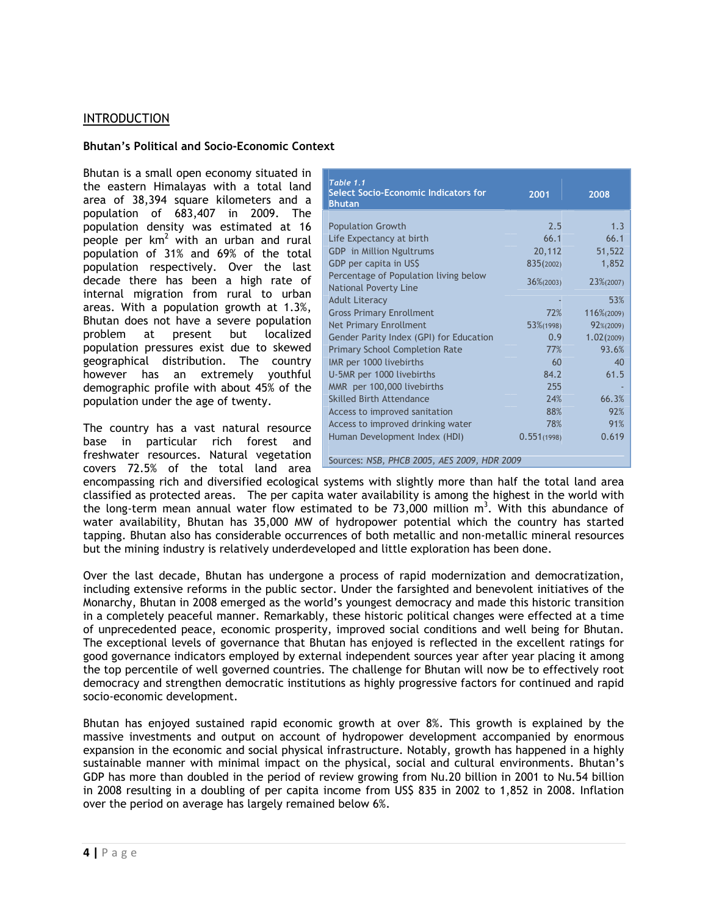## INTRODUCTION

### Bhutan's Political and Socio-Economic Context

Bhutan is a small open economy situated in the eastern Himalayas with a total land area of 38,394 square kilometers and a population of 683,407 in 2009. The population density was estimated at 16 people per $km^2$ with an urban and rural population of 31% and 69% of the total population respectively. Over the last decade there has been a high rate of internal migration from rural to urban areas. With a population growth at 1.3%, Bhutan does not have a severe population problem at present but localized population pressures exist due to skewed geographical distribution. The country however has an extremely youthful demographic profile with about 45% of the population under the age of twenty.

| *Table 1.1* **Select Socio-Economic Indicators for Bhutan** | 2001 | 2008 |
|---|---|---|
| Population Growth | 2.5 | 1.3 |
| Life Expectancy at birth | 66.1 | 66.1 |
| GDP in Million Ngultrums | 20,112 | 51,522 |
| GDP per capita in US$ | 835(2002) | 1,852 |
| Percentage of Population living below National Poverty Line | 36%(2003) | 23%(2007) |
| Adult Literacy | - | 53% |
| Gross Primary Enrollment | 72% | 116%(2009) |
| Net Primary Enrollment | 53%(1998) | 92%(2009) |
| Gender Parity Index (GPI) for Education | 0.9 | 1.02(2009) |
| Primary School Completion Rate | 77% | 93.6% |
| IMR per 1000 livebirths | 60 | 40 |
| U-5MR per 1000 livebirths | 84.2 | 61.5 |
| MMR per 100,000 livebirths | 255 | - |
| Skilled Birth Attendance | 24% | 66.3% |
| Access to improved sanitation | 88% | 92% |
| Access to improved drinking water | 78% | 91% |
| Human Development Index (HDI) | 0.551(1998) | 0.619 |

Sources: *NSB, PHCB 2005, AES 2009, HDR 2009*

The country has a vast natural resource base in particular rich forest and freshwater resources. Natural vegetation covers 72.5% of the total land area encompassing rich and diversified ecological systems with slightly more than half the total land area classified as protected areas. The per capita water availability is among the highest in the world with the long-term mean annual water flow estimated to be 73,000 million $m^3$. With this abundance of water availability, Bhutan has 35,000 MW of hydropower potential which the country has started tapping. Bhutan also has considerable occurrences of both metallic and non-metallic mineral resources but the mining industry is relatively underdeveloped and little exploration has been done.

Over the last decade, Bhutan has undergone a process of rapid modernization and democratization, including extensive reforms in the public sector. Under the farsighted and benevolent initiatives of the Monarchy, Bhutan in 2008 emerged as the world's youngest democracy and made this historic transition in a completely peaceful manner. Remarkably, these historic political changes were effected at a time of unprecedented peace, economic prosperity, improved social conditions and well being for Bhutan. The exceptional levels of governance that Bhutan has enjoyed is reflected in the excellent ratings for good governance indicators employed by external independent sources year after year placing it among the top percentile of well governed countries. The challenge for Bhutan will now be to effectively root democracy and strengthen democratic institutions as highly progressive factors for continued and rapid socio-economic development.

Bhutan has enjoyed sustained rapid economic growth at over 8%. This growth is explained by the massive investments and output on account of hydropower development accompanied by enormous expansion in the economic and social physical infrastructure. Notably, growth has happened in a highly sustainable manner with minimal impact on the physical, social and cultural environments. Bhutan's GDP has more than doubled in the period of review growing from Nu.20 billion in 2001 to Nu.54 billion in 2008 resulting in a doubling of per capita income from US$ 835 in 2002 to 1,852 in 2008. Inflation over the period on average has largely remained below 6%.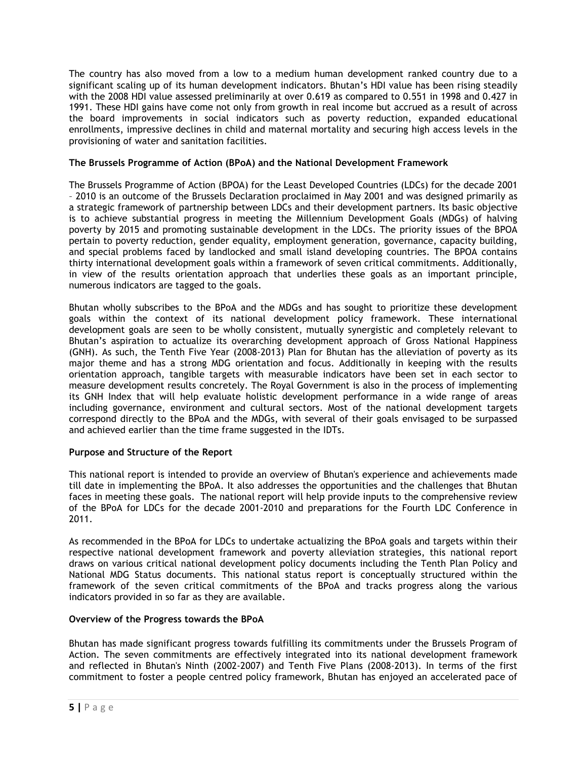The country has also moved from a low to a medium human development ranked country due to a significant scaling up of its human development indicators. Bhutan's HDI value has been rising steadily with the 2008 HDI value assessed preliminarily at over 0.619 as compared to 0.551 in 1998 and 0.427 in 1991. These HDI gains have come not only from growth in real income but accrued as a result of across the board improvements in social indicators such as poverty reduction, expanded educational enrollments, impressive declines in child and maternal mortality and securing high access levels in the provisioning of water and sanitation facilities.

**The Brussels Programme of Action (BPoA) and the National Development Framework**

The Brussels Programme of Action (BPOA) for the Least Developed Countries (LDCs) for the decade 2001 – 2010 is an outcome of the Brussels Declaration proclaimed in May 2001 and was designed primarily as a strategic framework of partnership between LDCs and their development partners. Its basic objective is to achieve substantial progress in meeting the Millennium Development Goals (MDGs) of halving poverty by 2015 and promoting sustainable development in the LDCs. The priority issues of the BPOA pertain to poverty reduction, gender equality, employment generation, governance, capacity building, and special problems faced by landlocked and small island developing countries. The BPOA contains thirty international development goals within a framework of seven critical commitments. Additionally, in view of the results orientation approach that underlies these goals as an important principle, numerous indicators are tagged to the goals.

Bhutan wholly subscribes to the BPoA and the MDGs and has sought to prioritize these development goals within the context of its national development policy framework. These international development goals are seen to be wholly consistent, mutually synergistic and completely relevant to Bhutan's aspiration to actualize its overarching development approach of Gross National Happiness (GNH). As such, the Tenth Five Year (2008-2013) Plan for Bhutan has the alleviation of poverty as its major theme and has a strong MDG orientation and focus. Additionally in keeping with the results orientation approach, tangible targets with measurable indicators have been set in each sector to measure development results concretely. The Royal Government is also in the process of implementing its GNH Index that will help evaluate holistic development performance in a wide range of areas including governance, environment and cultural sectors. Most of the national development targets correspond directly to the BPoA and the MDGs, with several of their goals envisaged to be surpassed and achieved earlier than the time frame suggested in the IDTs.

**Purpose and Structure of the Report**

This national report is intended to provide an overview of Bhutan's experience and achievements made till date in implementing the BPoA. It also addresses the opportunities and the challenges that Bhutan faces in meeting these goals. The national report will help provide inputs to the comprehensive review of the BPoA for LDCs for the decade 2001-2010 and preparations for the Fourth LDC Conference in 2011.

As recommended in the BPoA for LDCs to undertake actualizing the BPoA goals and targets within their respective national development framework and poverty alleviation strategies, this national report draws on various critical national development policy documents including the Tenth Plan Policy and National MDG Status documents. This national status report is conceptually structured within the framework of the seven critical commitments of the BPoA and tracks progress along the various indicators provided in so far as they are available.

**Overview of the Progress towards the BPoA**

Bhutan has made significant progress towards fulfilling its commitments under the Brussels Program of Action. The seven commitments are effectively integrated into its national development framework and reflected in Bhutan's Ninth (2002-2007) and Tenth Five Plans (2008-2013). In terms of the first commitment to foster a people centred policy framework, Bhutan has enjoyed an accelerated pace of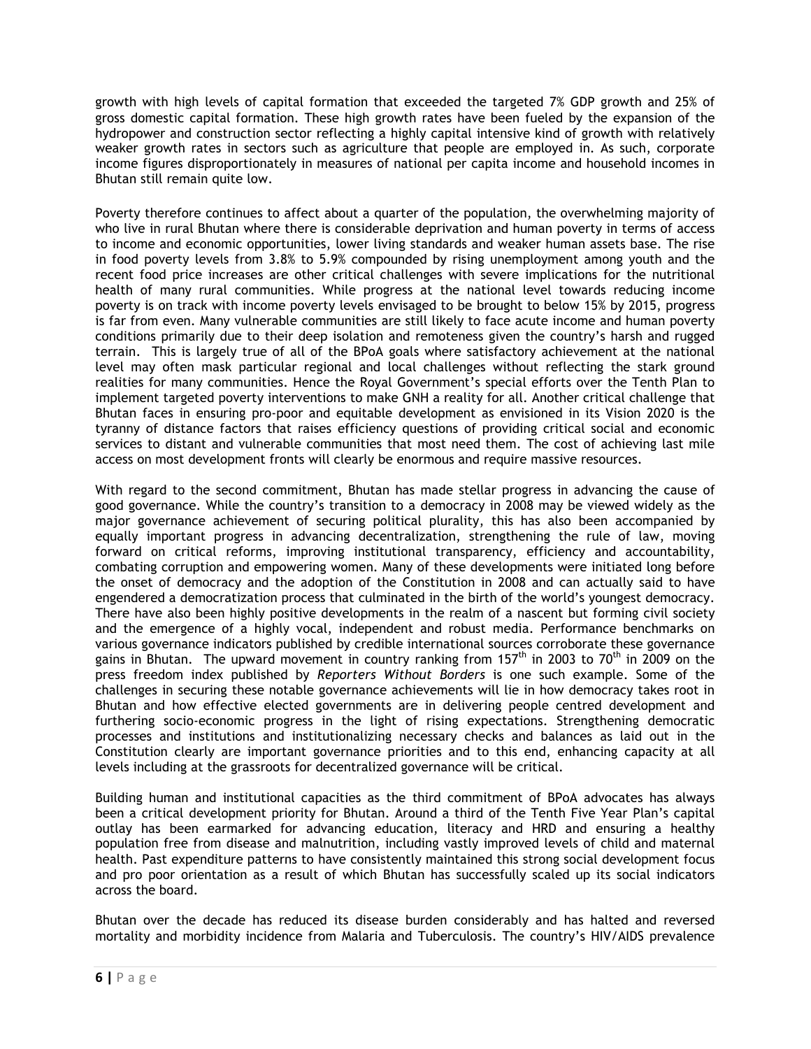growth with high levels of capital formation that exceeded the targeted 7% GDP growth and 25% of gross domestic capital formation. These high growth rates have been fueled by the expansion of the hydropower and construction sector reflecting a highly capital intensive kind of growth with relatively weaker growth rates in sectors such as agriculture that people are employed in. As such, corporate income figures disproportionately in measures of national per capita income and household incomes in Bhutan still remain quite low.

Poverty therefore continues to affect about a quarter of the population, the overwhelming majority of who live in rural Bhutan where there is considerable deprivation and human poverty in terms of access to income and economic opportunities, lower living standards and weaker human assets base. The rise in food poverty levels from 3.8% to 5.9% compounded by rising unemployment among youth and the recent food price increases are other critical challenges with severe implications for the nutritional health of many rural communities. While progress at the national level towards reducing income poverty is on track with income poverty levels envisaged to be brought to below 15% by 2015, progress is far from even. Many vulnerable communities are still likely to face acute income and human poverty conditions primarily due to their deep isolation and remoteness given the country's harsh and rugged terrain. This is largely true of all of the BPoA goals where satisfactory achievement at the national level may often mask particular regional and local challenges without reflecting the stark ground realities for many communities. Hence the Royal Government's special efforts over the Tenth Plan to implement targeted poverty interventions to make GNH a reality for all. Another critical challenge that Bhutan faces in ensuring pro-poor and equitable development as envisioned in its Vision 2020 is the tyranny of distance factors that raises efficiency questions of providing critical social and economic services to distant and vulnerable communities that most need them. The cost of achieving last mile access on most development fronts will clearly be enormous and require massive resources.

With regard to the second commitment, Bhutan has made stellar progress in advancing the cause of good governance. While the country's transition to a democracy in 2008 may be viewed widely as the major governance achievement of securing political plurality, this has also been accompanied by equally important progress in advancing decentralization, strengthening the rule of law, moving forward on critical reforms, improving institutional transparency, efficiency and accountability, combating corruption and empowering women. Many of these developments were initiated long before the onset of democracy and the adoption of the Constitution in 2008 and can actually said to have engendered a democratization process that culminated in the birth of the world's youngest democracy. There have also been highly positive developments in the realm of a nascent but forming civil society and the emergence of a highly vocal, independent and robust media. Performance benchmarks on various governance indicators published by credible international sources corroborate these governance gains in Bhutan. The upward movement in country ranking from 157th in 2003 to 70th in 2009 on the press freedom index published by *Reporters Without Borders* is one such example. Some of the challenges in securing these notable governance achievements will lie in how democracy takes root in Bhutan and how effective elected governments are in delivering people centred development and furthering socio-economic progress in the light of rising expectations. Strengthening democratic processes and institutions and institutionalizing necessary checks and balances as laid out in the Constitution clearly are important governance priorities and to this end, enhancing capacity at all levels including at the grassroots for decentralized governance will be critical.

Building human and institutional capacities as the third commitment of BPoA advocates has always been a critical development priority for Bhutan. Around a third of the Tenth Five Year Plan's capital outlay has been earmarked for advancing education, literacy and HRD and ensuring a healthy population free from disease and malnutrition, including vastly improved levels of child and maternal health. Past expenditure patterns to have consistently maintained this strong social development focus and pro poor orientation as a result of which Bhutan has successfully scaled up its social indicators across the board.

Bhutan over the decade has reduced its disease burden considerably and has halted and reversed mortality and morbidity incidence from Malaria and Tuberculosis. The country's HIV/AIDS prevalence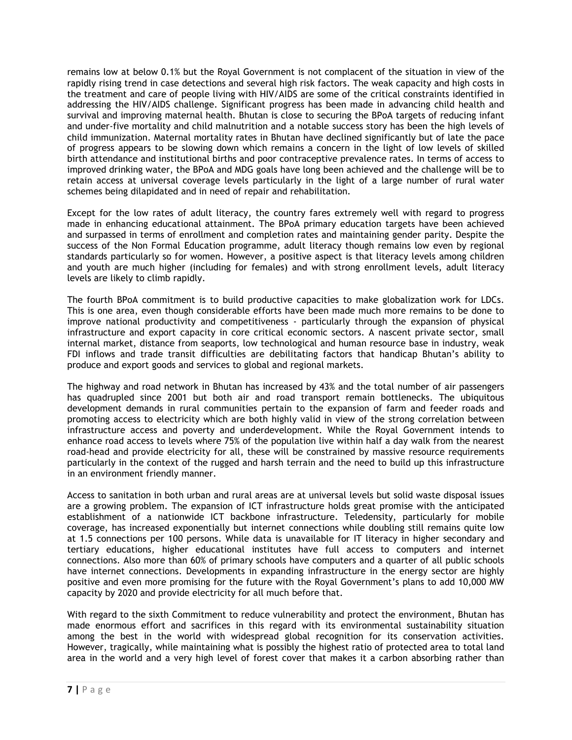remains low at below 0.1% but the Royal Government is not complacent of the situation in view of the rapidly rising trend in case detections and several high risk factors. The weak capacity and high costs in the treatment and care of people living with HIV/AIDS are some of the critical constraints identified in addressing the HIV/AIDS challenge. Significant progress has been made in advancing child health and survival and improving maternal health. Bhutan is close to securing the BPoA targets of reducing infant and under-five mortality and child malnutrition and a notable success story has been the high levels of child immunization. Maternal mortality rates in Bhutan have declined significantly but of late the pace of progress appears to be slowing down which remains a concern in the light of low levels of skilled birth attendance and institutional births and poor contraceptive prevalence rates. In terms of access to improved drinking water, the BPoA and MDG goals have long been achieved and the challenge will be to retain access at universal coverage levels particularly in the light of a large number of rural water schemes being dilapidated and in need of repair and rehabilitation.

Except for the low rates of adult literacy, the country fares extremely well with regard to progress made in enhancing educational attainment. The BPoA primary education targets have been achieved and surpassed in terms of enrollment and completion rates and maintaining gender parity. Despite the success of the Non Formal Education programme, adult literacy though remains low even by regional standards particularly so for women. However, a positive aspect is that literacy levels among children and youth are much higher (including for females) and with strong enrollment levels, adult literacy levels are likely to climb rapidly.

The fourth BPoA commitment is to build productive capacities to make globalization work for LDCs. This is one area, even though considerable efforts have been made much more remains to be done to improve national productivity and competitiveness - particularly through the expansion of physical infrastructure and export capacity in core critical economic sectors. A nascent private sector, small internal market, distance from seaports, low technological and human resource base in industry, weak FDI inflows and trade transit difficulties are debilitating factors that handicap Bhutan's ability to produce and export goods and services to global and regional markets.

The highway and road network in Bhutan has increased by 43% and the total number of air passengers has quadrupled since 2001 but both air and road transport remain bottlenecks. The ubiquitous development demands in rural communities pertain to the expansion of farm and feeder roads and promoting access to electricity which are both highly valid in view of the strong correlation between infrastructure access and poverty and underdevelopment. While the Royal Government intends to enhance road access to levels where 75% of the population live within half a day walk from the nearest road-head and provide electricity for all, these will be constrained by massive resource requirements particularly in the context of the rugged and harsh terrain and the need to build up this infrastructure in an environment friendly manner.

Access to sanitation in both urban and rural areas are at universal levels but solid waste disposal issues are a growing problem. The expansion of ICT infrastructure holds great promise with the anticipated establishment of a nationwide ICT backbone infrastructure. Teledensity, particularly for mobile coverage, has increased exponentially but internet connections while doubling still remains quite low at 1.5 connections per 100 persons. While data is unavailable for IT literacy in higher secondary and tertiary educations, higher educational institutes have full access to computers and internet connections. Also more than 60% of primary schools have computers and a quarter of all public schools have internet connections. Developments in expanding infrastructure in the energy sector are highly positive and even more promising for the future with the Royal Government's plans to add 10,000 MW capacity by 2020 and provide electricity for all much before that.

With regard to the sixth Commitment to reduce vulnerability and protect the environment, Bhutan has made enormous effort and sacrifices in this regard with its environmental sustainability situation among the best in the world with widespread global recognition for its conservation activities. However, tragically, while maintaining what is possibly the highest ratio of protected area to total land area in the world and a very high level of forest cover that makes it a carbon absorbing rather than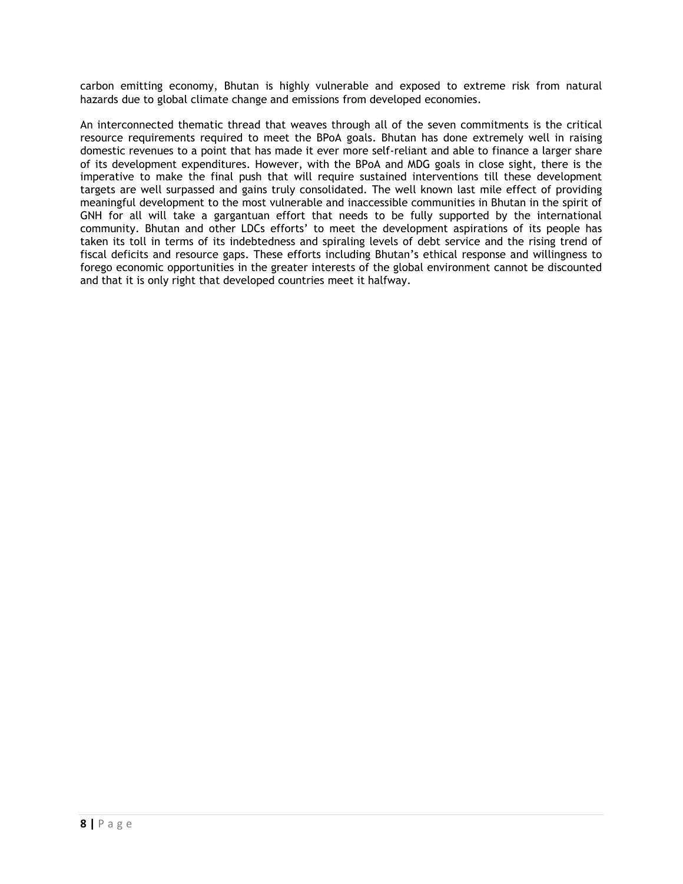carbon emitting economy, Bhutan is highly vulnerable and exposed to extreme risk from natural hazards due to global climate change and emissions from developed economies.

An interconnected thematic thread that weaves through all of the seven commitments is the critical resource requirements required to meet the BPoA goals. Bhutan has done extremely well in raising domestic revenues to a point that has made it ever more self-reliant and able to finance a larger share of its development expenditures. However, with the BPoA and MDG goals in close sight, there is the imperative to make the final push that will require sustained interventions till these development targets are well surpassed and gains truly consolidated. The well known last mile effect of providing meaningful development to the most vulnerable and inaccessible communities in Bhutan in the spirit of GNH for all will take a gargantuan effort that needs to be fully supported by the international community. Bhutan and other LDCs efforts' to meet the development aspirations of its people has taken its toll in terms of its indebtedness and spiraling levels of debt service and the rising trend of fiscal deficits and resource gaps. These efforts including Bhutan's ethical response and willingness to forego economic opportunities in the greater interests of the global environment cannot be discounted and that it is only right that developed countries meet it halfway.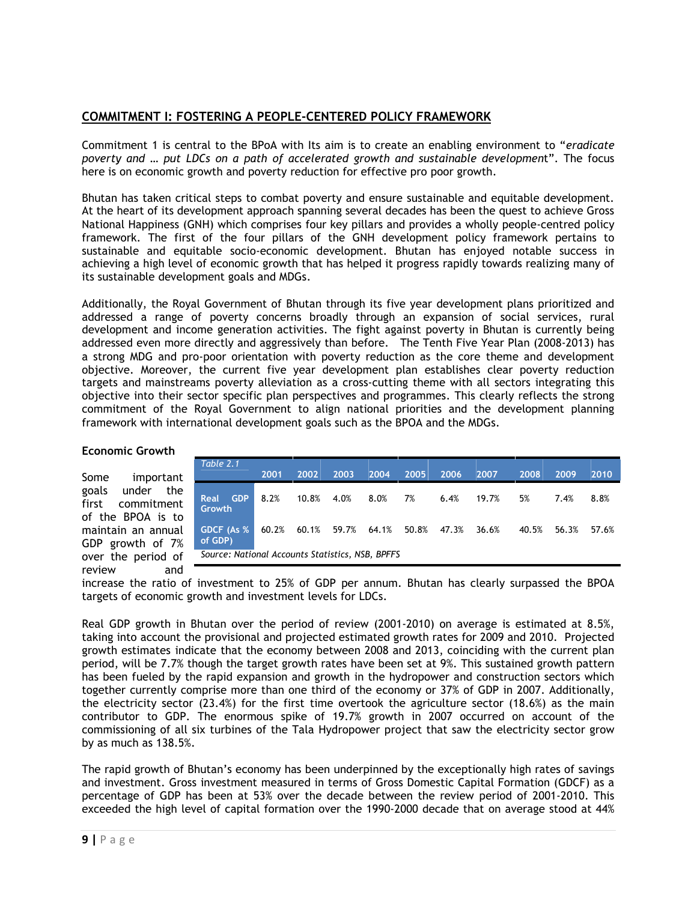## COMMITMENT I: FOSTERING A PEOPLE-CENTERED POLICY FRAMEWORK

Commitment 1 is central to the BPoA with Its aim is to create an enabling environment to "*eradicate poverty and … put LDCs on a path of accelerated growth and sustainable developmen*t". The focus here is on economic growth and poverty reduction for effective pro poor growth.

Bhutan has taken critical steps to combat poverty and ensure sustainable and equitable development. At the heart of its development approach spanning several decades has been the quest to achieve Gross National Happiness (GNH) which comprises four key pillars and provides a wholly people-centred policy framework. The first of the four pillars of the GNH development policy framework pertains to sustainable and equitable socio-economic development. Bhutan has enjoyed notable success in achieving a high level of economic growth that has helped it progress rapidly towards realizing many of its sustainable development goals and MDGs.

Additionally, the Royal Government of Bhutan through its five year development plans prioritized and addressed a range of poverty concerns broadly through an expansion of social services, rural development and income generation activities. The fight against poverty in Bhutan is currently being addressed even more directly and aggressively than before. The Tenth Five Year Plan (2008-2013) has a strong MDG and pro-poor orientation with poverty reduction as the core theme and development objective. Moreover, the current five year development plan establishes clear poverty reduction targets and mainstreams poverty alleviation as a cross-cutting theme with all sectors integrating this objective into their sector specific plan perspectives and programmes. This clearly reflects the strong commitment of the Royal Government to align national priorities and the development planning framework with international development goals such as the BPOA and the MDGs.

### Economic Growth

*Table 2.1*

| | 2001 | 2002 | 2003 | 2004 | 2005 | 2006 | 2007 | 2008 | 2009 | 2010 |
|---|---|---|---|---|---|---|---|---|---|---|
| Real GDP Growth | 8.2% | 10.8% | 4.0% | 8.0% | 7% | 6.4% | 19.7% | 5% | 7.4% | 8.8% |
| GDCF (As % of GDP) | 60.2% | 60.1% | 59.7% | 64.1% | 50.8% | 47.3% | 36.6% | 40.5% | 56.3% | 57.6% |

*Source: National Accounts Statistics, NSB, BPFFS*

Some important goals under the first commitment of the BPOA is to maintain an annual GDP growth of 7% over the period of review and increase the ratio of investment to 25% of GDP per annum. Bhutan has clearly surpassed the BPOA targets of economic growth and investment levels for LDCs.

Real GDP growth in Bhutan over the period of review (2001-2010) on average is estimated at 8.5%, taking into account the provisional and projected estimated growth rates for 2009 and 2010. Projected growth estimates indicate that the economy between 2008 and 2013, coinciding with the current plan period, will be 7.7% though the target growth rates have been set at 9%. This sustained growth pattern has been fueled by the rapid expansion and growth in the hydropower and construction sectors which together currently comprise more than one third of the economy or 37% of GDP in 2007. Additionally, the electricity sector (23.4%) for the first time overtook the agriculture sector (18.6%) as the main contributor to GDP. The enormous spike of 19.7% growth in 2007 occurred on account of the commissioning of all six turbines of the Tala Hydropower project that saw the electricity sector grow by as much as 138.5%.

The rapid growth of Bhutan's economy has been underpinned by the exceptionally high rates of savings and investment. Gross investment measured in terms of Gross Domestic Capital Formation (GDCF) as a percentage of GDP has been at 53% over the decade between the review period of 2001-2010. This exceeded the high level of capital formation over the 1990-2000 decade that on average stood at 44%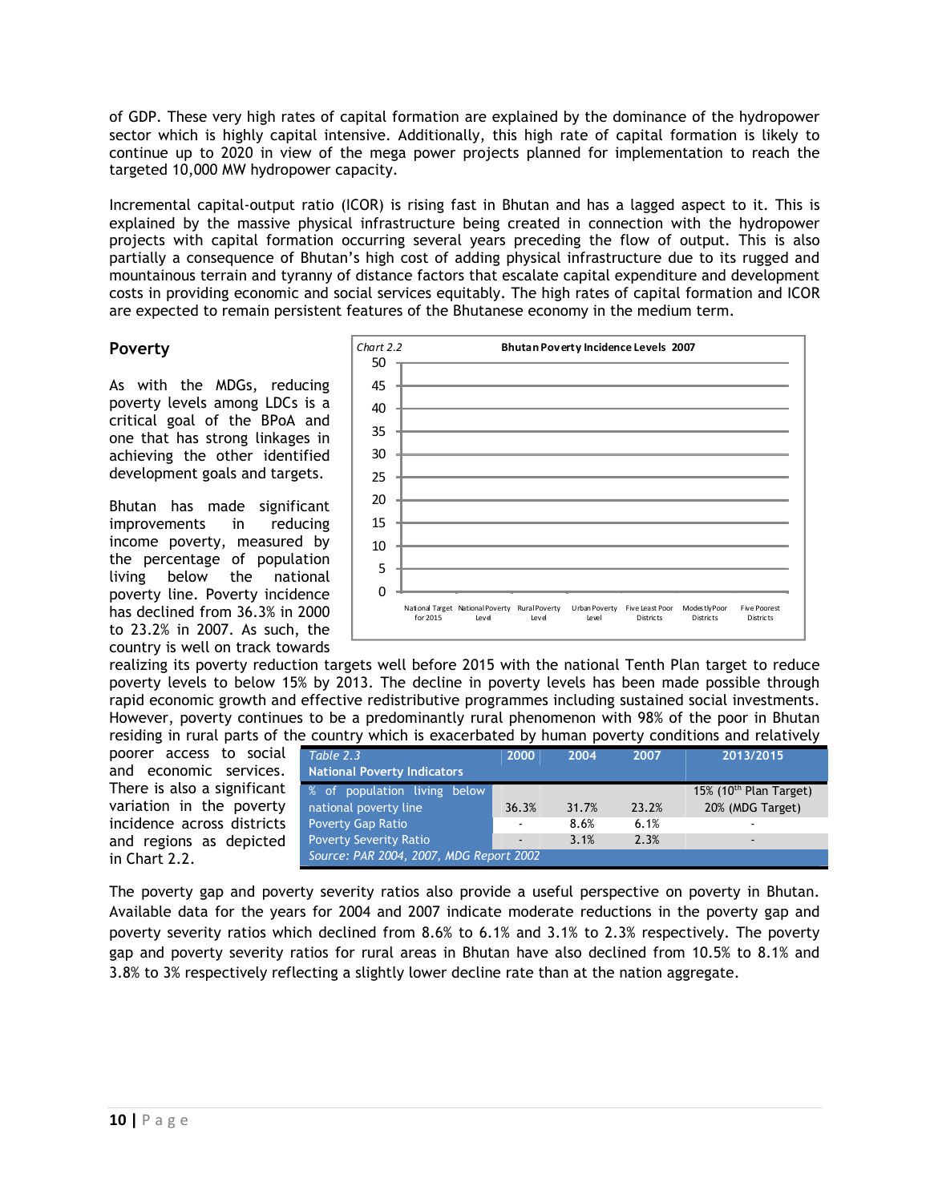of GDP. These very high rates of capital formation are explained by the dominance of the hydropower sector which is highly capital intensive. Additionally, this high rate of capital formation is likely to continue up to 2020 in view of the mega power projects planned for implementation to reach the targeted 10,000 MW hydropower capacity.

Incremental capital-output ratio (ICOR) is rising fast in Bhutan and has a lagged aspect to it. This is explained by the massive physical infrastructure being created in connection with the hydropower projects with capital formation occurring several years preceding the flow of output. This is also partially a consequence of Bhutan's high cost of adding physical infrastructure due to its rugged and mountainous terrain and tyranny of distance factors that escalate capital expenditure and development costs in providing economic and social services equitably. The high rates of capital formation and ICOR are expected to remain persistent features of the Bhutanese economy in the medium term.

## Poverty

As with the MDGs, reducing poverty levels among LDCs is a critical goal of the BPoA and one that has strong linkages in achieving the other identified development goals and targets.

Bhutan has made significant improvements in reducing income poverty, measured by the percentage of population living below the national poverty line. Poverty incidence has declined from 36.3% in 2000 to 23.2% in 2007. As such, the country is well on track towards realizing its poverty reduction targets well before 2015 with the national Tenth Plan target to reduce poverty levels to below 15% by 2013. The decline in poverty levels has been made possible through rapid economic growth and effective redistributive programmes including sustained social investments. However, poverty continues to be a predominantly rural phenomenon with 98% of the poor in Bhutan residing in rural parts of the country which is exacerbated by human poverty conditions and relatively poorer access to social and economic services. There is also a significant variation in the poverty incidence across districts and regions as depicted in Chart 2.2.

*Chart 2.2* **Bhutan Poverty Incidence Levels 2007**

| | National Target for 2015 | National Poverty Level | Rural Poverty Level | Urban Poverty Level | Five Least Poor Districts | Modestly Poor Districts | Five Poorest Districts |
|---|---|---|---|---|---|---|---|

| *Table 2.3* **National Poverty Indicators** | 2000 | 2004 | 2007 | 2013/2015 |
|---|---|---|---|---|
| % of population living below national poverty line | 36.3% | 31.7% | 23.2% | 15% (10th Plan Target) 20% (MDG Target) |
| Poverty Gap Ratio | - | 8.6% | 6.1% | - |
| Poverty Severity Ratio | - | 3.1% | 2.3% | - |
| *Source: PAR 2004, 2007, MDG Report 2002* | | | | |

The poverty gap and poverty severity ratios also provide a useful perspective on poverty in Bhutan. Available data for the years for 2004 and 2007 indicate moderate reductions in the poverty gap and poverty severity ratios which declined from 8.6% to 6.1% and 3.1% to 2.3% respectively. The poverty gap and poverty severity ratios for rural areas in Bhutan have also declined from 10.5% to 8.1% and 3.8% to 3% respectively reflecting a slightly lower decline rate than at the nation aggregate.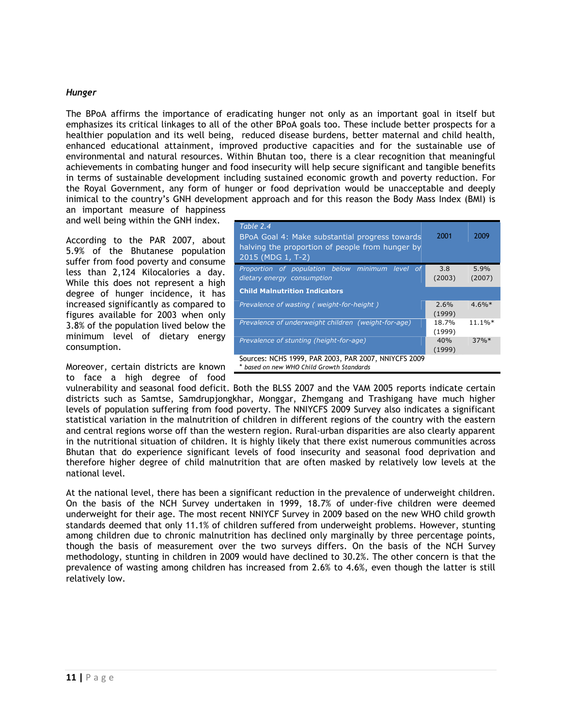*Hunger*

The BPoA affirms the importance of eradicating hunger not only as an important goal in itself but emphasizes its critical linkages to all of the other BPoA goals too. These include better prospects for a healthier population and its well being, reduced disease burdens, better maternal and child health, enhanced educational attainment, improved productive capacities and for the sustainable use of environmental and natural resources. Within Bhutan too, there is a clear recognition that meaningful achievements in combating hunger and food insecurity will help secure significant and tangible benefits in terms of sustainable development including sustained economic growth and poverty reduction. For the Royal Government, any form of hunger or food deprivation would be unacceptable and deeply inimical to the country's GNH development approach and for this reason the Body Mass Index (BMI) is an important measure of happiness and well being within the GNH index.

According to the PAR 2007, about 5.9% of the Bhutanese population suffer from food poverty and consume less than 2,124 Kilocalories a day. While this does not represent a high degree of hunger incidence, it has increased significantly as compared to figures available for 2003 when only 3.8% of the population lived below the minimum level of dietary energy consumption.

| *Table 2.4* BPoA Goal 4: Make substantial progress towards halving the proportion of people from hunger by 2015 (MDG 1, T-2) | 2001 | 2009 |
|---|---|---|
| *Proportion of population below minimum level of dietary energy consumption* | 3.8 (2003) | 5.9% (2007) |
| **Child Malnutrition Indicators** | | |
| *Prevalence of wasting ( weight-for-height )* | 2.6% (1999) | 4.6%* |
| *Prevalence of underweight children (weight-for-age)* | 18.7% (1999) | 11.1%* |
| *Prevalence of stunting (height-for-age)* | 40% (1999) | 37%* |

Sources: NCHS 1999, PAR 2003, PAR 2007, NNIYCFS 2009
*\* based on new WHO Child Growth Standards*

Moreover, certain districts are known to face a high degree of food vulnerability and seasonal food deficit. Both the BLSS 2007 and the VAM 2005 reports indicate certain districts such as Samtse, Samdrupjongkhar, Monggar, Zhemgang and Trashigang have much higher levels of population suffering from food poverty. The NNIYCFS 2009 Survey also indicates a significant statistical variation in the malnutrition of children in different regions of the country with the eastern and central regions worse off than the western region. Rural-urban disparities are also clearly apparent in the nutritional situation of children. It is highly likely that there exist numerous communities across Bhutan that do experience significant levels of food insecurity and seasonal food deprivation and therefore higher degree of child malnutrition that are often masked by relatively low levels at the national level.

At the national level, there has been a significant reduction in the prevalence of underweight children. On the basis of the NCH Survey undertaken in 1999, 18.7% of under-five children were deemed underweight for their age. The most recent NNIYCF Survey in 2009 based on the new WHO child growth standards deemed that only 11.1% of children suffered from underweight problems. However, stunting among children due to chronic malnutrition has declined only marginally by three percentage points, though the basis of measurement over the two surveys differs. On the basis of the NCH Survey methodology, stunting in children in 2009 would have declined to 30.2%. The other concern is that the prevalence of wasting among children has increased from 2.6% to 4.6%, even though the latter is still relatively low.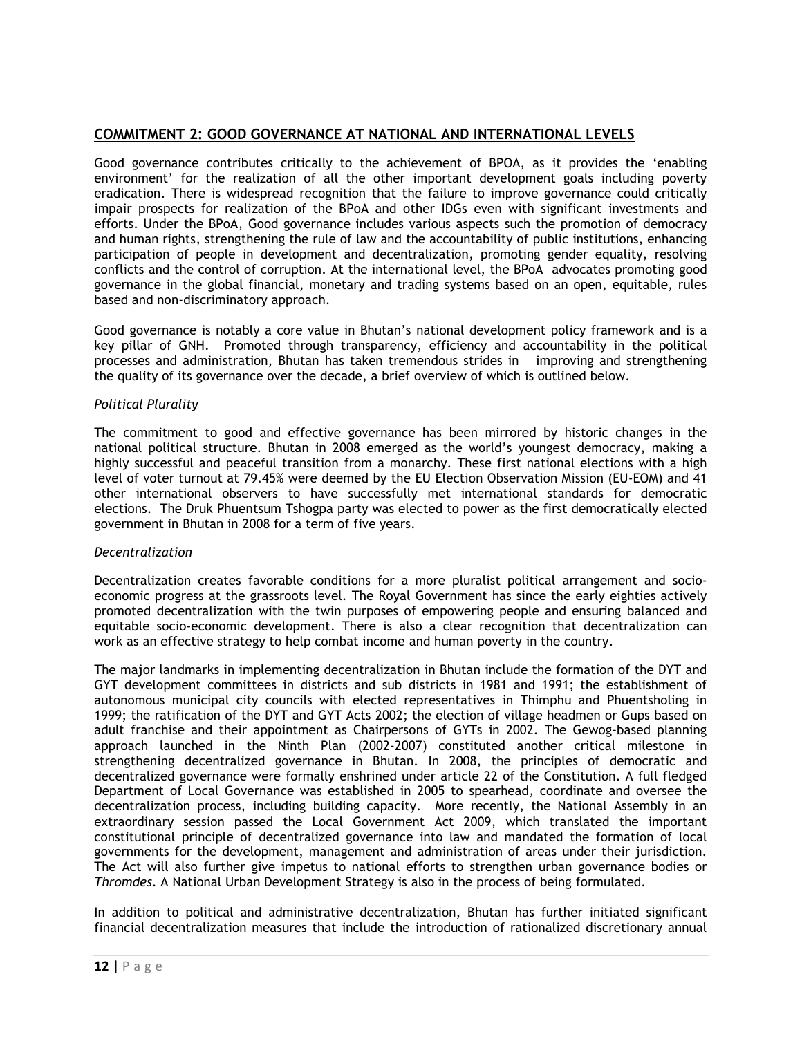## COMMITMENT 2: GOOD GOVERNANCE AT NATIONAL AND INTERNATIONAL LEVELS

Good governance contributes critically to the achievement of BPOA, as it provides the 'enabling environment' for the realization of all the other important development goals including poverty eradication. There is widespread recognition that the failure to improve governance could critically impair prospects for realization of the BPoA and other IDGs even with significant investments and efforts. Under the BPoA, Good governance includes various aspects such the promotion of democracy and human rights, strengthening the rule of law and the accountability of public institutions, enhancing participation of people in development and decentralization, promoting gender equality, resolving conflicts and the control of corruption. At the international level, the BPoA advocates promoting good governance in the global financial, monetary and trading systems based on an open, equitable, rules based and non-discriminatory approach.

Good governance is notably a core value in Bhutan's national development policy framework and is a key pillar of GNH. Promoted through transparency, efficiency and accountability in the political processes and administration, Bhutan has taken tremendous strides in improving and strengthening the quality of its governance over the decade, a brief overview of which is outlined below.

*Political Plurality*

The commitment to good and effective governance has been mirrored by historic changes in the national political structure. Bhutan in 2008 emerged as the world's youngest democracy, making a highly successful and peaceful transition from a monarchy. These first national elections with a high level of voter turnout at 79.45% were deemed by the EU Election Observation Mission (EU-EOM) and 41 other international observers to have successfully met international standards for democratic elections. The Druk Phuentsum Tshogpa party was elected to power as the first democratically elected government in Bhutan in 2008 for a term of five years.

*Decentralization*

Decentralization creates favorable conditions for a more pluralist political arrangement and socio-economic progress at the grassroots level. The Royal Government has since the early eighties actively promoted decentralization with the twin purposes of empowering people and ensuring balanced and equitable socio-economic development. There is also a clear recognition that decentralization can work as an effective strategy to help combat income and human poverty in the country.

The major landmarks in implementing decentralization in Bhutan include the formation of the DYT and GYT development committees in districts and sub districts in 1981 and 1991; the establishment of autonomous municipal city councils with elected representatives in Thimphu and Phuentsholing in 1999; the ratification of the DYT and GYT Acts 2002; the election of village headmen or Gups based on adult franchise and their appointment as Chairpersons of GYTs in 2002. The Gewog-based planning approach launched in the Ninth Plan (2002-2007) constituted another critical milestone in strengthening decentralized governance in Bhutan. In 2008, the principles of democratic and decentralized governance were formally enshrined under article 22 of the Constitution. A full fledged Department of Local Governance was established in 2005 to spearhead, coordinate and oversee the decentralization process, including building capacity. More recently, the National Assembly in an extraordinary session passed the Local Government Act 2009, which translated the important constitutional principle of decentralized governance into law and mandated the formation of local governments for the development, management and administration of areas under their jurisdiction. The Act will also further give impetus to national efforts to strengthen urban governance bodies or *Thromdes*. A National Urban Development Strategy is also in the process of being formulated.

In addition to political and administrative decentralization, Bhutan has further initiated significant financial decentralization measures that include the introduction of rationalized discretionary annual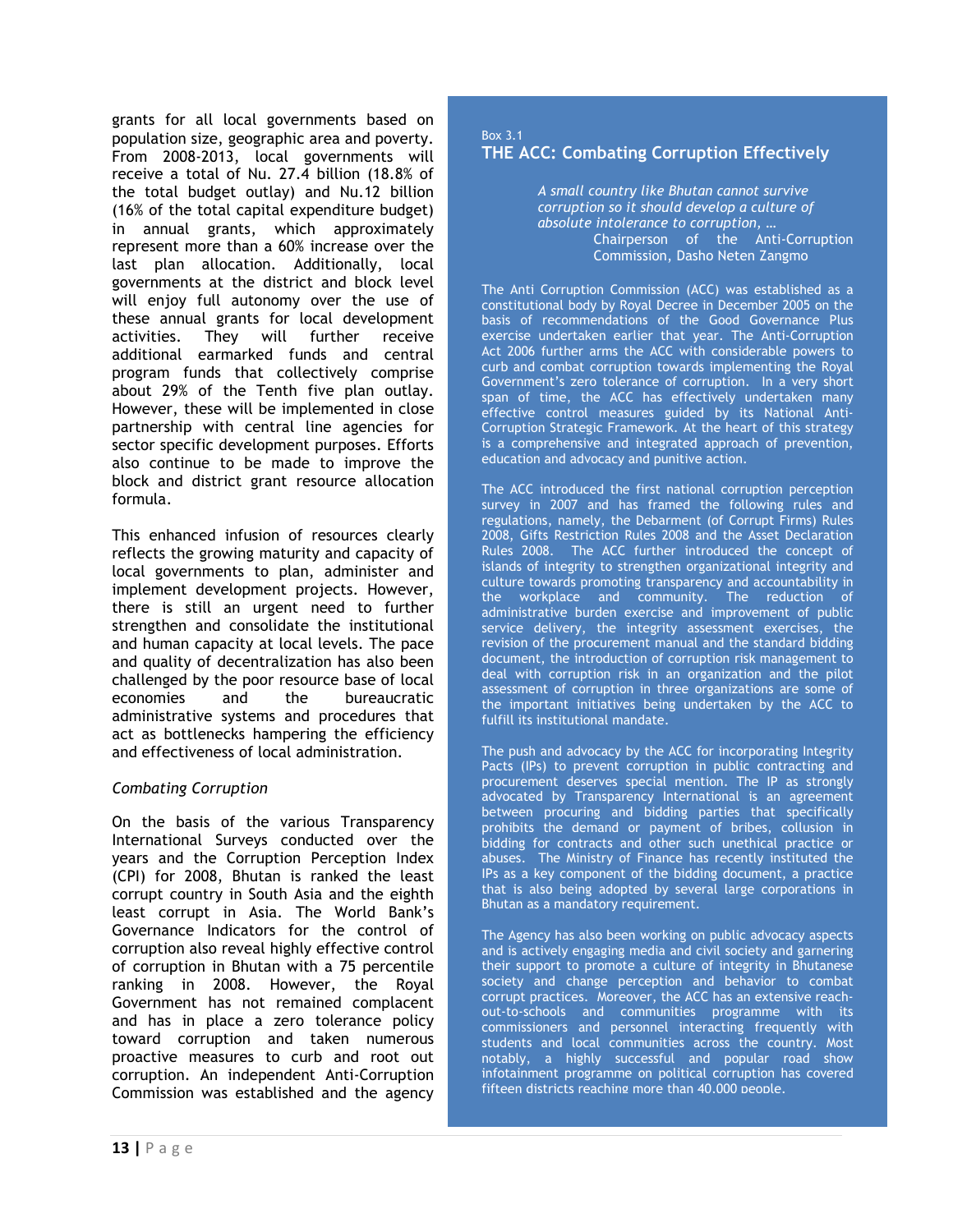grants for all local governments based on population size, geographic area and poverty. From 2008-2013, local governments will receive a total of Nu. 27.4 billion (18.8% of the total budget outlay) and Nu.12 billion (16% of the total capital expenditure budget) in annual grants, which approximately represent more than a 60% increase over the last plan allocation. Additionally, local governments at the district and block level will enjoy full autonomy over the use of these annual grants for local development activities. They will further receive additional earmarked funds and central program funds that collectively comprise about 29% of the Tenth five plan outlay. However, these will be implemented in close partnership with central line agencies for sector specific development purposes. Efforts also continue to be made to improve the block and district grant resource allocation formula.

This enhanced infusion of resources clearly reflects the growing maturity and capacity of local governments to plan, administer and implement development projects. However, there is still an urgent need to further strengthen and consolidate the institutional and human capacity at local levels. The pace and quality of decentralization has also been challenged by the poor resource base of local economies and the bureaucratic administrative systems and procedures that act as bottlenecks hampering the efficiency and effectiveness of local administration.

*Combating Corruption*

On the basis of the various Transparency International Surveys conducted over the years and the Corruption Perception Index (CPI) for 2008, Bhutan is ranked the least corrupt country in South Asia and the eighth least corrupt in Asia. The World Bank's Governance Indicators for the control of corruption also reveal highly effective control of corruption in Bhutan with a 75 percentile ranking in 2008. However, the Royal Government has not remained complacent and has in place a zero tolerance policy toward corruption and taken numerous proactive measures to curb and root out corruption. An independent Anti-Corruption Commission was established and the agency

Box 3.1

### THE ACC: Combating Corruption Effectively

> *A small country like Bhutan cannot survive corruption so it should develop a culture of absolute intolerance to corruption, …*
>
> Chairperson of the Anti-Corruption Commission, Dasho Neten Zangmo

The Anti Corruption Commission (ACC) was established as a constitutional body by Royal Decree in December 2005 on the basis of recommendations of the Good Governance Plus exercise undertaken earlier that year. The Anti-Corruption Act 2006 further arms the ACC with considerable powers to curb and combat corruption towards implementing the Royal Government's zero tolerance of corruption. In a very short span of time, the ACC has effectively undertaken many effective control measures guided by its National Anti-Corruption Strategic Framework. At the heart of this strategy is a comprehensive and integrated approach of prevention, education and advocacy and punitive action.

The ACC introduced the first national corruption perception survey in 2007 and has framed the following rules and regulations, namely, the Debarment (of Corrupt Firms) Rules 2008, Gifts Restriction Rules 2008 and the Asset Declaration Rules 2008. The ACC further introduced the concept of islands of integrity to strengthen organizational integrity and culture towards promoting transparency and accountability in the workplace and community. The reduction of administrative burden exercise and improvement of public service delivery, the integrity assessment exercises, the revision of the procurement manual and the standard bidding document, the introduction of corruption risk management to deal with corruption risk in an organization and the pilot assessment of corruption in three organizations are some of the important initiatives being undertaken by the ACC to fulfill its institutional mandate.

The push and advocacy by the ACC for incorporating Integrity Pacts (IPs) to prevent corruption in public contracting and procurement deserves special mention. The IP as strongly advocated by Transparency International is an agreement between procuring and bidding parties that specifically prohibits the demand or payment of bribes, collusion in bidding for contracts and other such unethical practice or abuses. The Ministry of Finance has recently instituted the IPs as a key component of the bidding document, a practice that is also being adopted by several large corporations in Bhutan as a mandatory requirement.

The Agency has also been working on public advocacy aspects and is actively engaging media and civil society and garnering their support to promote a culture of integrity in Bhutanese society and change perception and behavior to combat corrupt practices. Moreover, the ACC has an extensive reach-out-to-schools and communities programme with its commissioners and personnel interacting frequently with students and local communities across the country. Most notably, a highly successful and popular road show infotainment programme on political corruption has covered fifteen districts reaching more than 40,000 people.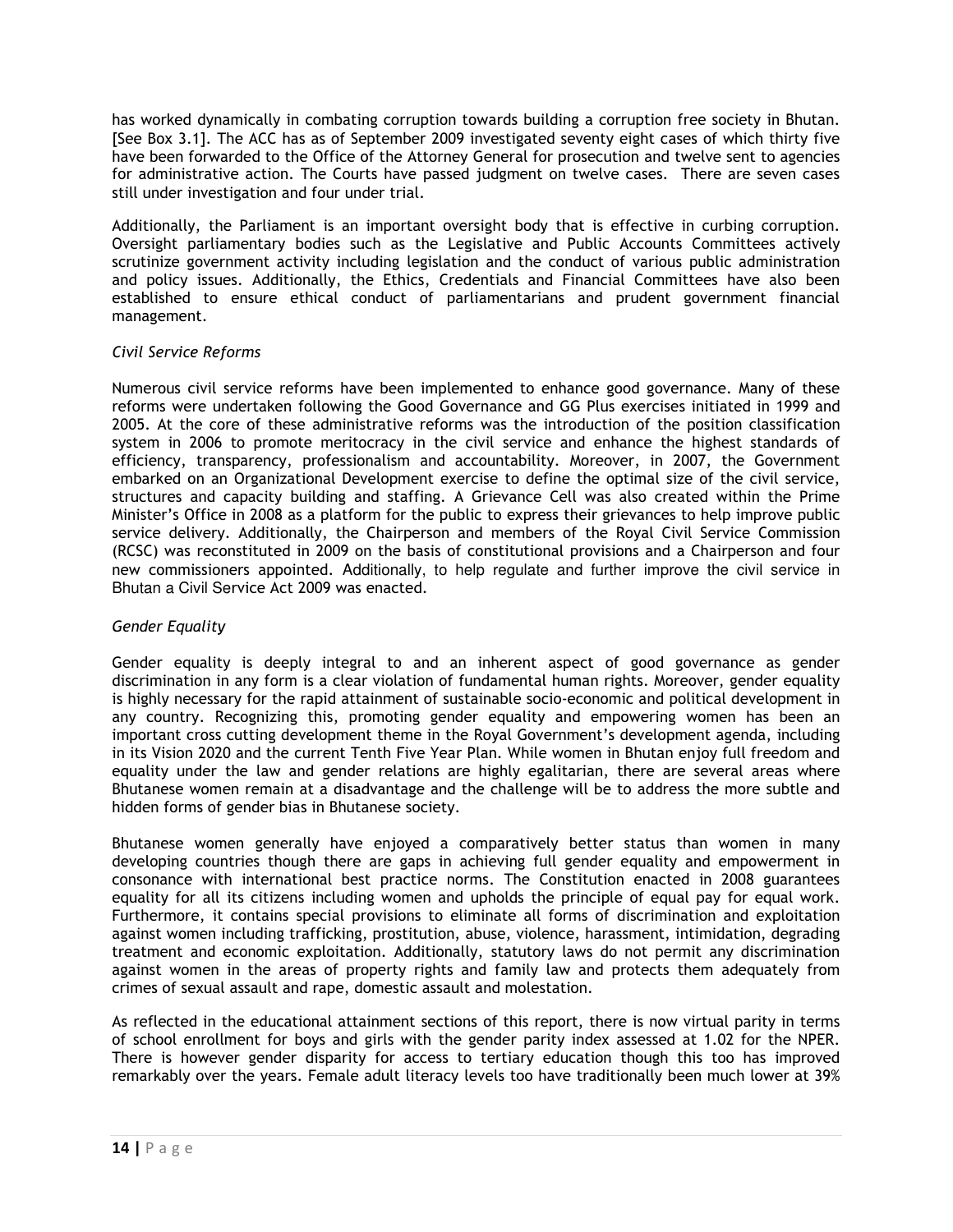has worked dynamically in combating corruption towards building a corruption free society in Bhutan. [See Box 3.1]. The ACC has as of September 2009 investigated seventy eight cases of which thirty five have been forwarded to the Office of the Attorney General for prosecution and twelve sent to agencies for administrative action. The Courts have passed judgment on twelve cases. There are seven cases still under investigation and four under trial.

Additionally, the Parliament is an important oversight body that is effective in curbing corruption. Oversight parliamentary bodies such as the Legislative and Public Accounts Committees actively scrutinize government activity including legislation and the conduct of various public administration and policy issues. Additionally, the Ethics, Credentials and Financial Committees have also been established to ensure ethical conduct of parliamentarians and prudent government financial management.

*Civil Service Reforms*

Numerous civil service reforms have been implemented to enhance good governance. Many of these reforms were undertaken following the Good Governance and GG Plus exercises initiated in 1999 and 2005. At the core of these administrative reforms was the introduction of the position classification system in 2006 to promote meritocracy in the civil service and enhance the highest standards of efficiency, transparency, professionalism and accountability. Moreover, in 2007, the Government embarked on an Organizational Development exercise to define the optimal size of the civil service, structures and capacity building and staffing. A Grievance Cell was also created within the Prime Minister's Office in 2008 as a platform for the public to express their grievances to help improve public service delivery. Additionally, the Chairperson and members of the Royal Civil Service Commission (RCSC) was reconstituted in 2009 on the basis of constitutional provisions and a Chairperson and four new commissioners appointed. Additionally, to help regulate and further improve the civil service in Bhutan a Civil Service Act 2009 was enacted.

*Gender Equality*

Gender equality is deeply integral to and an inherent aspect of good governance as gender discrimination in any form is a clear violation of fundamental human rights. Moreover, gender equality is highly necessary for the rapid attainment of sustainable socio-economic and political development in any country. Recognizing this, promoting gender equality and empowering women has been an important cross cutting development theme in the Royal Government's development agenda, including in its Vision 2020 and the current Tenth Five Year Plan. While women in Bhutan enjoy full freedom and equality under the law and gender relations are highly egalitarian, there are several areas where Bhutanese women remain at a disadvantage and the challenge will be to address the more subtle and hidden forms of gender bias in Bhutanese society.

Bhutanese women generally have enjoyed a comparatively better status than women in many developing countries though there are gaps in achieving full gender equality and empowerment in consonance with international best practice norms. The Constitution enacted in 2008 guarantees equality for all its citizens including women and upholds the principle of equal pay for equal work. Furthermore, it contains special provisions to eliminate all forms of discrimination and exploitation against women including trafficking, prostitution, abuse, violence, harassment, intimidation, degrading treatment and economic exploitation. Additionally, statutory laws do not permit any discrimination against women in the areas of property rights and family law and protects them adequately from crimes of sexual assault and rape, domestic assault and molestation.

As reflected in the educational attainment sections of this report, there is now virtual parity in terms of school enrollment for boys and girls with the gender parity index assessed at 1.02 for the NPER. There is however gender disparity for access to tertiary education though this too has improved remarkably over the years. Female adult literacy levels too have traditionally been much lower at 39%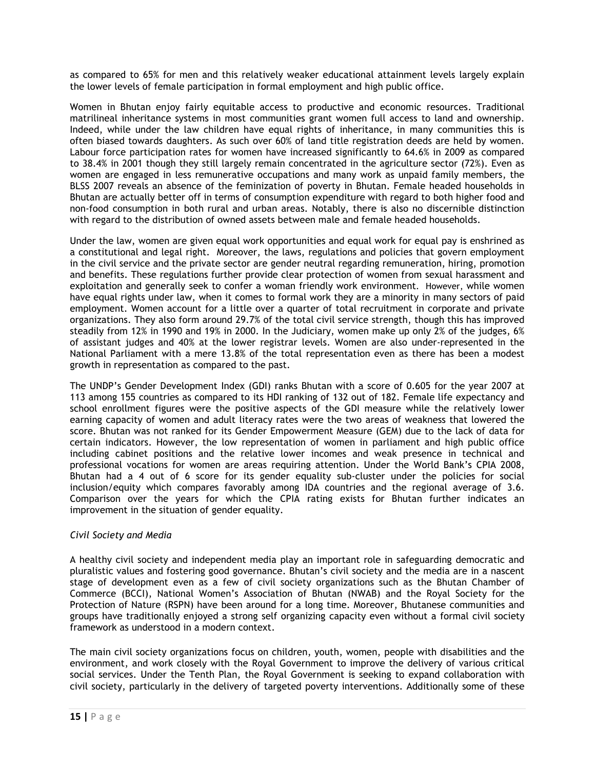as compared to 65% for men and this relatively weaker educational attainment levels largely explain the lower levels of female participation in formal employment and high public office.

Women in Bhutan enjoy fairly equitable access to productive and economic resources. Traditional matrilineal inheritance systems in most communities grant women full access to land and ownership. Indeed, while under the law children have equal rights of inheritance, in many communities this is often biased towards daughters. As such over 60% of land title registration deeds are held by women. Labour force participation rates for women have increased significantly to 64.6% in 2009 as compared to 38.4% in 2001 though they still largely remain concentrated in the agriculture sector (72%). Even as women are engaged in less remunerative occupations and many work as unpaid family members, the BLSS 2007 reveals an absence of the feminization of poverty in Bhutan. Female headed households in Bhutan are actually better off in terms of consumption expenditure with regard to both higher food and non-food consumption in both rural and urban areas. Notably, there is also no discernible distinction with regard to the distribution of owned assets between male and female headed households.

Under the law, women are given equal work opportunities and equal work for equal pay is enshrined as a constitutional and legal right. Moreover, the laws, regulations and policies that govern employment in the civil service and the private sector are gender neutral regarding remuneration, hiring, promotion and benefits. These regulations further provide clear protection of women from sexual harassment and exploitation and generally seek to confer a woman friendly work environment. However, while women have equal rights under law, when it comes to formal work they are a minority in many sectors of paid employment. Women account for a little over a quarter of total recruitment in corporate and private organizations. They also form around 29.7% of the total civil service strength, though this has improved steadily from 12% in 1990 and 19% in 2000. In the Judiciary, women make up only 2% of the judges, 6% of assistant judges and 40% at the lower registrar levels. Women are also under-represented in the National Parliament with a mere 13.8% of the total representation even as there has been a modest growth in representation as compared to the past.

The UNDP's Gender Development Index (GDI) ranks Bhutan with a score of 0.605 for the year 2007 at 113 among 155 countries as compared to its HDI ranking of 132 out of 182. Female life expectancy and school enrollment figures were the positive aspects of the GDI measure while the relatively lower earning capacity of women and adult literacy rates were the two areas of weakness that lowered the score. Bhutan was not ranked for its Gender Empowerment Measure (GEM) due to the lack of data for certain indicators. However, the low representation of women in parliament and high public office including cabinet positions and the relative lower incomes and weak presence in technical and professional vocations for women are areas requiring attention. Under the World Bank's CPIA 2008, Bhutan had a 4 out of 6 score for its gender equality sub-cluster under the policies for social inclusion/equity which compares favorably among IDA countries and the regional average of 3.6. Comparison over the years for which the CPIA rating exists for Bhutan further indicates an improvement in the situation of gender equality.

*Civil Society and Media*

A healthy civil society and independent media play an important role in safeguarding democratic and pluralistic values and fostering good governance. Bhutan's civil society and the media are in a nascent stage of development even as a few of civil society organizations such as the Bhutan Chamber of Commerce (BCCI), National Women's Association of Bhutan (NWAB) and the Royal Society for the Protection of Nature (RSPN) have been around for a long time. Moreover, Bhutanese communities and groups have traditionally enjoyed a strong self organizing capacity even without a formal civil society framework as understood in a modern context.

The main civil society organizations focus on children, youth, women, people with disabilities and the environment, and work closely with the Royal Government to improve the delivery of various critical social services. Under the Tenth Plan, the Royal Government is seeking to expand collaboration with civil society, particularly in the delivery of targeted poverty interventions. Additionally some of these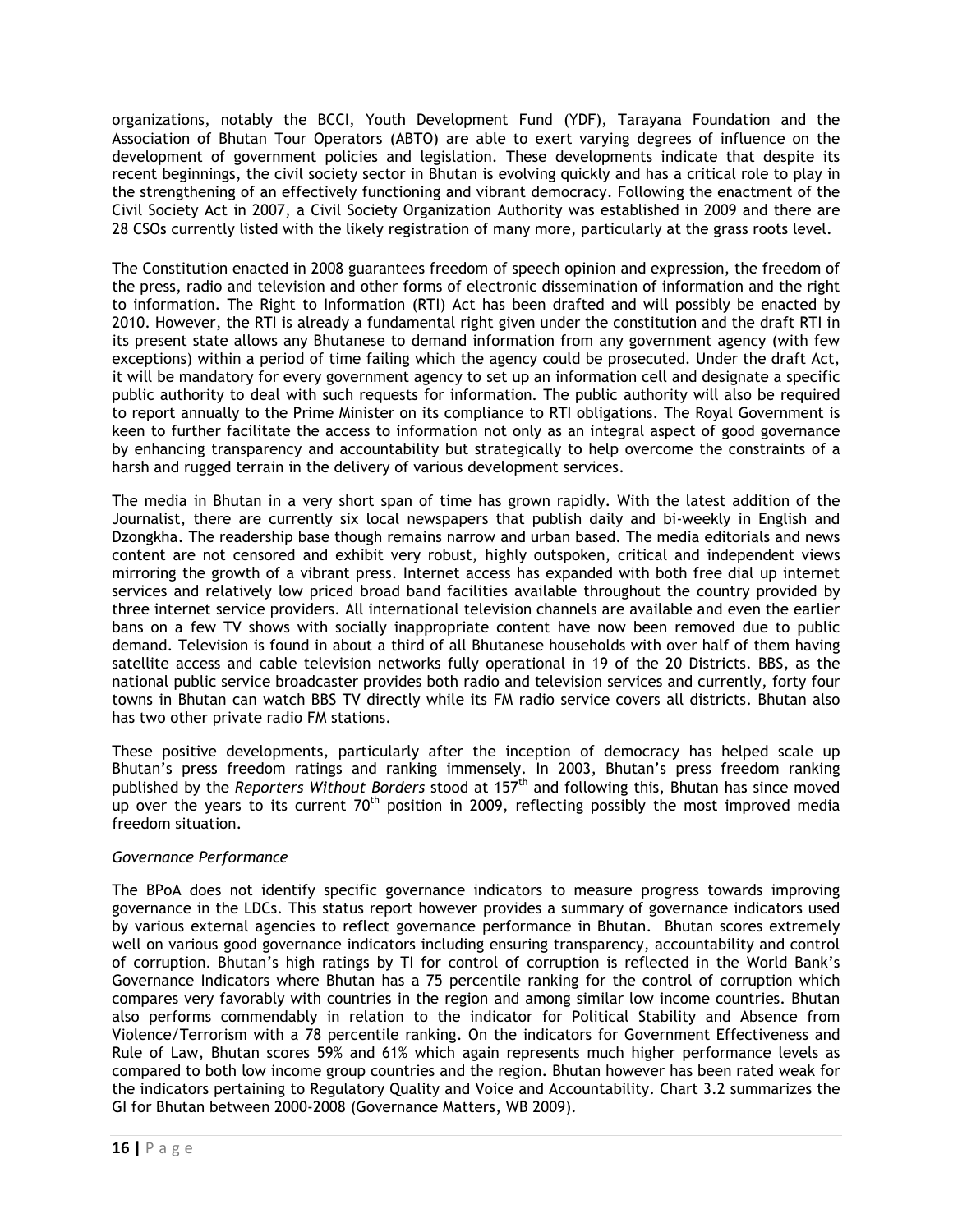organizations, notably the BCCI, Youth Development Fund (YDF), Tarayana Foundation and the Association of Bhutan Tour Operators (ABTO) are able to exert varying degrees of influence on the development of government policies and legislation. These developments indicate that despite its recent beginnings, the civil society sector in Bhutan is evolving quickly and has a critical role to play in the strengthening of an effectively functioning and vibrant democracy. Following the enactment of the Civil Society Act in 2007, a Civil Society Organization Authority was established in 2009 and there are 28 CSOs currently listed with the likely registration of many more, particularly at the grass roots level.

The Constitution enacted in 2008 guarantees freedom of speech opinion and expression, the freedom of the press, radio and television and other forms of electronic dissemination of information and the right to information. The Right to Information (RTI) Act has been drafted and will possibly be enacted by 2010. However, the RTI is already a fundamental right given under the constitution and the draft RTI in its present state allows any Bhutanese to demand information from any government agency (with few exceptions) within a period of time failing which the agency could be prosecuted. Under the draft Act, it will be mandatory for every government agency to set up an information cell and designate a specific public authority to deal with such requests for information. The public authority will also be required to report annually to the Prime Minister on its compliance to RTI obligations. The Royal Government is keen to further facilitate the access to information not only as an integral aspect of good governance by enhancing transparency and accountability but strategically to help overcome the constraints of a harsh and rugged terrain in the delivery of various development services.

The media in Bhutan in a very short span of time has grown rapidly. With the latest addition of the Journalist, there are currently six local newspapers that publish daily and bi-weekly in English and Dzongkha. The readership base though remains narrow and urban based. The media editorials and news content are not censored and exhibit very robust, highly outspoken, critical and independent views mirroring the growth of a vibrant press. Internet access has expanded with both free dial up internet services and relatively low priced broad band facilities available throughout the country provided by three internet service providers. All international television channels are available and even the earlier bans on a few TV shows with socially inappropriate content have now been removed due to public demand. Television is found in about a third of all Bhutanese households with over half of them having satellite access and cable television networks fully operational in 19 of the 20 Districts. BBS, as the national public service broadcaster provides both radio and television services and currently, forty four towns in Bhutan can watch BBS TV directly while its FM radio service covers all districts. Bhutan also has two other private radio FM stations.

These positive developments, particularly after the inception of democracy has helped scale up Bhutan's press freedom ratings and ranking immensely. In 2003, Bhutan's press freedom ranking published by the *Reporters Without Borders* stood at 157th and following this, Bhutan has since moved up over the years to its current 70th position in 2009, reflecting possibly the most improved media freedom situation.

*Governance Performance*

The BPoA does not identify specific governance indicators to measure progress towards improving governance in the LDCs. This status report however provides a summary of governance indicators used by various external agencies to reflect governance performance in Bhutan. Bhutan scores extremely well on various good governance indicators including ensuring transparency, accountability and control of corruption. Bhutan's high ratings by TI for control of corruption is reflected in the World Bank's Governance Indicators where Bhutan has a 75 percentile ranking for the control of corruption which compares very favorably with countries in the region and among similar low income countries. Bhutan also performs commendably in relation to the indicator for Political Stability and Absence from Violence/Terrorism with a 78 percentile ranking. On the indicators for Government Effectiveness and Rule of Law, Bhutan scores 59% and 61% which again represents much higher performance levels as compared to both low income group countries and the region. Bhutan however has been rated weak for the indicators pertaining to Regulatory Quality and Voice and Accountability. Chart 3.2 summarizes the GI for Bhutan between 2000-2008 (Governance Matters, WB 2009).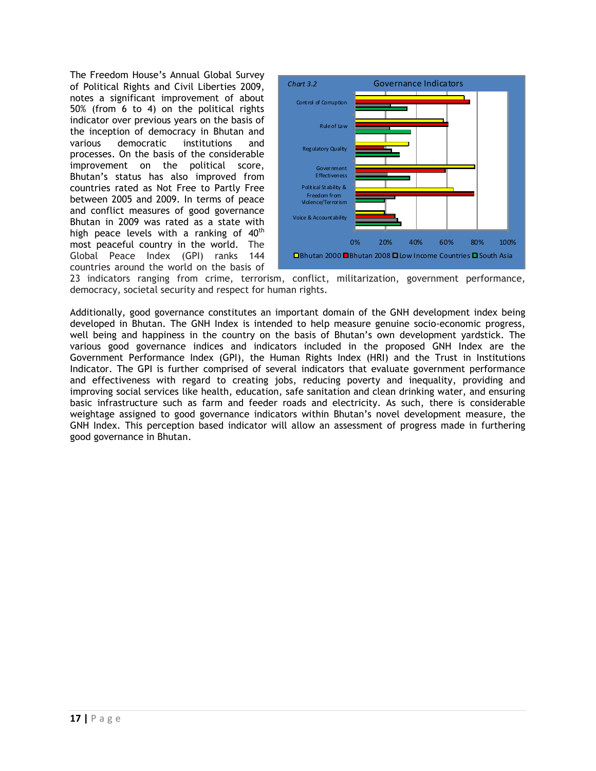The Freedom House's Annual Global Survey of Political Rights and Civil Liberties 2009, notes a significant improvement of about 50% (from 6 to 4) on the political rights indicator over previous years on the basis of the inception of democracy in Bhutan and various democratic institutions and processes. On the basis of the considerable improvement on the political score, Bhutan's status has also improved from countries rated as Not Free to Partly Free between 2005 and 2009. In terms of peace and conflict measures of good governance Bhutan in 2009 was rated as a state with high peace levels with a ranking of 40th most peaceful country in the world. The Global Peace Index (GPI) ranks 144 countries around the world on the basis of 23 indicators ranging from crime, terrorism, conflict, militarization, government performance, democracy, societal security and respect for human rights.

*Chart 3.2* Governance Indicators

Additionally, good governance constitutes an important domain of the GNH development index being developed in Bhutan. The GNH Index is intended to help measure genuine socio-economic progress, well being and happiness in the country on the basis of Bhutan's own development yardstick. The various good governance indices and indicators included in the proposed GNH Index are the Government Performance Index (GPI), the Human Rights Index (HRI) and the Trust in Institutions Indicator. The GPI is further comprised of several indicators that evaluate government performance and effectiveness with regard to creating jobs, reducing poverty and inequality, providing and improving social services like health, education, safe sanitation and clean drinking water, and ensuring basic infrastructure such as farm and feeder roads and electricity. As such, there is considerable weightage assigned to good governance indicators within Bhutan's novel development measure, the GNH Index. This perception based indicator will allow an assessment of progress made in furthering good governance in Bhutan.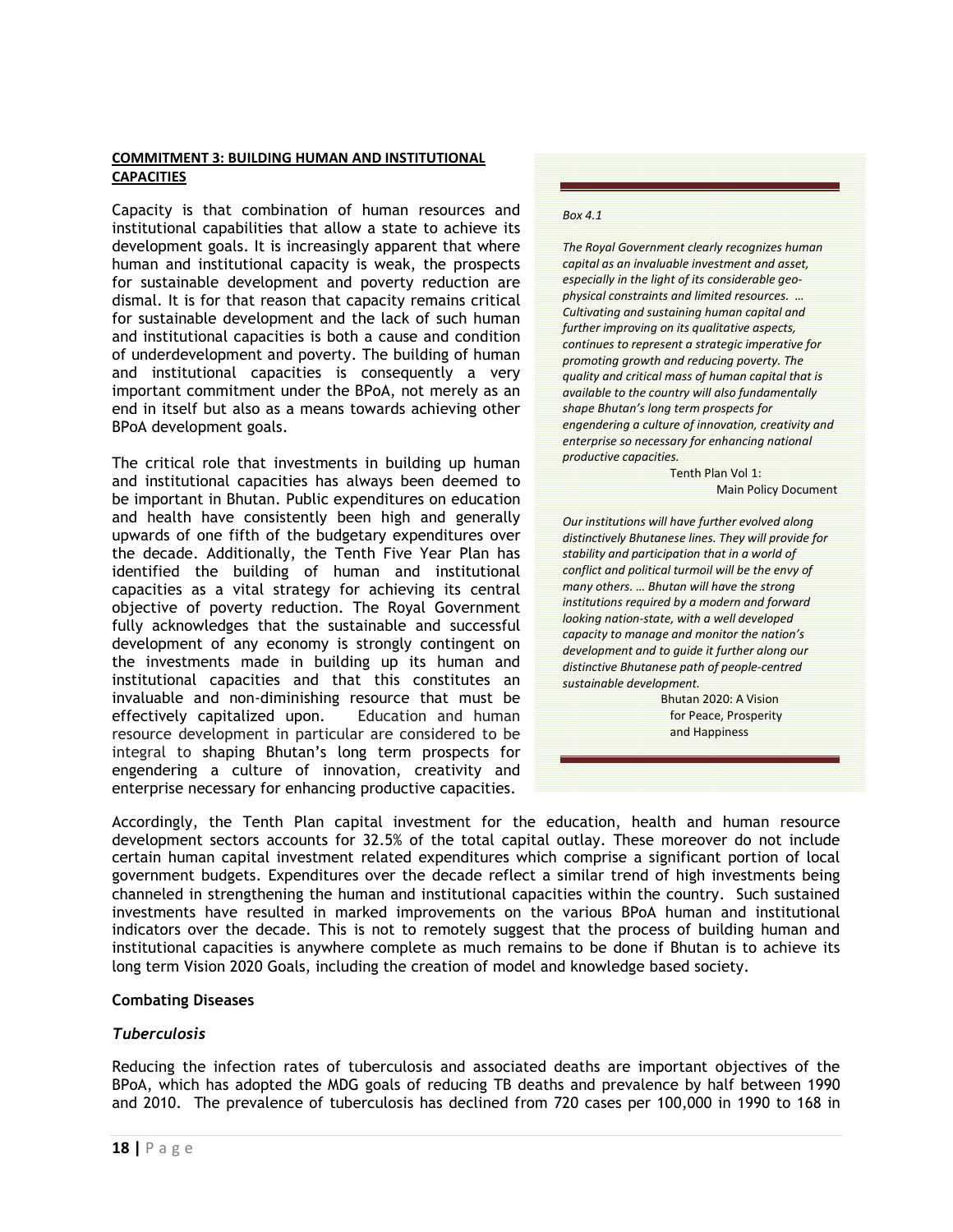**COMMITMENT 3: BUILDING HUMAN AND INSTITUTIONAL CAPACITIES**

Capacity is that combination of human resources and institutional capabilities that allow a state to achieve its development goals. It is increasingly apparent that where human and institutional capacity is weak, the prospects for sustainable development and poverty reduction are dismal. It is for that reason that capacity remains critical for sustainable development and the lack of such human and institutional capacities is both a cause and condition of underdevelopment and poverty. The building of human and institutional capacities is consequently a very important commitment under the BPoA, not merely as an end in itself but also as a means towards achieving other BPoA development goals.

The critical role that investments in building up human and institutional capacities has always been deemed to be important in Bhutan. Public expenditures on education and health have consistently been high and generally upwards of one fifth of the budgetary expenditures over the decade. Additionally, the Tenth Five Year Plan has identified the building of human and institutional capacities as a vital strategy for achieving its central objective of poverty reduction. The Royal Government fully acknowledges that the sustainable and successful development of any economy is strongly contingent on the investments made in building up its human and institutional capacities and that this constitutes an invaluable and non-diminishing resource that must be effectively capitalized upon. Education and human resource development in particular are considered to be integral to shaping Bhutan's long term prospects for engendering a culture of innovation, creativity and enterprise necessary for enhancing productive capacities.

> *Box 4.1*
>
> *The Royal Government clearly recognizes human capital as an invaluable investment and asset, especially in the light of its considerable geo-physical constraints and limited resources. … Cultivating and sustaining human capital and further improving on its qualitative aspects, continues to represent a strategic imperative for promoting growth and reducing poverty. The quality and critical mass of human capital that is available to the country will also fundamentally shape Bhutan's long term prospects for engendering a culture of innovation, creativity and enterprise so necessary for enhancing national productive capacities.*
>
> Tenth Plan Vol 1: Main Policy Document
>
> *Our institutions will have further evolved along distinctively Bhutanese lines. They will provide for stability and participation that in a world of conflict and political turmoil will be the envy of many others. … Bhutan will have the strong institutions required by a modern and forward looking nation-state, with a well developed capacity to manage and monitor the nation's development and to guide it further along our distinctive Bhutanese path of people-centred sustainable development.*
>
> Bhutan 2020: A Vision for Peace, Prosperity and Happiness

Accordingly, the Tenth Plan capital investment for the education, health and human resource development sectors accounts for 32.5% of the total capital outlay. These moreover do not include certain human capital investment related expenditures which comprise a significant portion of local government budgets. Expenditures over the decade reflect a similar trend of high investments being channeled in strengthening the human and institutional capacities within the country. Such sustained investments have resulted in marked improvements on the various BPoA human and institutional indicators over the decade. This is not to remotely suggest that the process of building human and institutional capacities is anywhere complete as much remains to be done if Bhutan is to achieve its long term Vision 2020 Goals, including the creation of model and knowledge based society.

**Combating Diseases**

***Tuberculosis***

Reducing the infection rates of tuberculosis and associated deaths are important objectives of the BPoA, which has adopted the MDG goals of reducing TB deaths and prevalence by half between 1990 and 2010. The prevalence of tuberculosis has declined from 720 cases per 100,000 in 1990 to 168 in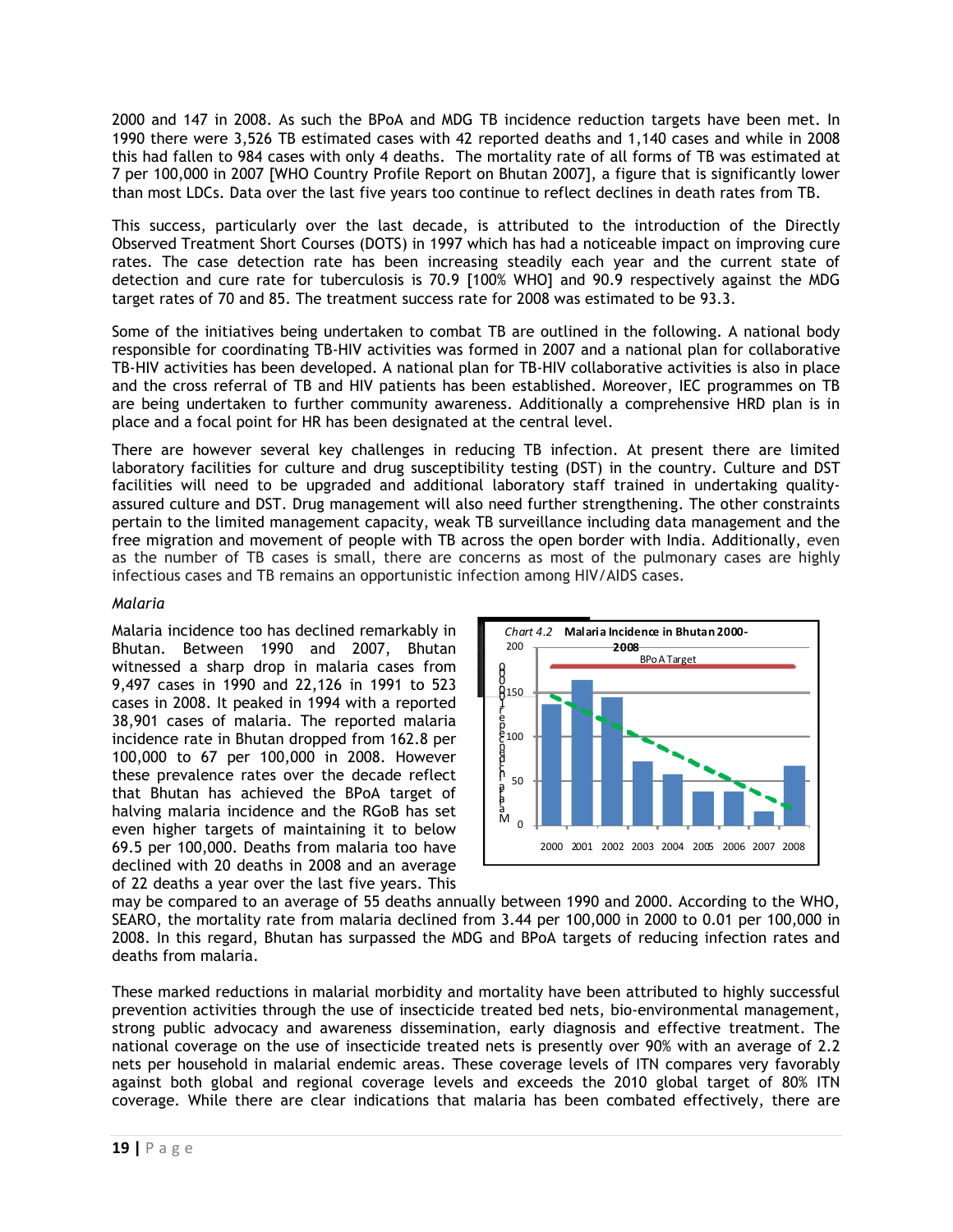2000 and 147 in 2008. As such the BPoA and MDG TB incidence reduction targets have been met. In 1990 there were 3,526 TB estimated cases with 42 reported deaths and 1,140 cases and while in 2008 this had fallen to 984 cases with only 4 deaths. The mortality rate of all forms of TB was estimated at 7 per 100,000 in 2007 [WHO Country Profile Report on Bhutan 2007], a figure that is significantly lower than most LDCs. Data over the last five years too continue to reflect declines in death rates from TB.

This success, particularly over the last decade, is attributed to the introduction of the Directly Observed Treatment Short Courses (DOTS) in 1997 which has had a noticeable impact on improving cure rates. The case detection rate has been increasing steadily each year and the current state of detection and cure rate for tuberculosis is 70.9 [100% WHO] and 90.9 respectively against the MDG target rates of 70 and 85. The treatment success rate for 2008 was estimated to be 93.3.

Some of the initiatives being undertaken to combat TB are outlined in the following. A national body responsible for coordinating TB-HIV activities was formed in 2007 and a national plan for collaborative TB-HIV activities has been developed. A national plan for TB-HIV collaborative activities is also in place and the cross referral of TB and HIV patients has been established. Moreover, IEC programmes on TB are being undertaken to further community awareness. Additionally a comprehensive HRD plan is in place and a focal point for HR has been designated at the central level.

There are however several key challenges in reducing TB infection. At present there are limited laboratory facilities for culture and drug susceptibility testing (DST) in the country. Culture and DST facilities will need to be upgraded and additional laboratory staff trained in undertaking quality-assured culture and DST. Drug management will also need further strengthening. The other constraints pertain to the limited management capacity, weak TB surveillance including data management and the free migration and movement of people with TB across the open border with India. Additionally, even as the number of TB cases is small, there are concerns as most of the pulmonary cases are highly infectious cases and TB remains an opportunistic infection among HIV/AIDS cases.

*Malaria*

Malaria incidence too has declined remarkably in Bhutan. Between 1990 and 2007, Bhutan witnessed a sharp drop in malaria cases from 9,497 cases in 1990 and 22,126 in 1991 to 523 cases in 2008. It peaked in 1994 with a reported 38,901 cases of malaria. The reported malaria incidence rate in Bhutan dropped from 162.8 per 100,000 to 67 per 100,000 in 2008. However these prevalence rates over the decade reflect that Bhutan has achieved the BPoA target of halving malaria incidence and the RGoB has set even higher targets of maintaining it to below 69.5 per 100,000. Deaths from malaria too have declined with 20 deaths in 2008 and an average of 22 deaths a year over the last five years. This may be compared to an average of 55 deaths annually between 1990 and 2000. According to the WHO, SEARO, the mortality rate from malaria declined from 3.44 per 100,000 in 2000 to 0.01 per 100,000 in 2008. In this regard, Bhutan has surpassed the MDG and BPoA targets of reducing infection rates and deaths from malaria.

*Chart 4.2* **Malaria Incidence in Bhutan 2000-2008**

These marked reductions in malarial morbidity and mortality have been attributed to highly successful prevention activities through the use of insecticide treated bed nets, bio-environmental management, strong public advocacy and awareness dissemination, early diagnosis and effective treatment. The national coverage on the use of insecticide treated nets is presently over 90% with an average of 2.2 nets per household in malarial endemic areas. These coverage levels of ITN compares very favorably against both global and regional coverage levels and exceeds the 2010 global target of 80% ITN coverage. While there are clear indications that malaria has been combated effectively, there are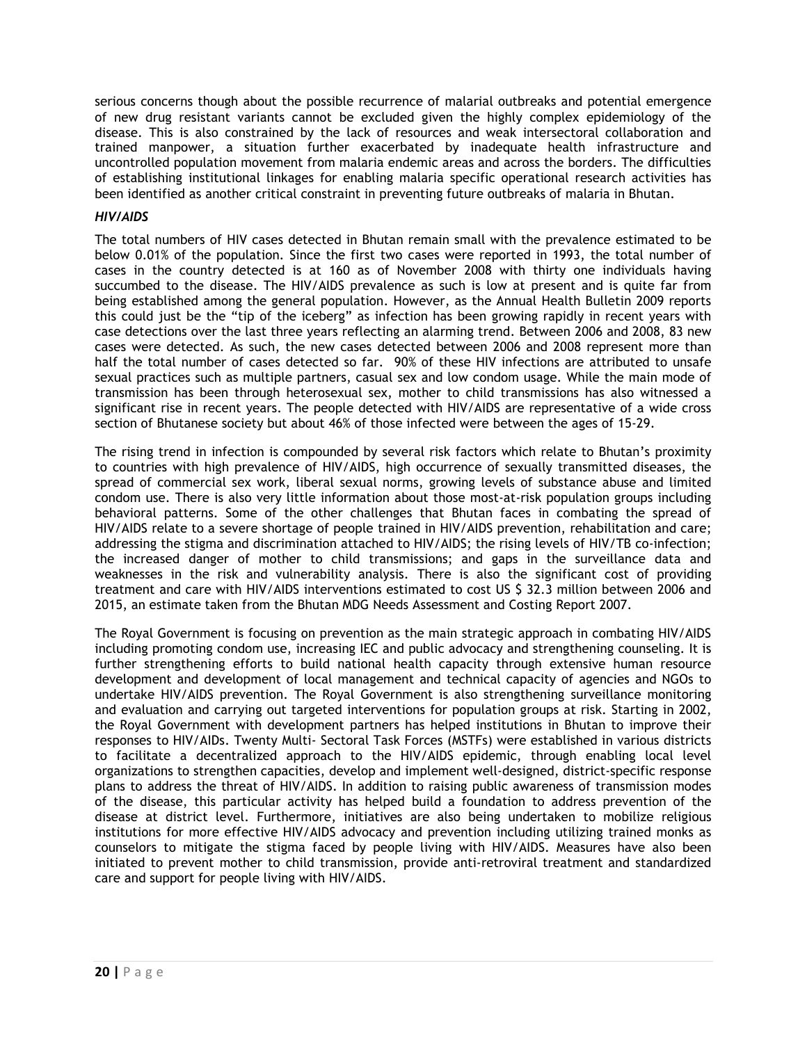serious concerns though about the possible recurrence of malarial outbreaks and potential emergence of new drug resistant variants cannot be excluded given the highly complex epidemiology of the disease. This is also constrained by the lack of resources and weak intersectoral collaboration and trained manpower, a situation further exacerbated by inadequate health infrastructure and uncontrolled population movement from malaria endemic areas and across the borders. The difficulties of establishing institutional linkages for enabling malaria specific operational research activities has been identified as another critical constraint in preventing future outbreaks of malaria in Bhutan.

***HIV/AIDS***

The total numbers of HIV cases detected in Bhutan remain small with the prevalence estimated to be below 0.01% of the population. Since the first two cases were reported in 1993, the total number of cases in the country detected is at 160 as of November 2008 with thirty one individuals having succumbed to the disease. The HIV/AIDS prevalence as such is low at present and is quite far from being established among the general population. However, as the Annual Health Bulletin 2009 reports this could just be the "tip of the iceberg" as infection has been growing rapidly in recent years with case detections over the last three years reflecting an alarming trend. Between 2006 and 2008, 83 new cases were detected. As such, the new cases detected between 2006 and 2008 represent more than half the total number of cases detected so far. 90% of these HIV infections are attributed to unsafe sexual practices such as multiple partners, casual sex and low condom usage. While the main mode of transmission has been through heterosexual sex, mother to child transmissions has also witnessed a significant rise in recent years. The people detected with HIV/AIDS are representative of a wide cross section of Bhutanese society but about 46% of those infected were between the ages of 15-29.

The rising trend in infection is compounded by several risk factors which relate to Bhutan's proximity to countries with high prevalence of HIV/AIDS, high occurrence of sexually transmitted diseases, the spread of commercial sex work, liberal sexual norms, growing levels of substance abuse and limited condom use. There is also very little information about those most-at-risk population groups including behavioral patterns. Some of the other challenges that Bhutan faces in combating the spread of HIV/AIDS relate to a severe shortage of people trained in HIV/AIDS prevention, rehabilitation and care; addressing the stigma and discrimination attached to HIV/AIDS; the rising levels of HIV/TB co-infection; the increased danger of mother to child transmissions; and gaps in the surveillance data and weaknesses in the risk and vulnerability analysis. There is also the significant cost of providing treatment and care with HIV/AIDS interventions estimated to cost US $ 32.3 million between 2006 and 2015, an estimate taken from the Bhutan MDG Needs Assessment and Costing Report 2007.

The Royal Government is focusing on prevention as the main strategic approach in combating HIV/AIDS including promoting condom use, increasing IEC and public advocacy and strengthening counseling. It is further strengthening efforts to build national health capacity through extensive human resource development and development of local management and technical capacity of agencies and NGOs to undertake HIV/AIDS prevention. The Royal Government is also strengthening surveillance monitoring and evaluation and carrying out targeted interventions for population groups at risk. Starting in 2002, the Royal Government with development partners has helped institutions in Bhutan to improve their responses to HIV/AIDs. Twenty Multi- Sectoral Task Forces (MSTFs) were established in various districts to facilitate a decentralized approach to the HIV/AIDS epidemic, through enabling local level organizations to strengthen capacities, develop and implement well-designed, district-specific response plans to address the threat of HIV/AIDS. In addition to raising public awareness of transmission modes of the disease, this particular activity has helped build a foundation to address prevention of the disease at district level. Furthermore, initiatives are also being undertaken to mobilize religious institutions for more effective HIV/AIDS advocacy and prevention including utilizing trained monks as counselors to mitigate the stigma faced by people living with HIV/AIDS. Measures have also been initiated to prevent mother to child transmission, provide anti-retroviral treatment and standardized care and support for people living with HIV/AIDS.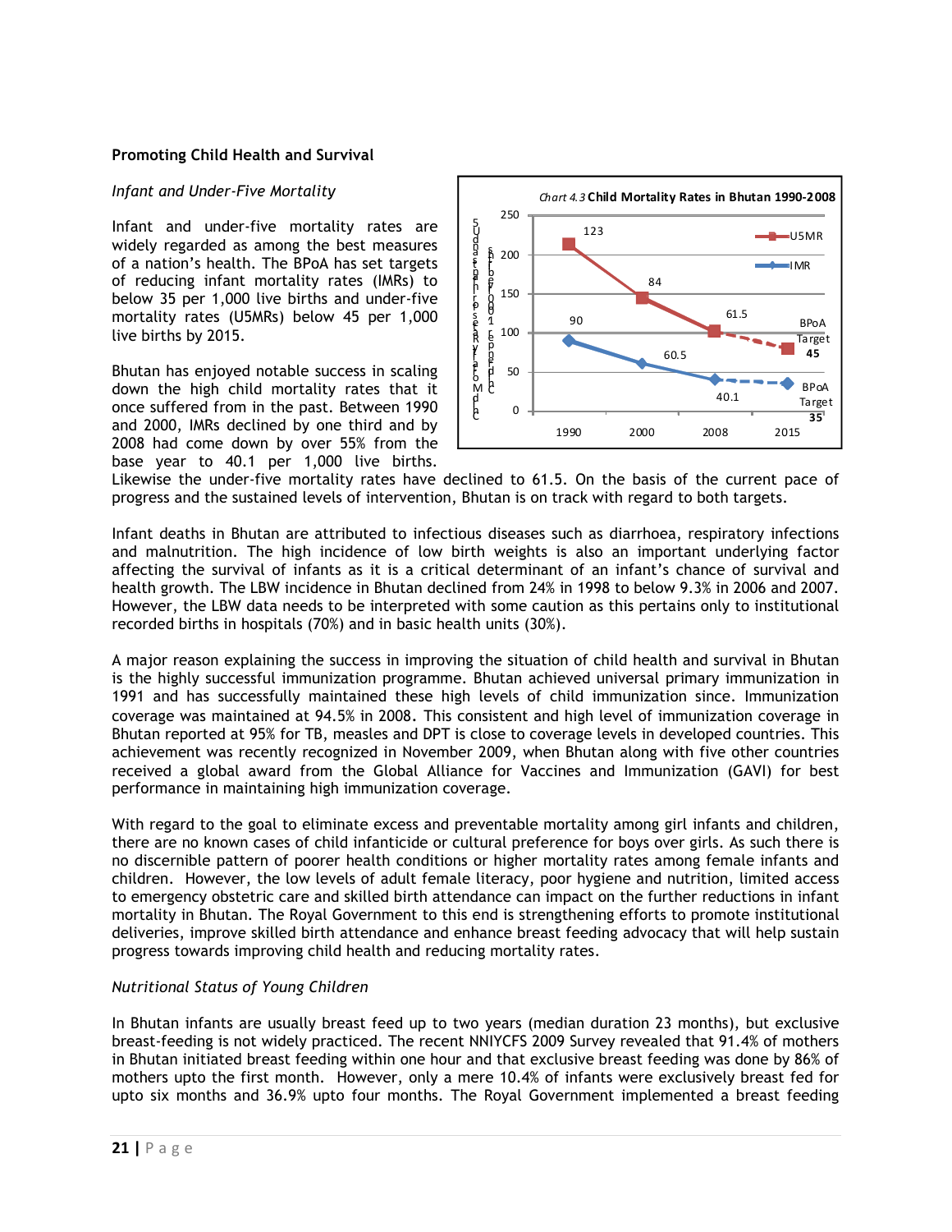**Promoting Child Health and Survival**

*Infant and Under-Five Mortality*

Infant and under-five mortality rates are widely regarded as among the best measures of a nation's health. The BPoA has set targets of reducing infant mortality rates (IMRs) to below 35 per 1,000 live births and under-five mortality rates (U5MRs) below 45 per 1,000 live births by 2015.

*Chart 4.3* **Child Mortality Rates in Bhutan 1990-2008**

| Year | U5MR | IMR |
|---|---|---|
| 1990 | 123 | 90 |
| 2000 | 84 | 60.5 |
| 2008 | 61.5 | 40.1 |
| 2015 | BPoA Target 45 | BPoA Target 35 |

Bhutan has enjoyed notable success in scaling down the high child mortality rates that it once suffered from in the past. Between 1990 and 2000, IMRs declined by one third and by 2008 had come down by over 55% from the base year to 40.1 per 1,000 live births. Likewise the under-five mortality rates have declined to 61.5. On the basis of the current pace of progress and the sustained levels of intervention, Bhutan is on track with regard to both targets.

Infant deaths in Bhutan are attributed to infectious diseases such as diarrhoea, respiratory infections and malnutrition. The high incidence of low birth weights is also an important underlying factor affecting the survival of infants as it is a critical determinant of an infant's chance of survival and health growth. The LBW incidence in Bhutan declined from 24% in 1998 to below 9.3% in 2006 and 2007. However, the LBW data needs to be interpreted with some caution as this pertains only to institutional recorded births in hospitals (70%) and in basic health units (30%).

A major reason explaining the success in improving the situation of child health and survival in Bhutan is the highly successful immunization programme. Bhutan achieved universal primary immunization in 1991 and has successfully maintained these high levels of child immunization since. Immunization coverage was maintained at 94.5% in 2008. This consistent and high level of immunization coverage in Bhutan reported at 95% for TB, measles and DPT is close to coverage levels in developed countries. This achievement was recently recognized in November 2009, when Bhutan along with five other countries received a global award from the Global Alliance for Vaccines and Immunization (GAVI) for best performance in maintaining high immunization coverage.

With regard to the goal to eliminate excess and preventable mortality among girl infants and children, there are no known cases of child infanticide or cultural preference for boys over girls. As such there is no discernible pattern of poorer health conditions or higher mortality rates among female infants and children. However, the low levels of adult female literacy, poor hygiene and nutrition, limited access to emergency obstetric care and skilled birth attendance can impact on the further reductions in infant mortality in Bhutan. The Royal Government to this end is strengthening efforts to promote institutional deliveries, improve skilled birth attendance and enhance breast feeding advocacy that will help sustain progress towards improving child health and reducing mortality rates.

*Nutritional Status of Young Children*

In Bhutan infants are usually breast feed up to two years (median duration 23 months), but exclusive breast-feeding is not widely practiced. The recent NNIYCFS 2009 Survey revealed that 91.4% of mothers in Bhutan initiated breast feeding within one hour and that exclusive breast feeding was done by 86% of mothers upto the first month. However, only a mere 10.4% of infants were exclusively breast fed for upto six months and 36.9% upto four months. The Royal Government implemented a breast feeding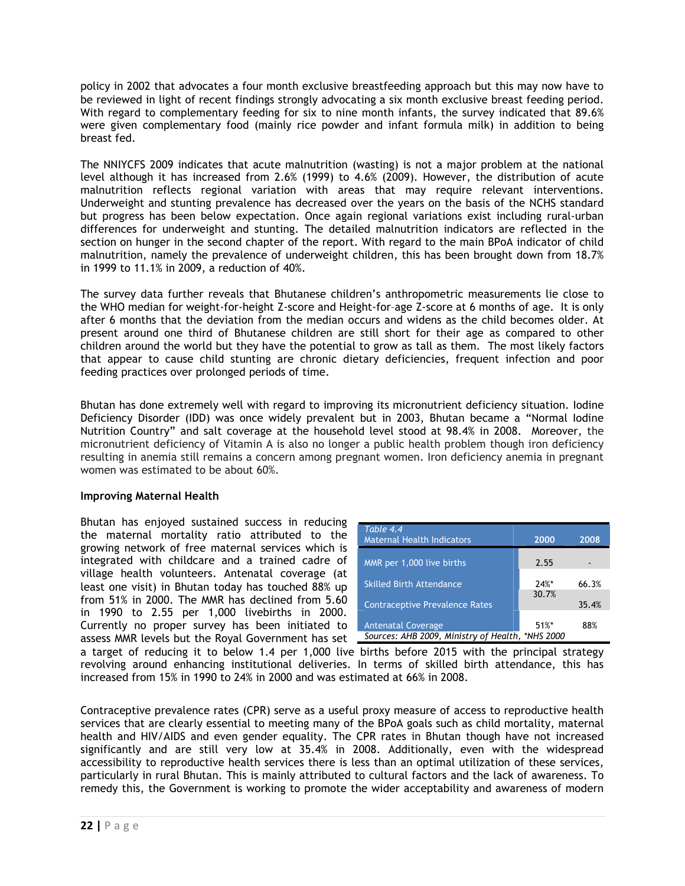policy in 2002 that advocates a four month exclusive breastfeeding approach but this may now have to be reviewed in light of recent findings strongly advocating a six month exclusive breast feeding period. With regard to complementary feeding for six to nine month infants, the survey indicated that 89.6% were given complementary food (mainly rice powder and infant formula milk) in addition to being breast fed.

The NNIYCFS 2009 indicates that acute malnutrition (wasting) is not a major problem at the national level although it has increased from 2.6% (1999) to 4.6% (2009). However, the distribution of acute malnutrition reflects regional variation with areas that may require relevant interventions. Underweight and stunting prevalence has decreased over the years on the basis of the NCHS standard but progress has been below expectation. Once again regional variations exist including rural-urban differences for underweight and stunting. The detailed malnutrition indicators are reflected in the section on hunger in the second chapter of the report. With regard to the main BPoA indicator of child malnutrition, namely the prevalence of underweight children, this has been brought down from 18.7% in 1999 to 11.1% in 2009, a reduction of 40%.

The survey data further reveals that Bhutanese children's anthropometric measurements lie close to the WHO median for weight-for-height Z-score and Height-for–age Z-score at 6 months of age. It is only after 6 months that the deviation from the median occurs and widens as the child becomes older. At present around one third of Bhutanese children are still short for their age as compared to other children around the world but they have the potential to grow as tall as them. The most likely factors that appear to cause child stunting are chronic dietary deficiencies, frequent infection and poor feeding practices over prolonged periods of time.

Bhutan has done extremely well with regard to improving its micronutrient deficiency situation. Iodine Deficiency Disorder (IDD) was once widely prevalent but in 2003, Bhutan became a "Normal Iodine Nutrition Country" and salt coverage at the household level stood at 98.4% in 2008. Moreover, the micronutrient deficiency of Vitamin A is also no longer a public health problem though iron deficiency resulting in anemia still remains a concern among pregnant women. Iron deficiency anemia in pregnant women was estimated to be about 60%.

**Improving Maternal Health**

Bhutan has enjoyed sustained success in reducing the maternal mortality ratio attributed to the growing network of free maternal services which is integrated with childcare and a trained cadre of village health volunteers. Antenatal coverage (at least one visit) in Bhutan today has touched 88% up from 51% in 2000. The MMR has declined from 5.60 in 1990 to 2.55 per 1,000 livebirths in 2000. Currently no proper survey has been initiated to assess MMR levels but the Royal Government has set a target of reducing it to below 1.4 per 1,000 live births before 2015 with the principal strategy revolving around enhancing institutional deliveries. In terms of skilled birth attendance, this has increased from 15% in 1990 to 24% in 2000 and was estimated at 66% in 2008.

*Table 4.4*

| Maternal Health Indicators | 2000 | 2008 |
|---|---|---|
| MMR per 1,000 live births | 2.55 | - |
| Skilled Birth Attendance | 24%* | 66.3% |
| Contraceptive Prevalence Rates | 30.7% | 35.4% |
| Antenatal Coverage | 51%* | 88% |

*Sources: AHB 2009, Ministry of Health, \*NHS 2000*

Contraceptive prevalence rates (CPR) serve as a useful proxy measure of access to reproductive health services that are clearly essential to meeting many of the BPoA goals such as child mortality, maternal health and HIV/AIDS and even gender equality. The CPR rates in Bhutan though have not increased significantly and are still very low at 35.4% in 2008. Additionally, even with the widespread accessibility to reproductive health services there is less than an optimal utilization of these services, particularly in rural Bhutan. This is mainly attributed to cultural factors and the lack of awareness. To remedy this, the Government is working to promote the wider acceptability and awareness of modern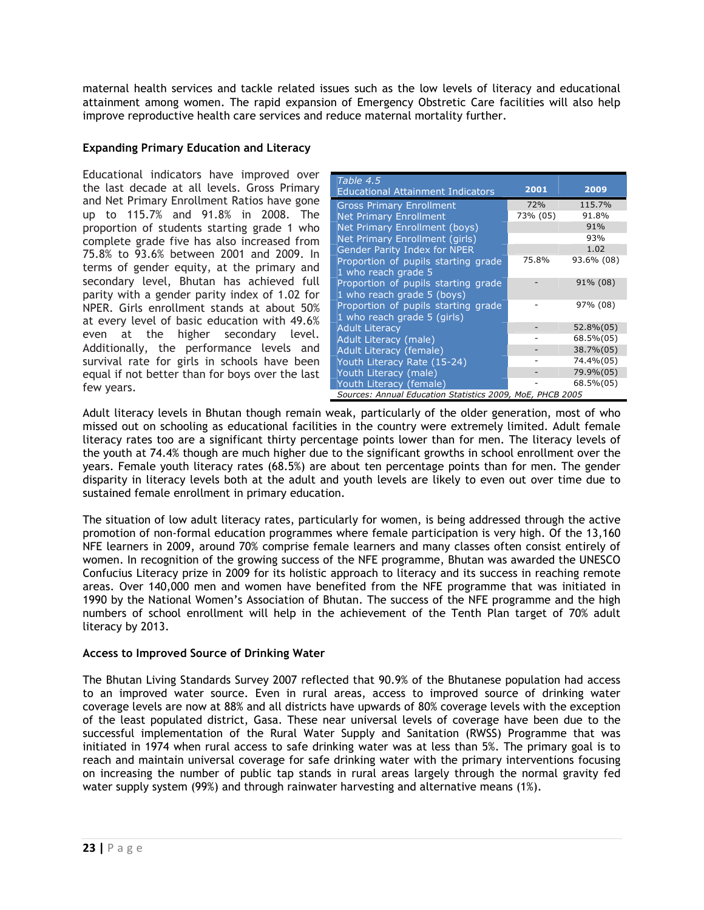maternal health services and tackle related issues such as the low levels of literacy and educational attainment among women. The rapid expansion of Emergency Obstretic Care facilities will also help improve reproductive health care services and reduce maternal mortality further.

**Expanding Primary Education and Literacy**

Educational indicators have improved over the last decade at all levels. Gross Primary and Net Primary Enrollment Ratios have gone up to 115.7% and 91.8% in 2008. The proportion of students starting grade 1 who complete grade five has also increased from 75.8% to 93.6% between 2001 and 2009. In terms of gender equity, at the primary and secondary level, Bhutan has achieved full parity with a gender parity index of 1.02 for NPER. Girls enrollment stands at about 50% at every level of basic education with 49.6% even at the higher secondary level. Additionally, the performance levels and survival rate for girls in schools have been equal if not better than for boys over the last few years.

| *Table 4.5* Educational Attainment Indicators | 2001 | 2009 |
|---|---|---|
| Gross Primary Enrollment | 72% | 115.7% |
| Net Primary Enrollment | 73% (05) | 91.8% |
| Net Primary Enrollment (boys) | | 91% |
| Net Primary Enrollment (girls) | | 93% |
| Gender Parity Index for NPER | | 1.02 |
| Proportion of pupils starting grade 1 who reach grade 5 | 75.8% | 93.6% (08) |
| Proportion of pupils starting grade 1 who reach grade 5 (boys) | - | 91% (08) |
| Proportion of pupils starting grade 1 who reach grade 5 (girls) | - | 97% (08) |
| Adult Literacy | - | 52.8%(05) |
| Adult Literacy (male) | - | 68.5%(05) |
| Adult Literacy (female) | - | 38.7%(05) |
| Youth Literacy Rate (15-24) | - | 74.4%(05) |
| Youth Literacy (male) | - | 79.9%(05) |
| Youth Literacy (female) | - | 68.5%(05) |

*Sources: Annual Education Statistics 2009, MoE, PHCB 2005*

Adult literacy levels in Bhutan though remain weak, particularly of the older generation, most of who missed out on schooling as educational facilities in the country were extremely limited. Adult female literacy rates too are a significant thirty percentage points lower than for men. The literacy levels of the youth at 74.4% though are much higher due to the significant growths in school enrollment over the years. Female youth literacy rates (68.5%) are about ten percentage points than for men. The gender disparity in literacy levels both at the adult and youth levels are likely to even out over time due to sustained female enrollment in primary education.

The situation of low adult literacy rates, particularly for women, is being addressed through the active promotion of non-formal education programmes where female participation is very high. Of the 13,160 NFE learners in 2009, around 70% comprise female learners and many classes often consist entirely of women. In recognition of the growing success of the NFE programme, Bhutan was awarded the UNESCO Confucius Literacy prize in 2009 for its holistic approach to literacy and its success in reaching remote areas. Over 140,000 men and women have benefited from the NFE programme that was initiated in 1990 by the National Women's Association of Bhutan. The success of the NFE programme and the high numbers of school enrollment will help in the achievement of the Tenth Plan target of 70% adult literacy by 2013.

**Access to Improved Source of Drinking Water**

The Bhutan Living Standards Survey 2007 reflected that 90.9% of the Bhutanese population had access to an improved water source. Even in rural areas, access to improved source of drinking water coverage levels are now at 88% and all districts have upwards of 80% coverage levels with the exception of the least populated district, Gasa. These near universal levels of coverage have been due to the successful implementation of the Rural Water Supply and Sanitation (RWSS) Programme that was initiated in 1974 when rural access to safe drinking water was at less than 5%. The primary goal is to reach and maintain universal coverage for safe drinking water with the primary interventions focusing on increasing the number of public tap stands in rural areas largely through the normal gravity fed water supply system (99%) and through rainwater harvesting and alternative means (1%).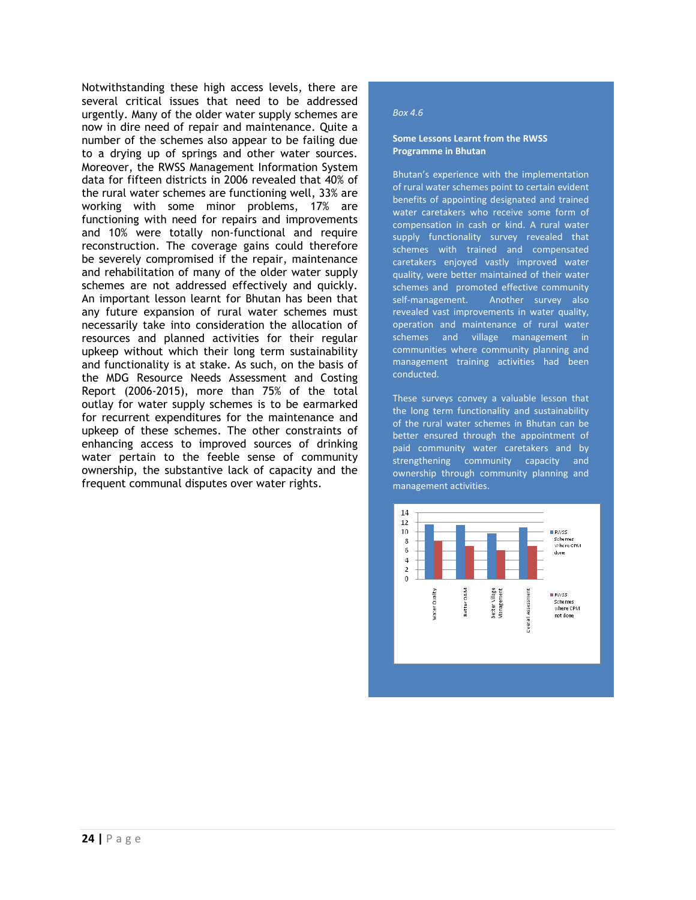Notwithstanding these high access levels, there are several critical issues that need to be addressed urgently. Many of the older water supply schemes are now in dire need of repair and maintenance. Quite a number of the schemes also appear to be failing due to a drying up of springs and other water sources. Moreover, the RWSS Management Information System data for fifteen districts in 2006 revealed that 40% of the rural water schemes are functioning well, 33% are working with some minor problems, 17% are functioning with need for repairs and improvements and 10% were totally non-functional and require reconstruction. The coverage gains could therefore be severely compromised if the repair, maintenance and rehabilitation of many of the older water supply schemes are not addressed effectively and quickly. An important lesson learnt for Bhutan has been that any future expansion of rural water schemes must necessarily take into consideration the allocation of resources and planned activities for their regular upkeep without which their long term sustainability and functionality is at stake. As such, on the basis of the MDG Resource Needs Assessment and Costing Report (2006-2015), more than 75% of the total outlay for water supply schemes is to be earmarked for recurrent expenditures for the maintenance and upkeep of these schemes. The other constraints of enhancing access to improved sources of drinking water pertain to the feeble sense of community ownership, the substantive lack of capacity and the frequent communal disputes over water rights.

*Box 4.6*

**Some Lessons Learnt from the RWSS Programme in Bhutan**

Bhutan's experience with the implementation of rural water schemes point to certain evident benefits of appointing designated and trained water caretakers who receive some form of compensation in cash or kind. A rural water supply functionality survey revealed that schemes with trained and compensated caretakers enjoyed vastly improved water quality, were better maintained of their water schemes and promoted effective community self-management. Another survey also revealed vast improvements in water quality, operation and maintenance of rural water schemes and village management in communities where community planning and management training activities had been conducted.

These surveys convey a valuable lesson that the long term functionality and sustainability of the rural water schemes in Bhutan can be better ensured through the appointment of paid community water caretakers and by strengthening community capacity and ownership through community planning and management activities.

| | RWSS Schemes where CPM done | RWSS Schemes where CPM not done |
|---|---|---|
| Water Quality | 11.5 | 8 |
| Better O&M | 11.3 | 7 |
| Better Village Management | 9.6 | 6.1 |
| Overall Assessment | 10.8 | 7 |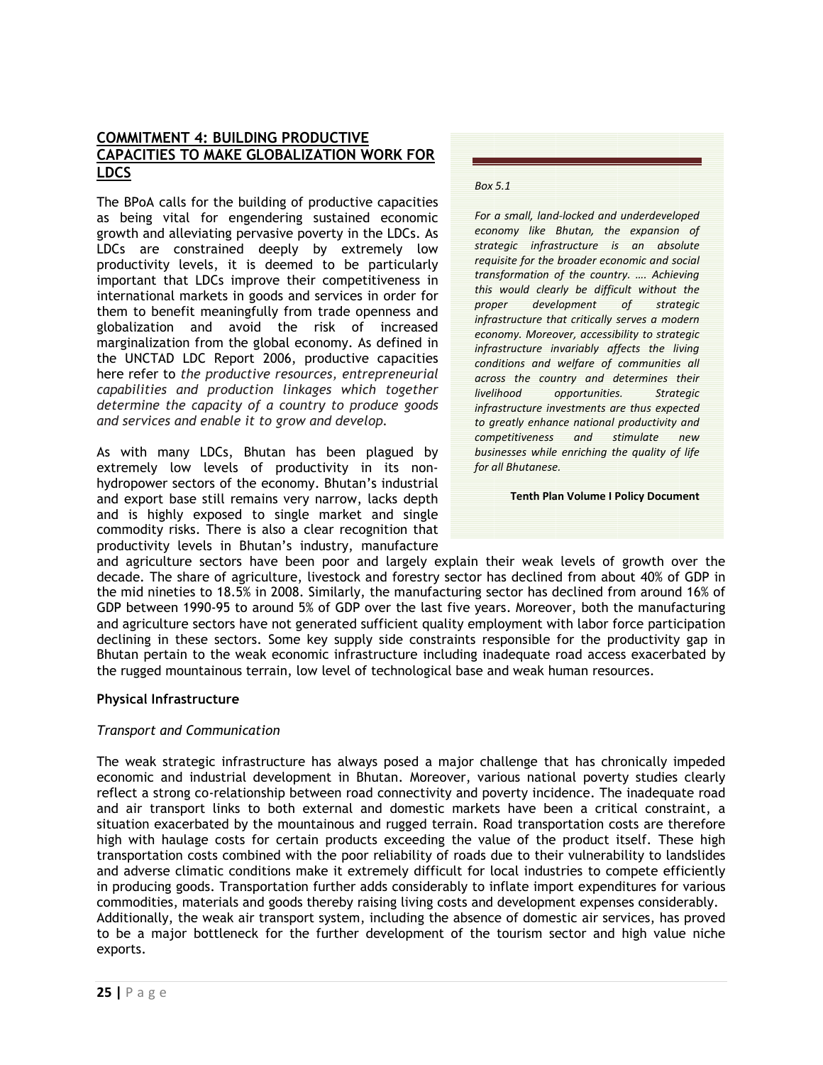## COMMITMENT 4: BUILDING PRODUCTIVE CAPACITIES TO MAKE GLOBALIZATION WORK FOR LDCS

The BPoA calls for the building of productive capacities as being vital for engendering sustained economic growth and alleviating pervasive poverty in the LDCs. As LDCs are constrained deeply by extremely low productivity levels, it is deemed to be particularly important that LDCs improve their competitiveness in international markets in goods and services in order for them to benefit meaningfully from trade openness and globalization and avoid the risk of increased marginalization from the global economy. As defined in the UNCTAD LDC Report 2006, productive capacities here refer to *the productive resources, entrepreneurial capabilities and production linkages which together determine the capacity of a country to produce goods and services and enable it to grow and develop.*

> *Box 5.1*
>
> *For a small, land-locked and underdeveloped economy like Bhutan, the expansion of strategic infrastructure is an absolute requisite for the broader economic and social transformation of the country. …. Achieving this would clearly be difficult without the proper development of strategic infrastructure that critically serves a modern economy. Moreover, accessibility to strategic infrastructure invariably affects the living conditions and welfare of communities all across the country and determines their livelihood opportunities. Strategic infrastructure investments are thus expected to greatly enhance national productivity and competitiveness and stimulate new businesses while enriching the quality of life for all Bhutanese.*
>
> **Tenth Plan Volume I Policy Document**

As with many LDCs, Bhutan has been plagued by extremely low levels of productivity in its non-hydropower sectors of the economy. Bhutan's industrial and export base still remains very narrow, lacks depth and is highly exposed to single market and single commodity risks. There is also a clear recognition that productivity levels in Bhutan's industry, manufacture and agriculture sectors have been poor and largely explain their weak levels of growth over the decade. The share of agriculture, livestock and forestry sector has declined from about 40% of GDP in the mid nineties to 18.5% in 2008. Similarly, the manufacturing sector has declined from around 16% of GDP between 1990-95 to around 5% of GDP over the last five years. Moreover, both the manufacturing and agriculture sectors have not generated sufficient quality employment with labor force participation declining in these sectors. Some key supply side constraints responsible for the productivity gap in Bhutan pertain to the weak economic infrastructure including inadequate road access exacerbated by the rugged mountainous terrain, low level of technological base and weak human resources.

### Physical Infrastructure

*Transport and Communication*

The weak strategic infrastructure has always posed a major challenge that has chronically impeded economic and industrial development in Bhutan. Moreover, various national poverty studies clearly reflect a strong co-relationship between road connectivity and poverty incidence. The inadequate road and air transport links to both external and domestic markets have been a critical constraint, a situation exacerbated by the mountainous and rugged terrain. Road transportation costs are therefore high with haulage costs for certain products exceeding the value of the product itself. These high transportation costs combined with the poor reliability of roads due to their vulnerability to landslides and adverse climatic conditions make it extremely difficult for local industries to compete efficiently in producing goods. Transportation further adds considerably to inflate import expenditures for various commodities, materials and goods thereby raising living costs and development expenses considerably. Additionally, the weak air transport system, including the absence of domestic air services, has proved to be a major bottleneck for the further development of the tourism sector and high value niche exports.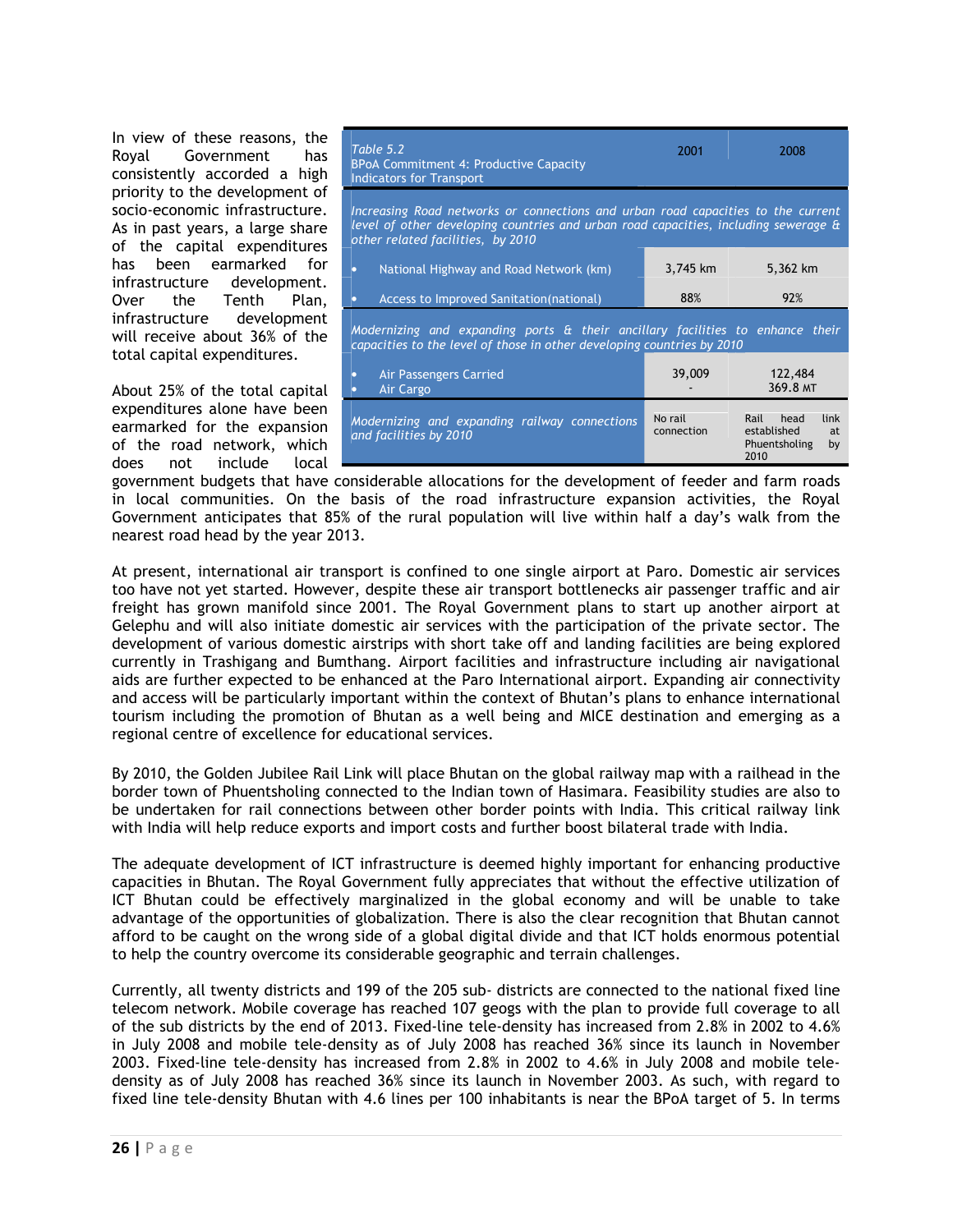In view of these reasons, the Royal Government has consistently accorded a high priority to the development of socio-economic infrastructure. As in past years, a large share of the capital expenditures has been earmarked for infrastructure development. Over the Tenth Plan, infrastructure development will receive about 36% of the total capital expenditures.

| *Table 5.2* BPoA Commitment 4: Productive Capacity Indicators for Transport | 2001 | 2008 |
|---|---|---|
| *Increasing Road networks or connections and urban road capacities to the current level of other developing countries and urban road capacities, including sewerage & other related facilities, by 2010* | | |
| • National Highway and Road Network (km) | 3,745 km | 5,362 km |
| • Access to Improved Sanitation(national) | 88% | 92% |
| *Modernizing and expanding ports & their ancillary facilities to enhance their capacities to the level of those in other developing countries by 2010* | | |
| • Air Passengers Carried | 39,009 | 122,484 |
| • Air Cargo | - | 369.8 MT |
| *Modernizing and expanding railway connections and facilities by 2010* | No rail connection | Rail head link established at Phuentsholing by 2010 |

About 25% of the total capital expenditures alone have been earmarked for the expansion of the road network, which does not include local government budgets that have considerable allocations for the development of feeder and farm roads in local communities. On the basis of the road infrastructure expansion activities, the Royal Government anticipates that 85% of the rural population will live within half a day's walk from the nearest road head by the year 2013.

At present, international air transport is confined to one single airport at Paro. Domestic air services too have not yet started. However, despite these air transport bottlenecks air passenger traffic and air freight has grown manifold since 2001. The Royal Government plans to start up another airport at Gelephu and will also initiate domestic air services with the participation of the private sector. The development of various domestic airstrips with short take off and landing facilities are being explored currently in Trashigang and Bumthang. Airport facilities and infrastructure including air navigational aids are further expected to be enhanced at the Paro International airport. Expanding air connectivity and access will be particularly important within the context of Bhutan's plans to enhance international tourism including the promotion of Bhutan as a well being and MICE destination and emerging as a regional centre of excellence for educational services.

By 2010, the Golden Jubilee Rail Link will place Bhutan on the global railway map with a railhead in the border town of Phuentsholing connected to the Indian town of Hasimara. Feasibility studies are also to be undertaken for rail connections between other border points with India. This critical railway link with India will help reduce exports and import costs and further boost bilateral trade with India.

The adequate development of ICT infrastructure is deemed highly important for enhancing productive capacities in Bhutan. The Royal Government fully appreciates that without the effective utilization of ICT Bhutan could be effectively marginalized in the global economy and will be unable to take advantage of the opportunities of globalization. There is also the clear recognition that Bhutan cannot afford to be caught on the wrong side of a global digital divide and that ICT holds enormous potential to help the country overcome its considerable geographic and terrain challenges.

Currently, all twenty districts and 199 of the 205 sub- districts are connected to the national fixed line telecom network. Mobile coverage has reached 107 geogs with the plan to provide full coverage to all of the sub districts by the end of 2013. Fixed-line tele-density has increased from 2.8% in 2002 to 4.6% in July 2008 and mobile tele-density as of July 2008 has reached 36% since its launch in November 2003. Fixed-line tele-density has increased from 2.8% in 2002 to 4.6% in July 2008 and mobile tele-density as of July 2008 has reached 36% since its launch in November 2003. As such, with regard to fixed line tele-density Bhutan with 4.6 lines per 100 inhabitants is near the BPoA target of 5. In terms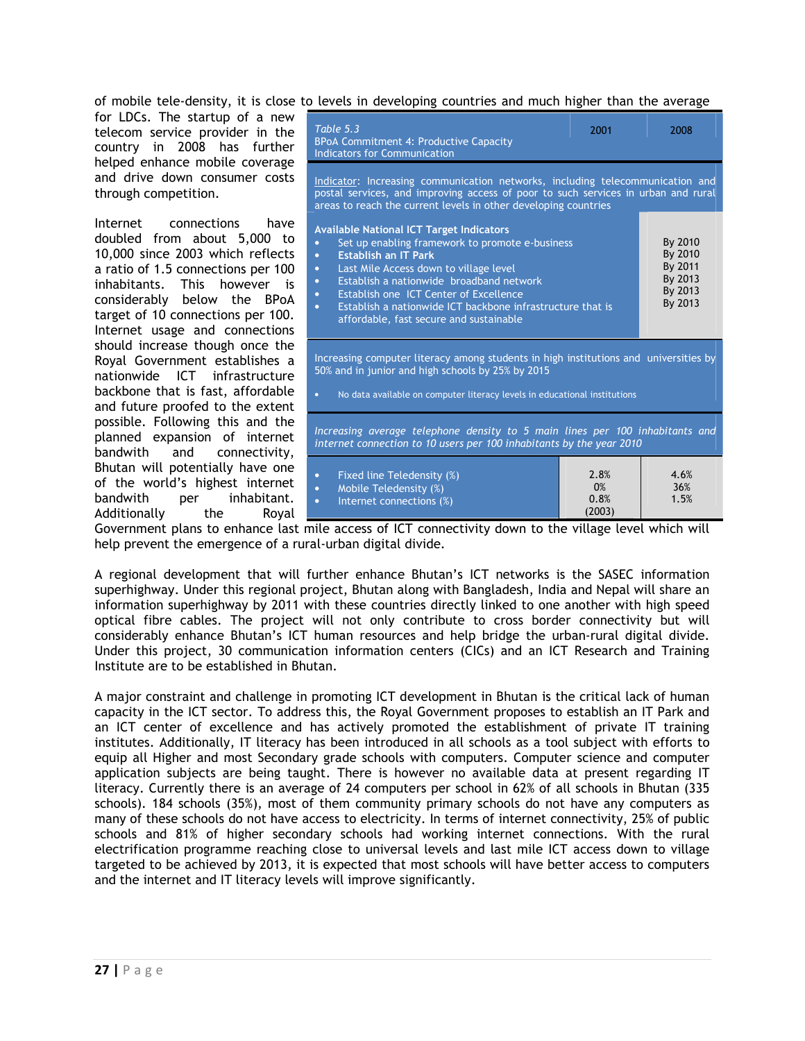of mobile tele-density, it is close to levels in developing countries and much higher than the average for LDCs. The startup of a new telecom service provider in the country in 2008 has further helped enhance mobile coverage and drive down consumer costs through competition.

Internet connections have doubled from about 5,000 to 10,000 since 2003 which reflects a ratio of 1.5 connections per 100 inhabitants. This however is considerably below the BPoA target of 10 connections per 100. Internet usage and connections should increase though once the Royal Government establishes a nationwide ICT infrastructure backbone that is fast, affordable and future proofed to the extent possible. Following this and the planned expansion of internet bandwidth and connectivity, Bhutan will potentially have one of the world's highest internet bandwidth per inhabitant. Additionally the Royal Government plans to enhance last mile access of ICT connectivity down to the village level which will help prevent the emergence of a rural-urban digital divide.

| *Table 5.3* BPoA Commitment 4: Productive Capacity Indicators for Communication | 2001 | 2008 |
|---|---|---|
| Indicator: Increasing communication networks, including telecommunication and postal services, and improving access of poor to such services in urban and rural areas to reach the current levels in other developing countries | | |
| **Available National ICT Target Indicators** | | |
| • Set up enabling framework to promote e-business | | By 2010 |
| • **Establish an IT Park** | | By 2010 |
| • Last Mile Access down to village level | | By 2011 |
| • Establish a nationwide broadband network | | By 2013 |
| • Establish one ICT Center of Excellence | | By 2013 |
| • Establish a nationwide ICT backbone infrastructure that is affordable, fast secure and sustainable | | By 2013 |
| Increasing computer literacy among students in high institutions and universities by 50% and in junior and high schools by 25% by 2015 | | |
| • No data available on computer literacy levels in educational institutions | | |
| *Increasing average telephone density to 5 main lines per 100 inhabitants and internet connection to 10 users per 100 inhabitants by the year 2010* | | |
| • Fixed line Teledensity (%) | 2.8% | 4.6% |
| • Mobile Teledensity (%) | 0% | 36% |
| • Internet connections (%) | 0.8% (2003) | 1.5% |

A regional development that will further enhance Bhutan's ICT networks is the SASEC information superhighway. Under this regional project, Bhutan along with Bangladesh, India and Nepal will share an information superhighway by 2011 with these countries directly linked to one another with high speed optical fibre cables. The project will not only contribute to cross border connectivity but will considerably enhance Bhutan's ICT human resources and help bridge the urban-rural digital divide. Under this project, 30 communication information centers (CICs) and an ICT Research and Training Institute are to be established in Bhutan.

A major constraint and challenge in promoting ICT development in Bhutan is the critical lack of human capacity in the ICT sector. To address this, the Royal Government proposes to establish an IT Park and an ICT center of excellence and has actively promoted the establishment of private IT training institutes. Additionally, IT literacy has been introduced in all schools as a tool subject with efforts to equip all Higher and most Secondary grade schools with computers. Computer science and computer application subjects are being taught. There is however no available data at present regarding IT literacy. Currently there is an average of 24 computers per school in 62% of all schools in Bhutan (335 schools). 184 schools (35%), most of them community primary schools do not have any computers as many of these schools do not have access to electricity. In terms of internet connectivity, 25% of public schools and 81% of higher secondary schools had working internet connections. With the rural electrification programme reaching close to universal levels and last mile ICT access down to village targeted to be achieved by 2013, it is expected that most schools will have better access to computers and the internet and IT literacy levels will improve significantly.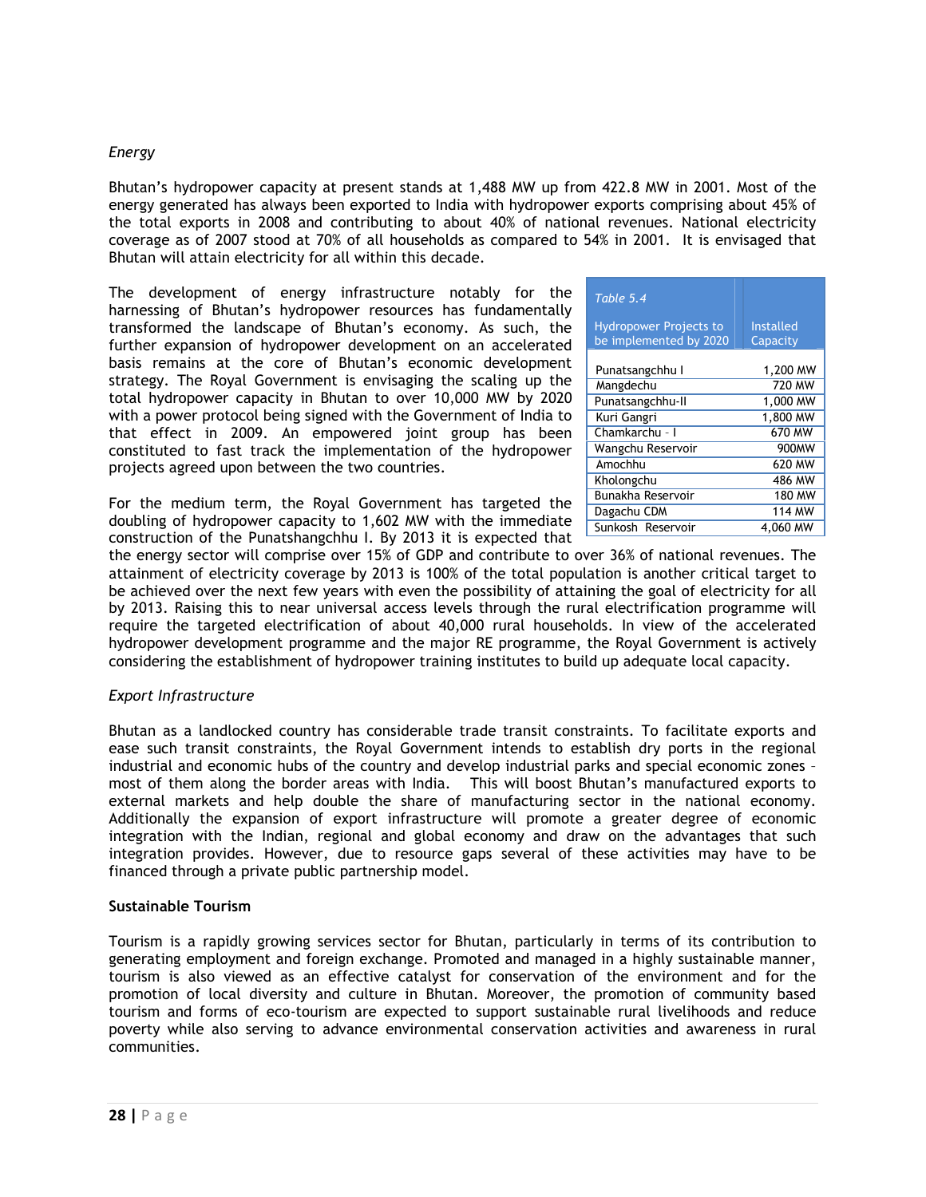*Energy*

Bhutan's hydropower capacity at present stands at 1,488 MW up from 422.8 MW in 2001. Most of the energy generated has always been exported to India with hydropower exports comprising about 45% of the total exports in 2008 and contributing to about 40% of national revenues. National electricity coverage as of 2007 stood at 70% of all households as compared to 54% in 2001. It is envisaged that Bhutan will attain electricity for all within this decade.

The development of energy infrastructure notably for the harnessing of Bhutan's hydropower resources has fundamentally transformed the landscape of Bhutan's economy. As such, the further expansion of hydropower development on an accelerated basis remains at the core of Bhutan's economic development strategy. The Royal Government is envisaging the scaling up the total hydropower capacity in Bhutan to over 10,000 MW by 2020 with a power protocol being signed with the Government of India to that effect in 2009. An empowered joint group has been constituted to fast track the implementation of the hydropower projects agreed upon between the two countries.

*Table 5.4*

| Hydropower Projects to be implemented by 2020 | Installed Capacity |
|---|---|
| Punatsangchhu I | 1,200 MW |
| Mangdechu | 720 MW |
| Punatsangchhu-II | 1,000 MW |
| Kuri Gangri | 1,800 MW |
| Chamkarchu - I | 670 MW |
| Wangchu Reservoir | 900MW |
| Amochhu | 620 MW |
| Kholongchu | 486 MW |
| Bunakha Reservoir | 180 MW |
| Dagachu CDM | 114 MW |
| Sunkosh Reservoir | 4,060 MW |

For the medium term, the Royal Government has targeted the doubling of hydropower capacity to 1,602 MW with the immediate construction of the Punatshangchhu I. By 2013 it is expected that the energy sector will comprise over 15% of GDP and contribute to over 36% of national revenues. The attainment of electricity coverage by 2013 is 100% of the total population is another critical target to be achieved over the next few years with even the possibility of attaining the goal of electricity for all by 2013. Raising this to near universal access levels through the rural electrification programme will require the targeted electrification of about 40,000 rural households. In view of the accelerated hydropower development programme and the major RE programme, the Royal Government is actively considering the establishment of hydropower training institutes to build up adequate local capacity.

*Export Infrastructure*

Bhutan as a landlocked country has considerable trade transit constraints. To facilitate exports and ease such transit constraints, the Royal Government intends to establish dry ports in the regional industrial and economic hubs of the country and develop industrial parks and special economic zones – most of them along the border areas with India. This will boost Bhutan's manufactured exports to external markets and help double the share of manufacturing sector in the national economy. Additionally the expansion of export infrastructure will promote a greater degree of economic integration with the Indian, regional and global economy and draw on the advantages that such integration provides. However, due to resource gaps several of these activities may have to be financed through a private public partnership model.

**Sustainable Tourism**

Tourism is a rapidly growing services sector for Bhutan, particularly in terms of its contribution to generating employment and foreign exchange. Promoted and managed in a highly sustainable manner, tourism is also viewed as an effective catalyst for conservation of the environment and for the promotion of local diversity and culture in Bhutan. Moreover, the promotion of community based tourism and forms of eco-tourism are expected to support sustainable rural livelihoods and reduce poverty while also serving to advance environmental conservation activities and awareness in rural communities.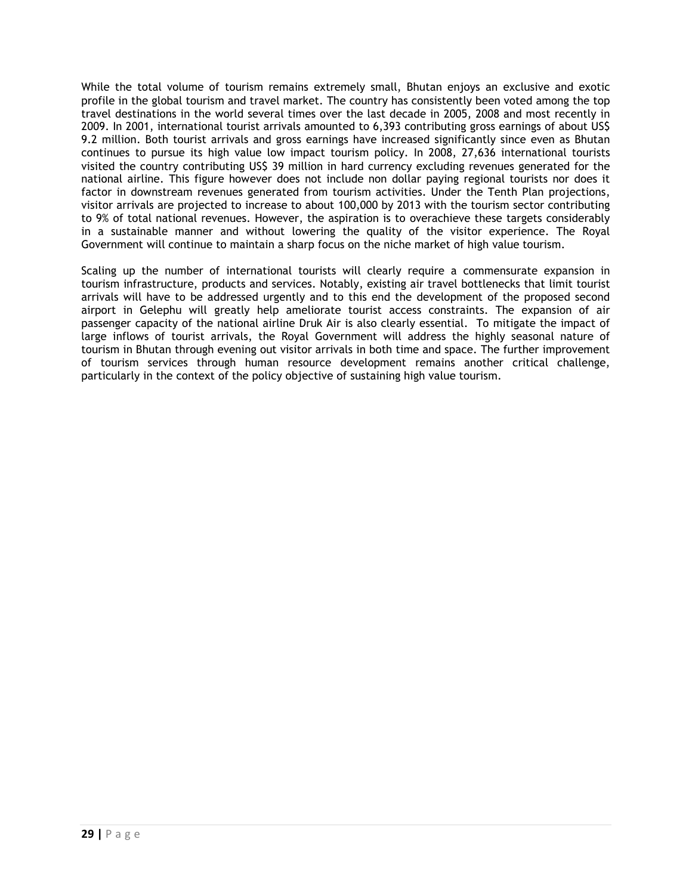While the total volume of tourism remains extremely small, Bhutan enjoys an exclusive and exotic profile in the global tourism and travel market. The country has consistently been voted among the top travel destinations in the world several times over the last decade in 2005, 2008 and most recently in 2009. In 2001, international tourist arrivals amounted to 6,393 contributing gross earnings of about US$ 9.2 million. Both tourist arrivals and gross earnings have increased significantly since even as Bhutan continues to pursue its high value low impact tourism policy. In 2008, 27,636 international tourists visited the country contributing US$ 39 million in hard currency excluding revenues generated for the national airline. This figure however does not include non dollar paying regional tourists nor does it factor in downstream revenues generated from tourism activities. Under the Tenth Plan projections, visitor arrivals are projected to increase to about 100,000 by 2013 with the tourism sector contributing to 9% of total national revenues. However, the aspiration is to overachieve these targets considerably in a sustainable manner and without lowering the quality of the visitor experience. The Royal Government will continue to maintain a sharp focus on the niche market of high value tourism.

Scaling up the number of international tourists will clearly require a commensurate expansion in tourism infrastructure, products and services. Notably, existing air travel bottlenecks that limit tourist arrivals will have to be addressed urgently and to this end the development of the proposed second airport in Gelephu will greatly help ameliorate tourist access constraints. The expansion of air passenger capacity of the national airline Druk Air is also clearly essential. To mitigate the impact of large inflows of tourist arrivals, the Royal Government will address the highly seasonal nature of tourism in Bhutan through evening out visitor arrivals in both time and space. The further improvement of tourism services through human resource development remains another critical challenge, particularly in the context of the policy objective of sustaining high value tourism.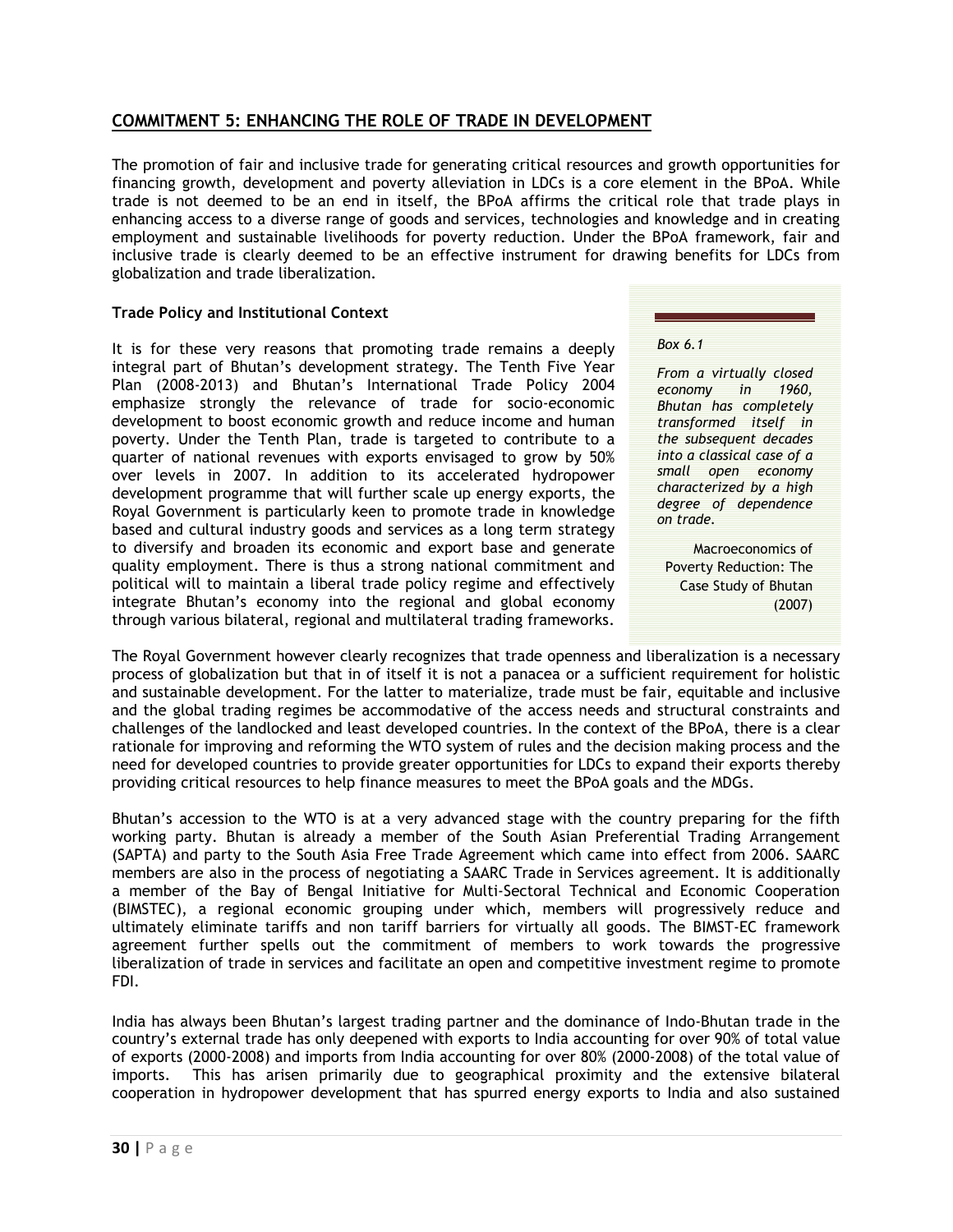## COMMITMENT 5: ENHANCING THE ROLE OF TRADE IN DEVELOPMENT

The promotion of fair and inclusive trade for generating critical resources and growth opportunities for financing growth, development and poverty alleviation in LDCs is a core element in the BPoA. While trade is not deemed to be an end in itself, the BPoA affirms the critical role that trade plays in enhancing access to a diverse range of goods and services, technologies and knowledge and in creating employment and sustainable livelihoods for poverty reduction. Under the BPoA framework, fair and inclusive trade is clearly deemed to be an effective instrument for drawing benefits for LDCs from globalization and trade liberalization.

### Trade Policy and Institutional Context

It is for these very reasons that promoting trade remains a deeply integral part of Bhutan's development strategy. The Tenth Five Year Plan (2008-2013) and Bhutan's International Trade Policy 2004 emphasize strongly the relevance of trade for socio-economic development to boost economic growth and reduce income and human poverty. Under the Tenth Plan, trade is targeted to contribute to a quarter of national revenues with exports envisaged to grow by 50% over levels in 2007. In addition to its accelerated hydropower development programme that will further scale up energy exports, the Royal Government is particularly keen to promote trade in knowledge based and cultural industry goods and services as a long term strategy to diversify and broaden its economic and export base and generate quality employment. There is thus a strong national commitment and political will to maintain a liberal trade policy regime and effectively integrate Bhutan's economy into the regional and global economy through various bilateral, regional and multilateral trading frameworks.

> *Box 6.1*
>
> *From a virtually closed economy in 1960, Bhutan has completely transformed itself in the subsequent decades into a classical case of a small open economy characterized by a high degree of dependence on trade.*
>
> Macroeconomics of Poverty Reduction: The Case Study of Bhutan (2007)

The Royal Government however clearly recognizes that trade openness and liberalization is a necessary process of globalization but that in of itself it is not a panacea or a sufficient requirement for holistic and sustainable development. For the latter to materialize, trade must be fair, equitable and inclusive and the global trading regimes be accommodative of the access needs and structural constraints and challenges of the landlocked and least developed countries. In the context of the BPoA, there is a clear rationale for improving and reforming the WTO system of rules and the decision making process and the need for developed countries to provide greater opportunities for LDCs to expand their exports thereby providing critical resources to help finance measures to meet the BPoA goals and the MDGs.

Bhutan's accession to the WTO is at a very advanced stage with the country preparing for the fifth working party. Bhutan is already a member of the South Asian Preferential Trading Arrangement (SAPTA) and party to the South Asia Free Trade Agreement which came into effect from 2006. SAARC members are also in the process of negotiating a SAARC Trade in Services agreement. It is additionally a member of the Bay of Bengal Initiative for Multi-Sectoral Technical and Economic Cooperation (BIMSTEC), a regional economic grouping under which, members will progressively reduce and ultimately eliminate tariffs and non tariff barriers for virtually all goods. The BIMST-EC framework agreement further spells out the commitment of members to work towards the progressive liberalization of trade in services and facilitate an open and competitive investment regime to promote FDI.

India has always been Bhutan's largest trading partner and the dominance of Indo-Bhutan trade in the country's external trade has only deepened with exports to India accounting for over 90% of total value of exports (2000-2008) and imports from India accounting for over 80% (2000-2008) of the total value of imports. This has arisen primarily due to geographical proximity and the extensive bilateral cooperation in hydropower development that has spurred energy exports to India and also sustained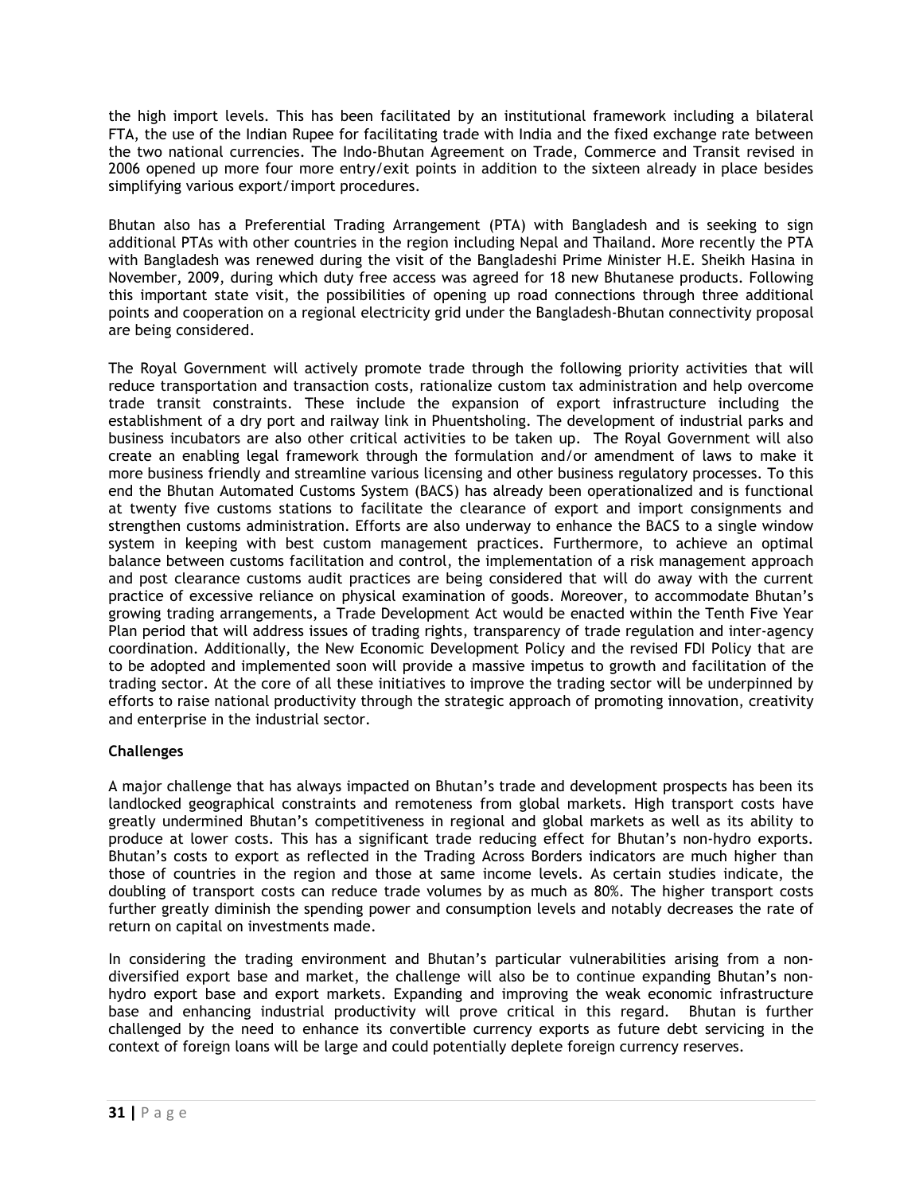the high import levels. This has been facilitated by an institutional framework including a bilateral FTA, the use of the Indian Rupee for facilitating trade with India and the fixed exchange rate between the two national currencies. The Indo-Bhutan Agreement on Trade, Commerce and Transit revised in 2006 opened up more four more entry/exit points in addition to the sixteen already in place besides simplifying various export/import procedures.

Bhutan also has a Preferential Trading Arrangement (PTA) with Bangladesh and is seeking to sign additional PTAs with other countries in the region including Nepal and Thailand. More recently the PTA with Bangladesh was renewed during the visit of the Bangladeshi Prime Minister H.E. Sheikh Hasina in November, 2009, during which duty free access was agreed for 18 new Bhutanese products. Following this important state visit, the possibilities of opening up road connections through three additional points and cooperation on a regional electricity grid under the Bangladesh-Bhutan connectivity proposal are being considered.

The Royal Government will actively promote trade through the following priority activities that will reduce transportation and transaction costs, rationalize custom tax administration and help overcome trade transit constraints. These include the expansion of export infrastructure including the establishment of a dry port and railway link in Phuentsholing. The development of industrial parks and business incubators are also other critical activities to be taken up. The Royal Government will also create an enabling legal framework through the formulation and/or amendment of laws to make it more business friendly and streamline various licensing and other business regulatory processes. To this end the Bhutan Automated Customs System (BACS) has already been operationalized and is functional at twenty five customs stations to facilitate the clearance of export and import consignments and strengthen customs administration. Efforts are also underway to enhance the BACS to a single window system in keeping with best custom management practices. Furthermore, to achieve an optimal balance between customs facilitation and control, the implementation of a risk management approach and post clearance customs audit practices are being considered that will do away with the current practice of excessive reliance on physical examination of goods. Moreover, to accommodate Bhutan's growing trading arrangements, a Trade Development Act would be enacted within the Tenth Five Year Plan period that will address issues of trading rights, transparency of trade regulation and inter-agency coordination. Additionally, the New Economic Development Policy and the revised FDI Policy that are to be adopted and implemented soon will provide a massive impetus to growth and facilitation of the trading sector. At the core of all these initiatives to improve the trading sector will be underpinned by efforts to raise national productivity through the strategic approach of promoting innovation, creativity and enterprise in the industrial sector.

**Challenges**

A major challenge that has always impacted on Bhutan's trade and development prospects has been its landlocked geographical constraints and remoteness from global markets. High transport costs have greatly undermined Bhutan's competitiveness in regional and global markets as well as its ability to produce at lower costs. This has a significant trade reducing effect for Bhutan's non-hydro exports. Bhutan's costs to export as reflected in the Trading Across Borders indicators are much higher than those of countries in the region and those at same income levels. As certain studies indicate, the doubling of transport costs can reduce trade volumes by as much as 80%. The higher transport costs further greatly diminish the spending power and consumption levels and notably decreases the rate of return on capital on investments made.

In considering the trading environment and Bhutan's particular vulnerabilities arising from a non-diversified export base and market, the challenge will also be to continue expanding Bhutan's non-hydro export base and export markets. Expanding and improving the weak economic infrastructure base and enhancing industrial productivity will prove critical in this regard. Bhutan is further challenged by the need to enhance its convertible currency exports as future debt servicing in the context of foreign loans will be large and could potentially deplete foreign currency reserves.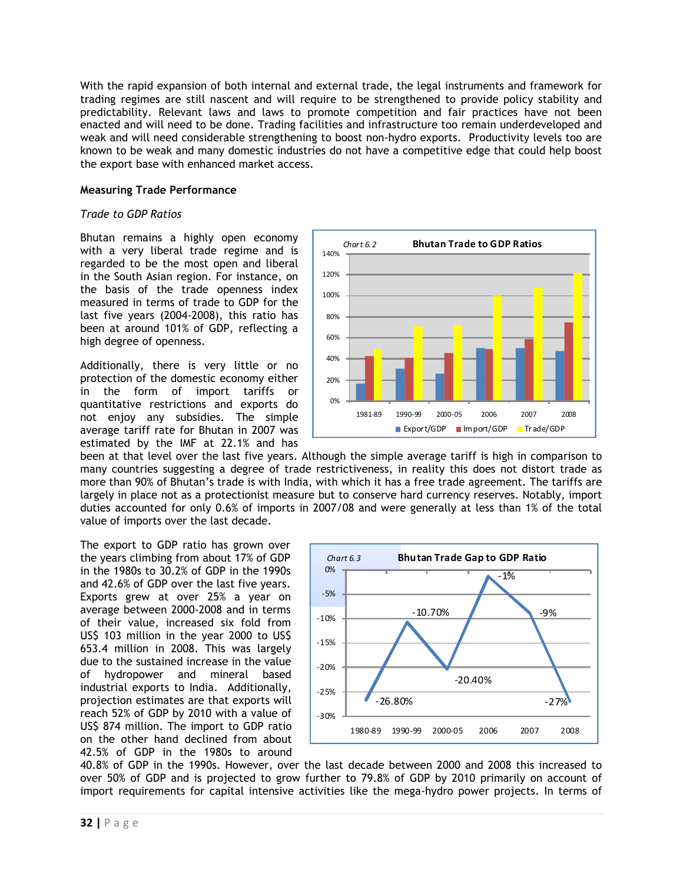With the rapid expansion of both internal and external trade, the legal instruments and framework for trading regimes are still nascent and will require to be strengthened to provide policy stability and predictability. Relevant laws and laws to promote competition and fair practices have not been enacted and will need to be done. Trading facilities and infrastructure too remain underdeveloped and weak and will need considerable strengthening to boost non-hydro exports. Productivity levels too are known to be weak and many domestic industries do not have a competitive edge that could help boost the export base with enhanced market access.

**Measuring Trade Performance**

*Trade to GDP Ratios*

Bhutan remains a highly open economy with a very liberal trade regime and is regarded to be the most open and liberal in the South Asian region. For instance, on the basis of the trade openness index measured in terms of trade to GDP for the last five years (2004-2008), this ratio has been at around 101% of GDP, reflecting a high degree of openness.

*Chart 6.2* **Bhutan Trade to GDP Ratios**

Additionally, there is very little or no protection of the domestic economy either in the form of import tariffs or quantitative restrictions and exports do not enjoy any subsidies. The simple average tariff rate for Bhutan in 2007 was estimated by the IMF at 22.1% and has been at that level over the last five years. Although the simple average tariff is high in comparison to many countries suggesting a degree of trade restrictiveness, in reality this does not distort trade as more than 90% of Bhutan's trade is with India, with which it has a free trade agreement. The tariffs are largely in place not as a protectionist measure but to conserve hard currency reserves. Notably, import duties accounted for only 0.6% of imports in 2007/08 and were generally at less than 1% of the total value of imports over the last decade.

*Chart 6.3* **Bhutan Trade Gap to GDP Ratio**

The export to GDP ratio has grown over the years climbing from about 17% of GDP in the 1980s to 30.2% of GDP in the 1990s and 42.6% of GDP over the last five years. Exports grew at over 25% a year on average between 2000-2008 and in terms of their value, increased six fold from US$ 103 million in the year 2000 to US$ 653.4 million in 2008. This was largely due to the sustained increase in the value of hydropower and mineral based industrial exports to India. Additionally, projection estimates are that exports will reach 52% of GDP by 2010 with a value of US$ 874 million. The import to GDP ratio on the other hand declined from about 42.5% of GDP in the 1980s to around 40.8% of GDP in the 1990s. However, over the last decade between 2000 and 2008 this increased to over 50% of GDP and is projected to grow further to 79.8% of GDP by 2010 primarily on account of import requirements for capital intensive activities like the mega-hydro power projects. In terms of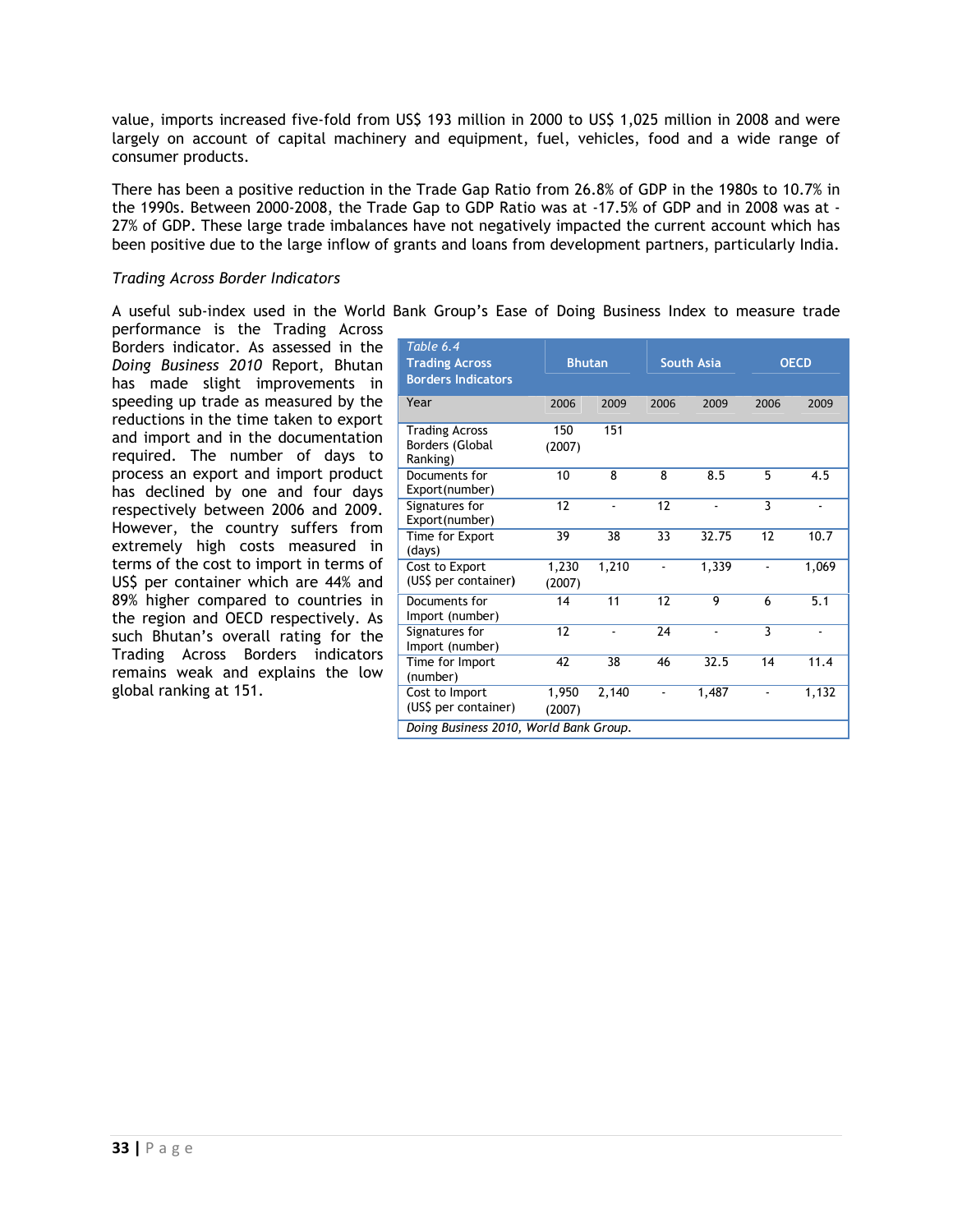value, imports increased five-fold from US$ 193 million in 2000 to US$ 1,025 million in 2008 and were largely on account of capital machinery and equipment, fuel, vehicles, food and a wide range of consumer products.

There has been a positive reduction in the Trade Gap Ratio from 26.8% of GDP in the 1980s to 10.7% in the 1990s. Between 2000-2008, the Trade Gap to GDP Ratio was at -17.5% of GDP and in 2008 was at -27% of GDP. These large trade imbalances have not negatively impacted the current account which has been positive due to the large inflow of grants and loans from development partners, particularly India.

*Trading Across Border Indicators*

A useful sub-index used in the World Bank Group's Ease of Doing Business Index to measure trade performance is the Trading Across Borders indicator. As assessed in the *Doing Business 2010* Report, Bhutan has made slight improvements in speeding up trade as measured by the reductions in the time taken to export and import and in the documentation required. The number of days to process an export and import product has declined by one and four days respectively between 2006 and 2009. However, the country suffers from extremely high costs measured in terms of the cost to import in terms of US$ per container which are 44% and 89% higher compared to countries in the region and OECD respectively. As such Bhutan's overall rating for the Trading Across Borders indicators remains weak and explains the low global ranking at 151.

| *Table 6.4* Trading Across Borders Indicators | Bhutan | | South Asia | | OECD | |
|---|---|---|---|---|---|---|
| Year | 2006 | 2009 | 2006 | 2009 | 2006 | 2009 |
| Trading Across Borders (Global Ranking) | 150 (2007) | 151 | | | | |
| Documents for Export(number) | 10 | 8 | 8 | 8.5 | 5 | 4.5 |
| Signatures for Export(number) | 12 | - | 12 | - | 3 | - |
| Time for Export (days) | 39 | 38 | 33 | 32.75 | 12 | 10.7 |
| Cost to Export (US$ per container) | 1,230 (2007) | 1,210 | - | 1,339 | - | 1,069 |
| Documents for Import (number) | 14 | 11 | 12 | 9 | 6 | 5.1 |
| Signatures for Import (number) | 12 | - | 24 | - | 3 | - |
| Time for Import (number) | 42 | 38 | 46 | 32.5 | 14 | 11.4 |
| Cost to Import (US$ per container) | 1,950 (2007) | 2,140 | - | 1,487 | - | 1,132 |

*Doing Business 2010, World Bank Group.*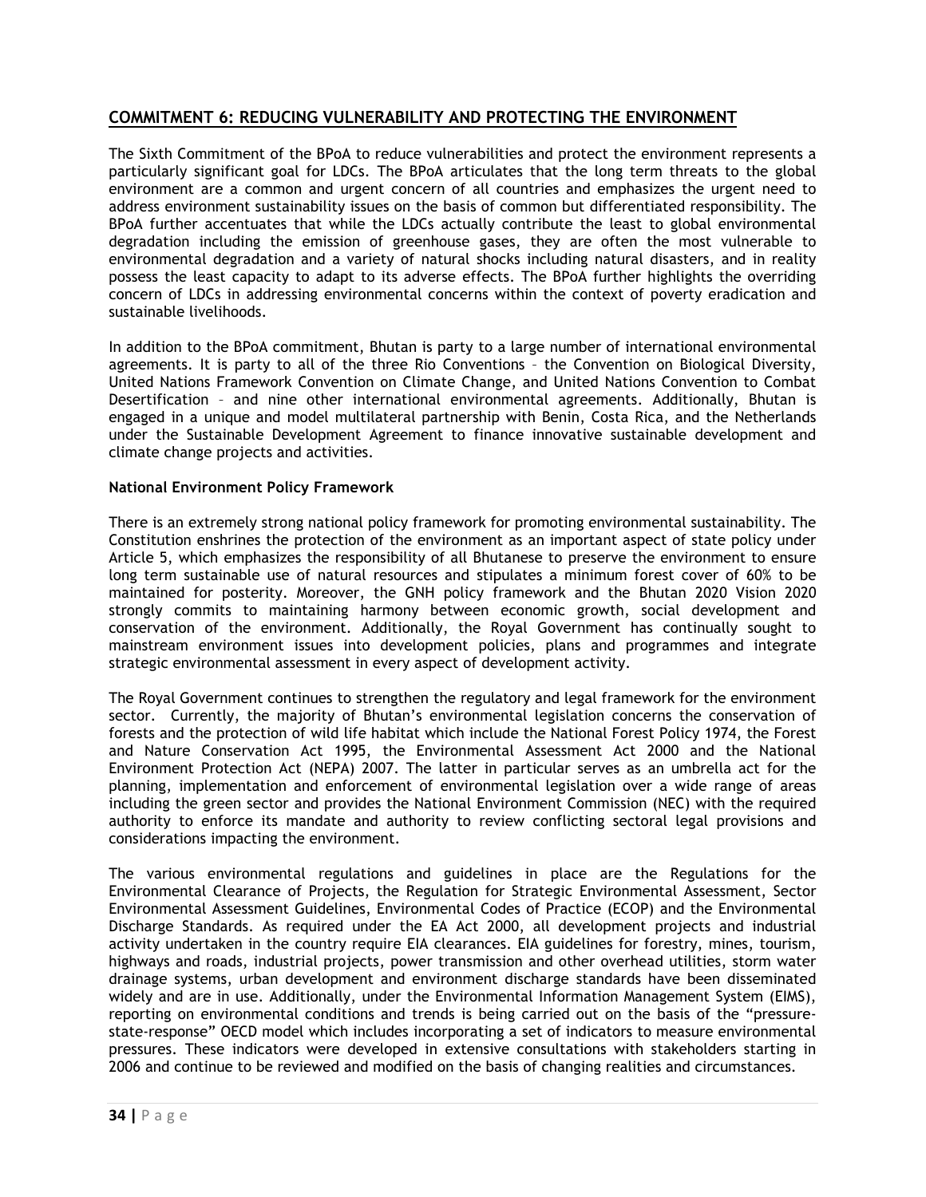## COMMITMENT 6: REDUCING VULNERABILITY AND PROTECTING THE ENVIRONMENT

The Sixth Commitment of the BPoA to reduce vulnerabilities and protect the environment represents a particularly significant goal for LDCs. The BPoA articulates that the long term threats to the global environment are a common and urgent concern of all countries and emphasizes the urgent need to address environment sustainability issues on the basis of common but differentiated responsibility. The BPoA further accentuates that while the LDCs actually contribute the least to global environmental degradation including the emission of greenhouse gases, they are often the most vulnerable to environmental degradation and a variety of natural shocks including natural disasters, and in reality possess the least capacity to adapt to its adverse effects. The BPoA further highlights the overriding concern of LDCs in addressing environmental concerns within the context of poverty eradication and sustainable livelihoods.

In addition to the BPoA commitment, Bhutan is party to a large number of international environmental agreements. It is party to all of the three Rio Conventions – the Convention on Biological Diversity, United Nations Framework Convention on Climate Change, and United Nations Convention to Combat Desertification – and nine other international environmental agreements. Additionally, Bhutan is engaged in a unique and model multilateral partnership with Benin, Costa Rica, and the Netherlands under the Sustainable Development Agreement to finance innovative sustainable development and climate change projects and activities.

**National Environment Policy Framework**

There is an extremely strong national policy framework for promoting environmental sustainability. The Constitution enshrines the protection of the environment as an important aspect of state policy under Article 5, which emphasizes the responsibility of all Bhutanese to preserve the environment to ensure long term sustainable use of natural resources and stipulates a minimum forest cover of 60% to be maintained for posterity. Moreover, the GNH policy framework and the Bhutan 2020 Vision 2020 strongly commits to maintaining harmony between economic growth, social development and conservation of the environment. Additionally, the Royal Government has continually sought to mainstream environment issues into development policies, plans and programmes and integrate strategic environmental assessment in every aspect of development activity.

The Royal Government continues to strengthen the regulatory and legal framework for the environment sector. Currently, the majority of Bhutan's environmental legislation concerns the conservation of forests and the protection of wild life habitat which include the National Forest Policy 1974, the Forest and Nature Conservation Act 1995, the Environmental Assessment Act 2000 and the National Environment Protection Act (NEPA) 2007. The latter in particular serves as an umbrella act for the planning, implementation and enforcement of environmental legislation over a wide range of areas including the green sector and provides the National Environment Commission (NEC) with the required authority to enforce its mandate and authority to review conflicting sectoral legal provisions and considerations impacting the environment.

The various environmental regulations and guidelines in place are the Regulations for the Environmental Clearance of Projects, the Regulation for Strategic Environmental Assessment, Sector Environmental Assessment Guidelines, Environmental Codes of Practice (ECOP) and the Environmental Discharge Standards. As required under the EA Act 2000, all development projects and industrial activity undertaken in the country require EIA clearances. EIA guidelines for forestry, mines, tourism, highways and roads, industrial projects, power transmission and other overhead utilities, storm water drainage systems, urban development and environment discharge standards have been disseminated widely and are in use. Additionally, under the Environmental Information Management System (EIMS), reporting on environmental conditions and trends is being carried out on the basis of the "pressure-state-response" OECD model which includes incorporating a set of indicators to measure environmental pressures. These indicators were developed in extensive consultations with stakeholders starting in 2006 and continue to be reviewed and modified on the basis of changing realities and circumstances.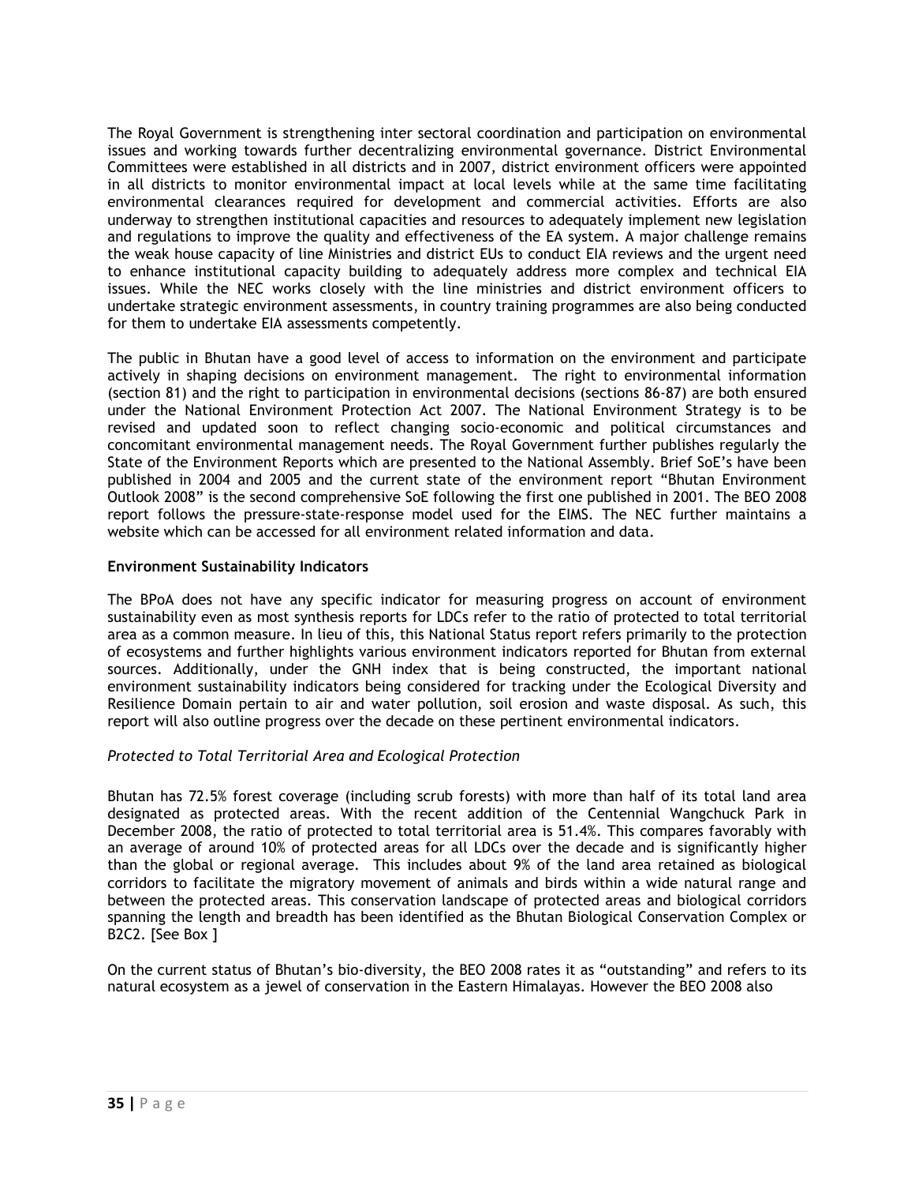The Royal Government is strengthening inter sectoral coordination and participation on environmental issues and working towards further decentralizing environmental governance. District Environmental Committees were established in all districts and in 2007, district environment officers were appointed in all districts to monitor environmental impact at local levels while at the same time facilitating environmental clearances required for development and commercial activities. Efforts are also underway to strengthen institutional capacities and resources to adequately implement new legislation and regulations to improve the quality and effectiveness of the EA system. A major challenge remains the weak house capacity of line Ministries and district EUs to conduct EIA reviews and the urgent need to enhance institutional capacity building to adequately address more complex and technical EIA issues. While the NEC works closely with the line ministries and district environment officers to undertake strategic environment assessments, in country training programmes are also being conducted for them to undertake EIA assessments competently.

The public in Bhutan have a good level of access to information on the environment and participate actively in shaping decisions on environment management. The right to environmental information (section 81) and the right to participation in environmental decisions (sections 86-87) are both ensured under the National Environment Protection Act 2007. The National Environment Strategy is to be revised and updated soon to reflect changing socio-economic and political circumstances and concomitant environmental management needs. The Royal Government further publishes regularly the State of the Environment Reports which are presented to the National Assembly. Brief SoE's have been published in 2004 and 2005 and the current state of the environment report "Bhutan Environment Outlook 2008" is the second comprehensive SoE following the first one published in 2001. The BEO 2008 report follows the pressure-state-response model used for the EIMS. The NEC further maintains a website which can be accessed for all environment related information and data.

**Environment Sustainability Indicators**

The BPoA does not have any specific indicator for measuring progress on account of environment sustainability even as most synthesis reports for LDCs refer to the ratio of protected to total territorial area as a common measure. In lieu of this, this National Status report refers primarily to the protection of ecosystems and further highlights various environment indicators reported for Bhutan from external sources. Additionally, under the GNH index that is being constructed, the important national environment sustainability indicators being considered for tracking under the Ecological Diversity and Resilience Domain pertain to air and water pollution, soil erosion and waste disposal. As such, this report will also outline progress over the decade on these pertinent environmental indicators.

*Protected to Total Territorial Area and Ecological Protection*

Bhutan has 72.5% forest coverage (including scrub forests) with more than half of its total land area designated as protected areas. With the recent addition of the Centennial Wangchuck Park in December 2008, the ratio of protected to total territorial area is 51.4%. This compares favorably with an average of around 10% of protected areas for all LDCs over the decade and is significantly higher than the global or regional average. This includes about 9% of the land area retained as biological corridors to facilitate the migratory movement of animals and birds within a wide natural range and between the protected areas. This conservation landscape of protected areas and biological corridors spanning the length and breadth has been identified as the Bhutan Biological Conservation Complex or B2C2. [See Box ]

On the current status of Bhutan's bio-diversity, the BEO 2008 rates it as "outstanding" and refers to its natural ecosystem as a jewel of conservation in the Eastern Himalayas. However the BEO 2008 also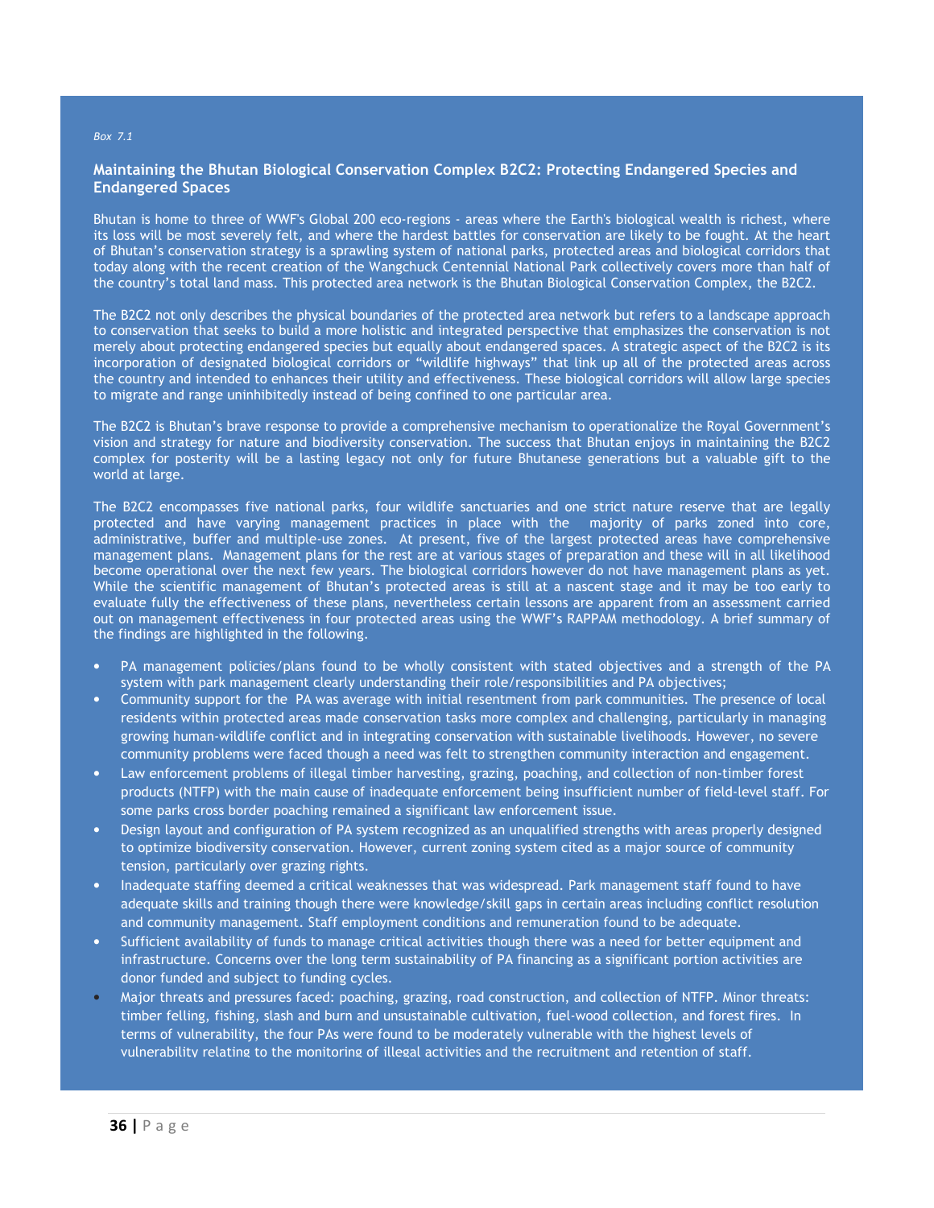*Box 7.1*

### Maintaining the Bhutan Biological Conservation Complex B2C2: Protecting Endangered Species and Endangered Spaces

Bhutan is home to three of WWF's Global 200 eco-regions - areas where the Earth's biological wealth is richest, where its loss will be most severely felt, and where the hardest battles for conservation are likely to be fought. At the heart of Bhutan's conservation strategy is a sprawling system of national parks, protected areas and biological corridors that today along with the recent creation of the Wangchuck Centennial National Park collectively covers more than half of the country's total land mass. This protected area network is the Bhutan Biological Conservation Complex, the B2C2.

The B2C2 not only describes the physical boundaries of the protected area network but refers to a landscape approach to conservation that seeks to build a more holistic and integrated perspective that emphasizes the conservation is not merely about protecting endangered species but equally about endangered spaces. A strategic aspect of the B2C2 is its incorporation of designated biological corridors or "wildlife highways" that link up all of the protected areas across the country and intended to enhances their utility and effectiveness. These biological corridors will allow large species to migrate and range uninhibitedly instead of being confined to one particular area.

The B2C2 is Bhutan's brave response to provide a comprehensive mechanism to operationalize the Royal Government's vision and strategy for nature and biodiversity conservation. The success that Bhutan enjoys in maintaining the B2C2 complex for posterity will be a lasting legacy not only for future Bhutanese generations but a valuable gift to the world at large.

The B2C2 encompasses five national parks, four wildlife sanctuaries and one strict nature reserve that are legally protected and have varying management practices in place with the majority of parks zoned into core, administrative, buffer and multiple-use zones. At present, five of the largest protected areas have comprehensive management plans. Management plans for the rest are at various stages of preparation and these will in all likelihood become operational over the next few years. The biological corridors however do not have management plans as yet. While the scientific management of Bhutan's protected areas is still at a nascent stage and it may be too early to evaluate fully the effectiveness of these plans, nevertheless certain lessons are apparent from an assessment carried out on management effectiveness in four protected areas using the WWF's RAPPAM methodology. A brief summary of the findings are highlighted in the following.

- PA management policies/plans found to be wholly consistent with stated objectives and a strength of the PA system with park management clearly understanding their role/responsibilities and PA objectives;
- Community support for the PA was average with initial resentment from park communities. The presence of local residents within protected areas made conservation tasks more complex and challenging, particularly in managing growing human-wildlife conflict and in integrating conservation with sustainable livelihoods. However, no severe community problems were faced though a need was felt to strengthen community interaction and engagement.
- Law enforcement problems of illegal timber harvesting, grazing, poaching, and collection of non-timber forest products (NTFP) with the main cause of inadequate enforcement being insufficient number of field-level staff. For some parks cross border poaching remained a significant law enforcement issue.
- Design layout and configuration of PA system recognized as an unqualified strengths with areas properly designed to optimize biodiversity conservation. However, current zoning system cited as a major source of community tension, particularly over grazing rights.
- Inadequate staffing deemed a critical weaknesses that was widespread. Park management staff found to have adequate skills and training though there were knowledge/skill gaps in certain areas including conflict resolution and community management. Staff employment conditions and remuneration found to be adequate.
- Sufficient availability of funds to manage critical activities though there was a need for better equipment and infrastructure. Concerns over the long term sustainability of PA financing as a significant portion activities are donor funded and subject to funding cycles.
- Major threats and pressures faced: poaching, grazing, road construction, and collection of NTFP. Minor threats: timber felling, fishing, slash and burn and unsustainable cultivation, fuel-wood collection, and forest fires. In terms of vulnerability, the four PAs were found to be moderately vulnerable with the highest levels of vulnerability relating to the monitoring of illegal activities and the recruitment and retention of staff.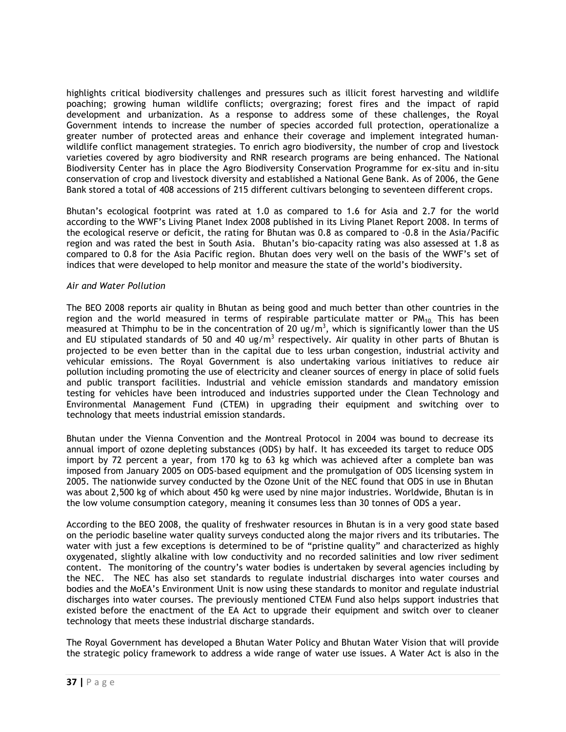highlights critical biodiversity challenges and pressures such as illicit forest harvesting and wildlife poaching; growing human wildlife conflicts; overgrazing; forest fires and the impact of rapid development and urbanization. As a response to address some of these challenges, the Royal Government intends to increase the number of species accorded full protection, operationalize a greater number of protected areas and enhance their coverage and implement integrated human-wildlife conflict management strategies. To enrich agro biodiversity, the number of crop and livestock varieties covered by agro biodiversity and RNR research programs are being enhanced. The National Biodiversity Center has in place the Agro Biodiversity Conservation Programme for ex-situ and in-situ conservation of crop and livestock diversity and established a National Gene Bank. As of 2006, the Gene Bank stored a total of 408 accessions of 215 different cultivars belonging to seventeen different crops.

Bhutan's ecological footprint was rated at 1.0 as compared to 1.6 for Asia and 2.7 for the world according to the WWF's Living Planet Index 2008 published in its Living Planet Report 2008. In terms of the ecological reserve or deficit, the rating for Bhutan was 0.8 as compared to -0.8 in the Asia/Pacific region and was rated the best in South Asia. Bhutan's bio-capacity rating was also assessed at 1.8 as compared to 0.8 for the Asia Pacific region. Bhutan does very well on the basis of the WWF's set of indices that were developed to help monitor and measure the state of the world's biodiversity.

*Air and Water Pollution*

The BEO 2008 reports air quality in Bhutan as being good and much better than other countries in the region and the world measured in terms of respirable particulate matter or $PM_{10}$. This has been measured at Thimphu to be in the concentration of 20 $ug/m^3$, which is significantly lower than the US and EU stipulated standards of 50 and 40 $ug/m^3$ respectively. Air quality in other parts of Bhutan is projected to be even better than in the capital due to less urban congestion, industrial activity and vehicular emissions. The Royal Government is also undertaking various initiatives to reduce air pollution including promoting the use of electricity and cleaner sources of energy in place of solid fuels and public transport facilities. Industrial and vehicle emission standards and mandatory emission testing for vehicles have been introduced and industries supported under the Clean Technology and Environmental Management Fund (CTEM) in upgrading their equipment and switching over to technology that meets industrial emission standards.

Bhutan under the Vienna Convention and the Montreal Protocol in 2004 was bound to decrease its annual import of ozone depleting substances (ODS) by half. It has exceeded its target to reduce ODS import by 72 percent a year, from 170 kg to 63 kg which was achieved after a complete ban was imposed from January 2005 on ODS-based equipment and the promulgation of ODS licensing system in 2005. The nationwide survey conducted by the Ozone Unit of the NEC found that ODS in use in Bhutan was about 2,500 kg of which about 450 kg were used by nine major industries. Worldwide, Bhutan is in the low volume consumption category, meaning it consumes less than 30 tonnes of ODS a year.

According to the BEO 2008, the quality of freshwater resources in Bhutan is in a very good state based on the periodic baseline water quality surveys conducted along the major rivers and its tributaries. The water with just a few exceptions is determined to be of "pristine quality" and characterized as highly oxygenated, slightly alkaline with low conductivity and no recorded salinities and low river sediment content. The monitoring of the country's water bodies is undertaken by several agencies including by the NEC. The NEC has also set standards to regulate industrial discharges into water courses and bodies and the MoEA's Environment Unit is now using these standards to monitor and regulate industrial discharges into water courses. The previously mentioned CTEM Fund also helps support industries that existed before the enactment of the EA Act to upgrade their equipment and switch over to cleaner technology that meets these industrial discharge standards.

The Royal Government has developed a Bhutan Water Policy and Bhutan Water Vision that will provide the strategic policy framework to address a wide range of water use issues. A Water Act is also in the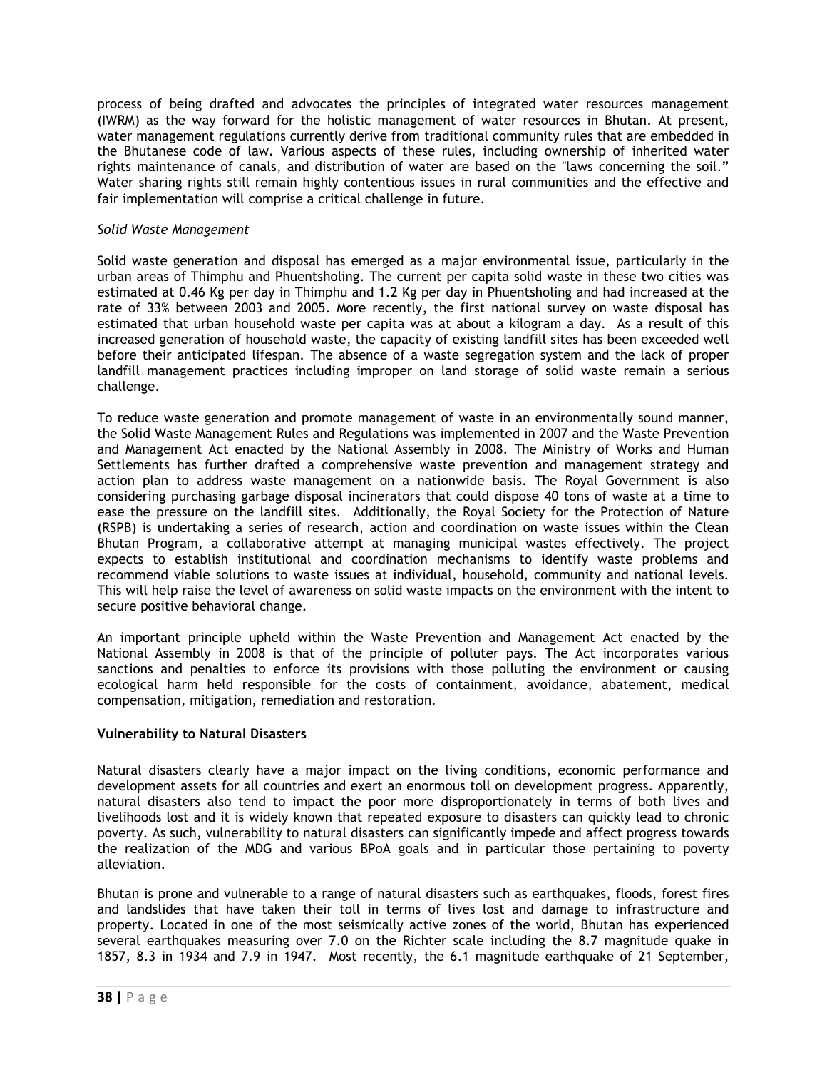process of being drafted and advocates the principles of integrated water resources management (IWRM) as the way forward for the holistic management of water resources in Bhutan. At present, water management regulations currently derive from traditional community rules that are embedded in the Bhutanese code of law. Various aspects of these rules, including ownership of inherited water rights maintenance of canals, and distribution of water are based on the "laws concerning the soil." Water sharing rights still remain highly contentious issues in rural communities and the effective and fair implementation will comprise a critical challenge in future.

*Solid Waste Management*

Solid waste generation and disposal has emerged as a major environmental issue, particularly in the urban areas of Thimphu and Phuentsholing. The current per capita solid waste in these two cities was estimated at 0.46 Kg per day in Thimphu and 1.2 Kg per day in Phuentsholing and had increased at the rate of 33% between 2003 and 2005. More recently, the first national survey on waste disposal has estimated that urban household waste per capita was at about a kilogram a day. As a result of this increased generation of household waste, the capacity of existing landfill sites has been exceeded well before their anticipated lifespan. The absence of a waste segregation system and the lack of proper landfill management practices including improper on land storage of solid waste remain a serious challenge.

To reduce waste generation and promote management of waste in an environmentally sound manner, the Solid Waste Management Rules and Regulations was implemented in 2007 and the Waste Prevention and Management Act enacted by the National Assembly in 2008. The Ministry of Works and Human Settlements has further drafted a comprehensive waste prevention and management strategy and action plan to address waste management on a nationwide basis. The Royal Government is also considering purchasing garbage disposal incinerators that could dispose 40 tons of waste at a time to ease the pressure on the landfill sites. Additionally, the Royal Society for the Protection of Nature (RSPB) is undertaking a series of research, action and coordination on waste issues within the Clean Bhutan Program, a collaborative attempt at managing municipal wastes effectively. The project expects to establish institutional and coordination mechanisms to identify waste problems and recommend viable solutions to waste issues at individual, household, community and national levels. This will help raise the level of awareness on solid waste impacts on the environment with the intent to secure positive behavioral change.

An important principle upheld within the Waste Prevention and Management Act enacted by the National Assembly in 2008 is that of the principle of polluter pays. The Act incorporates various sanctions and penalties to enforce its provisions with those polluting the environment or causing ecological harm held responsible for the costs of containment, avoidance, abatement, medical compensation, mitigation, remediation and restoration.

**Vulnerability to Natural Disasters**

Natural disasters clearly have a major impact on the living conditions, economic performance and development assets for all countries and exert an enormous toll on development progress. Apparently, natural disasters also tend to impact the poor more disproportionately in terms of both lives and livelihoods lost and it is widely known that repeated exposure to disasters can quickly lead to chronic poverty. As such, vulnerability to natural disasters can significantly impede and affect progress towards the realization of the MDG and various BPoA goals and in particular those pertaining to poverty alleviation.

Bhutan is prone and vulnerable to a range of natural disasters such as earthquakes, floods, forest fires and landslides that have taken their toll in terms of lives lost and damage to infrastructure and property. Located in one of the most seismically active zones of the world, Bhutan has experienced several earthquakes measuring over 7.0 on the Richter scale including the 8.7 magnitude quake in 1857, 8.3 in 1934 and 7.9 in 1947. Most recently, the 6.1 magnitude earthquake of 21 September,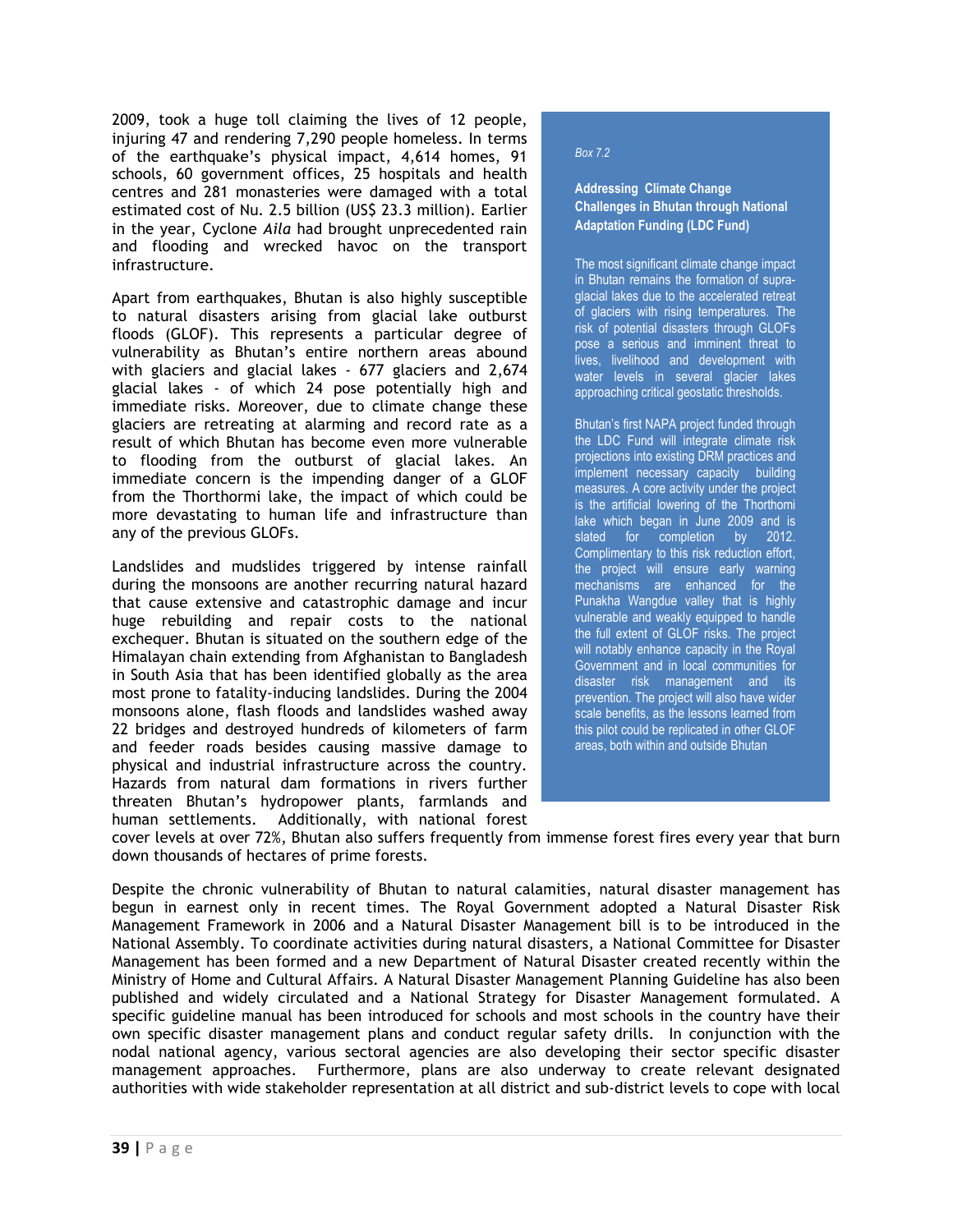2009, took a huge toll claiming the lives of 12 people, injuring 47 and rendering 7,290 people homeless. In terms of the earthquake's physical impact, 4,614 homes, 91 schools, 60 government offices, 25 hospitals and health centres and 281 monasteries were damaged with a total estimated cost of Nu. 2.5 billion (US$ 23.3 million). Earlier in the year, Cyclone *Aila* had brought unprecedented rain and flooding and wrecked havoc on the transport infrastructure.

Apart from earthquakes, Bhutan is also highly susceptible to natural disasters arising from glacial lake outburst floods (GLOF). This represents a particular degree of vulnerability as Bhutan's entire northern areas abound with glaciers and glacial lakes - 677 glaciers and 2,674 glacial lakes - of which 24 pose potentially high and immediate risks. Moreover, due to climate change these glaciers are retreating at alarming and record rate as a result of which Bhutan has become even more vulnerable to flooding from the outburst of glacial lakes. An immediate concern is the impending danger of a GLOF from the Thorthormi lake, the impact of which could be more devastating to human life and infrastructure than any of the previous GLOFs.

Landslides and mudslides triggered by intense rainfall during the monsoons are another recurring natural hazard that cause extensive and catastrophic damage and incur huge rebuilding and repair costs to the national exchequer. Bhutan is situated on the southern edge of the Himalayan chain extending from Afghanistan to Bangladesh in South Asia that has been identified globally as the area most prone to fatality-inducing landslides. During the 2004 monsoons alone, flash floods and landslides washed away 22 bridges and destroyed hundreds of kilometers of farm and feeder roads besides causing massive damage to physical and industrial infrastructure across the country. Hazards from natural dam formations in rivers further threaten Bhutan's hydropower plants, farmlands and human settlements. Additionally, with national forest cover levels at over 72%, Bhutan also suffers frequently from immense forest fires every year that burn down thousands of hectares of prime forests.

> *Box 7.2*
>
> **Addressing Climate Change Challenges in Bhutan through National Adaptation Funding (LDC Fund)**
>
> The most significant climate change impact in Bhutan remains the formation of supra-glacial lakes due to the accelerated retreat of glaciers with rising temperatures. The risk of potential disasters through GLOFs pose a serious and imminent threat to lives, livelihood and development with water levels in several glacier lakes approaching critical geostatic thresholds.
>
> Bhutan's first NAPA project funded through the LDC Fund will integrate climate risk projections into existing DRM practices and implement necessary capacity building measures. A core activity under the project is the artificial lowering of the Thorthomi lake which began in June 2009 and is slated for completion by 2012. Complimentary to this risk reduction effort, the project will ensure early warning mechanisms are enhanced for the Punakha Wangdue valley that is highly vulnerable and weakly equipped to handle the full extent of GLOF risks. The project will notably enhance capacity in the Royal Government and in local communities for disaster risk management and its prevention. The project will also have wider scale benefits, as the lessons learned from this pilot could be replicated in other GLOF areas, both within and outside Bhutan

Despite the chronic vulnerability of Bhutan to natural calamities, natural disaster management has begun in earnest only in recent times. The Royal Government adopted a Natural Disaster Risk Management Framework in 2006 and a Natural Disaster Management bill is to be introduced in the National Assembly. To coordinate activities during natural disasters, a National Committee for Disaster Management has been formed and a new Department of Natural Disaster created recently within the Ministry of Home and Cultural Affairs. A Natural Disaster Management Planning Guideline has also been published and widely circulated and a National Strategy for Disaster Management formulated. A specific guideline manual has been introduced for schools and most schools in the country have their own specific disaster management plans and conduct regular safety drills. In conjunction with the nodal national agency, various sectoral agencies are also developing their sector specific disaster management approaches. Furthermore, plans are also underway to create relevant designated authorities with wide stakeholder representation at all district and sub-district levels to cope with local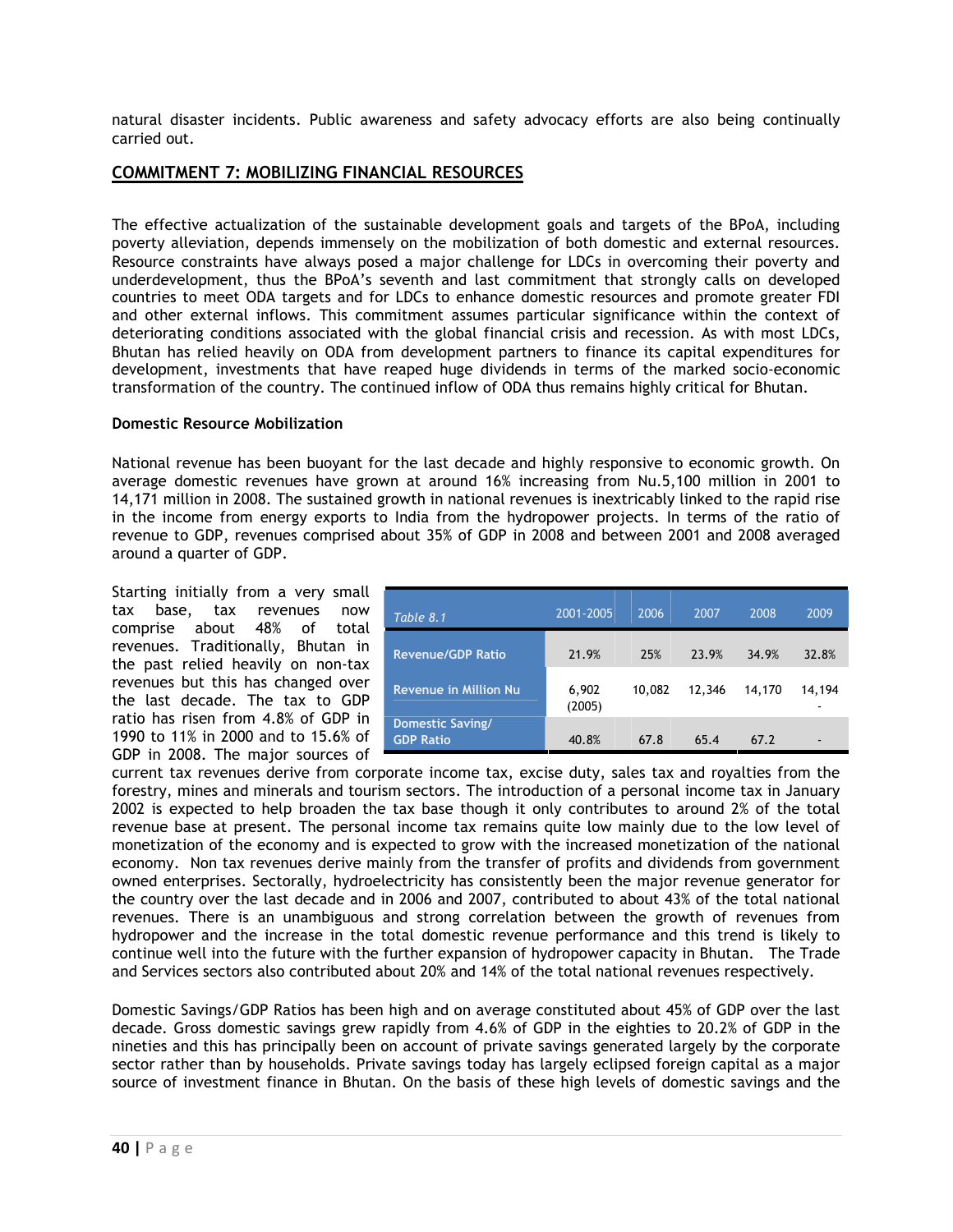natural disaster incidents. Public awareness and safety advocacy efforts are also being continually carried out.

## COMMITMENT 7: MOBILIZING FINANCIAL RESOURCES

The effective actualization of the sustainable development goals and targets of the BPoA, including poverty alleviation, depends immensely on the mobilization of both domestic and external resources. Resource constraints have always posed a major challenge for LDCs in overcoming their poverty and underdevelopment, thus the BPoA's seventh and last commitment that strongly calls on developed countries to meet ODA targets and for LDCs to enhance domestic resources and promote greater FDI and other external inflows. This commitment assumes particular significance within the context of deteriorating conditions associated with the global financial crisis and recession. As with most LDCs, Bhutan has relied heavily on ODA from development partners to finance its capital expenditures for development, investments that have reaped huge dividends in terms of the marked socio-economic transformation of the country. The continued inflow of ODA thus remains highly critical for Bhutan.

### Domestic Resource Mobilization

National revenue has been buoyant for the last decade and highly responsive to economic growth. On average domestic revenues have grown at around 16% increasing from Nu.5,100 million in 2001 to 14,171 million in 2008. The sustained growth in national revenues is inextricably linked to the rapid rise in the income from energy exports to India from the hydropower projects. In terms of the ratio of revenue to GDP, revenues comprised about 35% of GDP in 2008 and between 2001 and 2008 averaged around a quarter of GDP.

| *Table 8.1* | 2001-2005 | 2006 | 2007 | 2008 | 2009 |
|---|---|---|---|---|---|
| Revenue/GDP Ratio | 21.9% | 25% | 23.9% | 34.9% | 32.8% |
| Revenue in Million Nu | 6,902 (2005) | 10,082 | 12,346 | 14,170 | 14,194 - |
| Domestic Saving/ GDP Ratio | 40.8% | 67.8 | 65.4 | 67.2 | - |

Starting initially from a very small tax base, tax revenues now comprise about 48% of total revenues. Traditionally, Bhutan in the past relied heavily on non-tax revenues but this has changed over the last decade. The tax to GDP ratio has risen from 4.8% of GDP in 1990 to 11% in 2000 and to 15.6% of GDP in 2008. The major sources of current tax revenues derive from corporate income tax, excise duty, sales tax and royalties from the forestry, mines and minerals and tourism sectors. The introduction of a personal income tax in January 2002 is expected to help broaden the tax base though it only contributes to around 2% of the total revenue base at present. The personal income tax remains quite low mainly due to the low level of monetization of the economy and is expected to grow with the increased monetization of the national economy. Non tax revenues derive mainly from the transfer of profits and dividends from government owned enterprises. Sectorally, hydroelectricity has consistently been the major revenue generator for the country over the last decade and in 2006 and 2007, contributed to about 43% of the total national revenues. There is an unambiguous and strong correlation between the growth of revenues from hydropower and the increase in the total domestic revenue performance and this trend is likely to continue well into the future with the further expansion of hydropower capacity in Bhutan. The Trade and Services sectors also contributed about 20% and 14% of the total national revenues respectively.

Domestic Savings/GDP Ratios has been high and on average constituted about 45% of GDP over the last decade. Gross domestic savings grew rapidly from 4.6% of GDP in the eighties to 20.2% of GDP in the nineties and this has principally been on account of private savings generated largely by the corporate sector rather than by households. Private savings today has largely eclipsed foreign capital as a major source of investment finance in Bhutan. On the basis of these high levels of domestic savings and the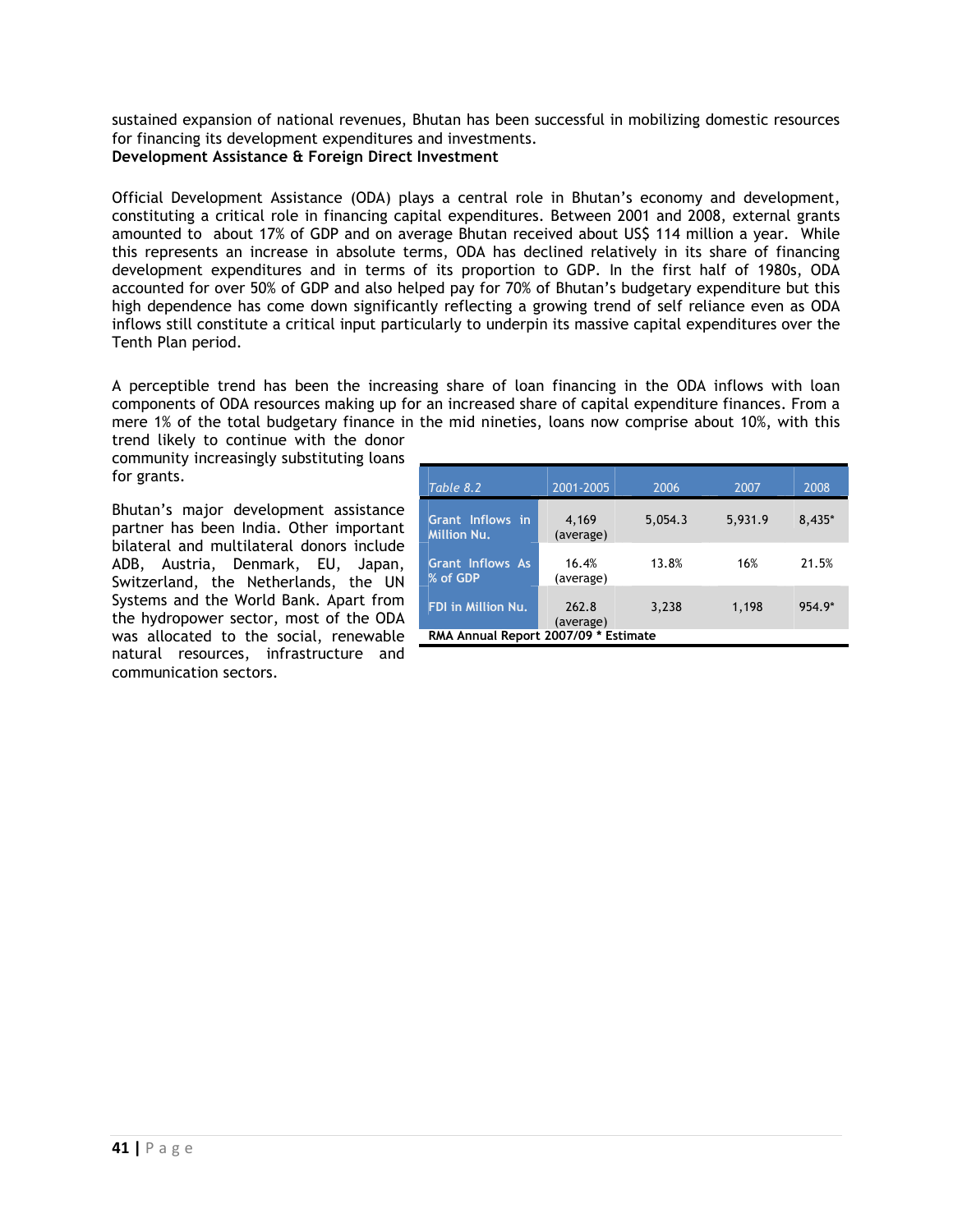sustained expansion of national revenues, Bhutan has been successful in mobilizing domestic resources for financing its development expenditures and investments.

**Development Assistance & Foreign Direct Investment**

Official Development Assistance (ODA) plays a central role in Bhutan's economy and development, constituting a critical role in financing capital expenditures. Between 2001 and 2008, external grants amounted to about 17% of GDP and on average Bhutan received about US$ 114 million a year. While this represents an increase in absolute terms, ODA has declined relatively in its share of financing development expenditures and in terms of its proportion to GDP. In the first half of 1980s, ODA accounted for over 50% of GDP and also helped pay for 70% of Bhutan's budgetary expenditure but this high dependence has come down significantly reflecting a growing trend of self reliance even as ODA inflows still constitute a critical input particularly to underpin its massive capital expenditures over the Tenth Plan period.

A perceptible trend has been the increasing share of loan financing in the ODA inflows with loan components of ODA resources making up for an increased share of capital expenditure finances. From a mere 1% of the total budgetary finance in the mid nineties, loans now comprise about 10%, with this trend likely to continue with the donor community increasingly substituting loans for grants.

Bhutan's major development assistance partner has been India. Other important bilateral and multilateral donors include ADB, Austria, Denmark, EU, Japan, Switzerland, the Netherlands, the UN Systems and the World Bank. Apart from the hydropower sector, most of the ODA was allocated to the social, renewable natural resources, infrastructure and communication sectors.

| *Table 8.2* | 2001-2005 | 2006 | 2007 | 2008 |
|---|---|---|---|---|
| **Grant Inflows in Million Nu.** | 4,169 (average) | 5,054.3 | 5,931.9 | 8,435* |
| **Grant Inflows As % of GDP** | 16.4% (average) | 13.8% | 16% | 21.5% |
| **FDI in Million Nu.** | 262.8 (average) | 3,238 | 1,198 | 954.9* |

**RMA Annual Report 2007/09 * Estimate**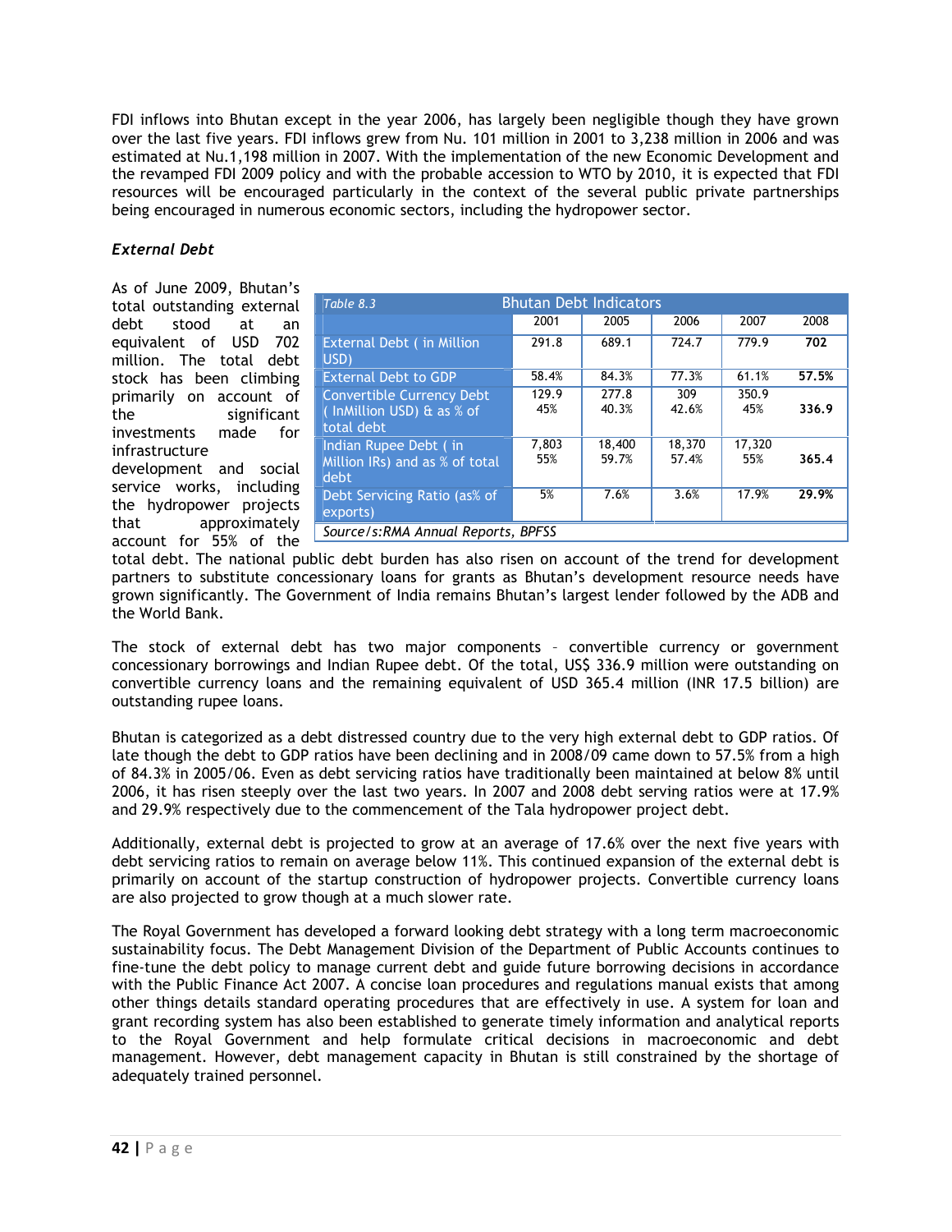FDI inflows into Bhutan except in the year 2006, has largely been negligible though they have grown over the last five years. FDI inflows grew from Nu. 101 million in 2001 to 3,238 million in 2006 and was estimated at Nu.1,198 million in 2007. With the implementation of the new Economic Development and the revamped FDI 2009 policy and with the probable accession to WTO by 2010, it is expected that FDI resources will be encouraged particularly in the context of the several public private partnerships being encouraged in numerous economic sectors, including the hydropower sector.

### *External Debt*

As of June 2009, Bhutan's total outstanding external debt stood at an equivalent of USD 702 million. The total debt stock has been climbing primarily on account of the significant investments made for infrastructure development and social service works, including the hydropower projects that approximately account for 55% of the total debt. The national public debt burden has also risen on account of the trend for development partners to substitute concessionary loans for grants as Bhutan's development resource needs have grown significantly. The Government of India remains Bhutan's largest lender followed by the ADB and the World Bank.

*Table 8.3* Bhutan Debt Indicators

| | 2001 | 2005 | 2006 | 2007 | 2008 |
|---|---|---|---|---|---|
| External Debt ( in Million USD) | 291.8 | 689.1 | 724.7 | 779.9 | **702** |
| External Debt to GDP | 58.4% | 84.3% | 77.3% | 61.1% | **57.5%** |
| Convertible Currency Debt ( InMillion USD) & as % of total debt | 129.9<br>45% | 277.8<br>40.3% | 309<br>42.6% | 350.9<br>45% | **336.9** |
| Indian Rupee Debt ( in Million IRs) and as % of total debt | 7,803<br>55% | 18,400<br>59.7% | 18,370<br>57.4% | 17,320<br>55% | **365.4** |
| Debt Servicing Ratio (as% of exports) | 5% | 7.6% | 3.6% | 17.9% | **29.9%** |

*Source/s:RMA Annual Reports, BPFSS*

The stock of external debt has two major components – convertible currency or government concessionary borrowings and Indian Rupee debt. Of the total, US$ 336.9 million were outstanding on convertible currency loans and the remaining equivalent of USD 365.4 million (INR 17.5 billion) are outstanding rupee loans.

Bhutan is categorized as a debt distressed country due to the very high external debt to GDP ratios. Of late though the debt to GDP ratios have been declining and in 2008/09 came down to 57.5% from a high of 84.3% in 2005/06. Even as debt servicing ratios have traditionally been maintained at below 8% until 2006, it has risen steeply over the last two years. In 2007 and 2008 debt serving ratios were at 17.9% and 29.9% respectively due to the commencement of the Tala hydropower project debt.

Additionally, external debt is projected to grow at an average of 17.6% over the next five years with debt servicing ratios to remain on average below 11%. This continued expansion of the external debt is primarily on account of the startup construction of hydropower projects. Convertible currency loans are also projected to grow though at a much slower rate.

The Royal Government has developed a forward looking debt strategy with a long term macroeconomic sustainability focus. The Debt Management Division of the Department of Public Accounts continues to fine-tune the debt policy to manage current debt and guide future borrowing decisions in accordance with the Public Finance Act 2007. A concise loan procedures and regulations manual exists that among other things details standard operating procedures that are effectively in use. A system for loan and grant recording system has also been established to generate timely information and analytical reports to the Royal Government and help formulate critical decisions in macroeconomic and debt management. However, debt management capacity in Bhutan is still constrained by the shortage of adequately trained personnel.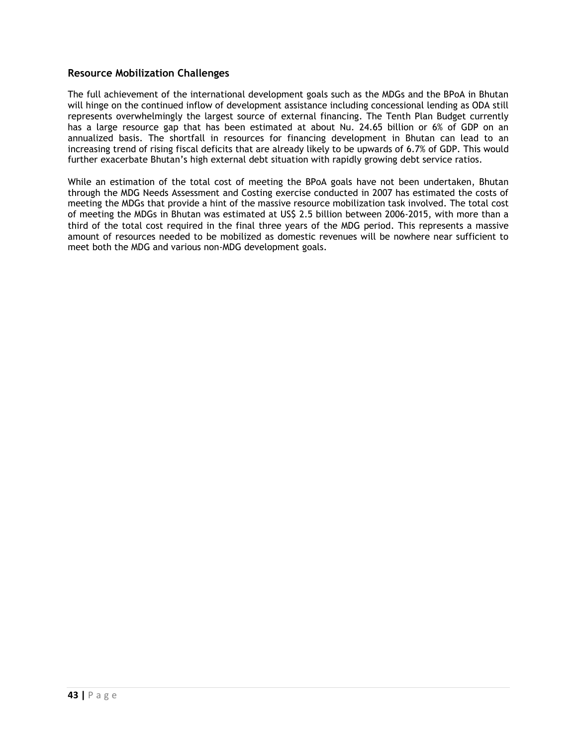## Resource Mobilization Challenges

The full achievement of the international development goals such as the MDGs and the BPoA in Bhutan will hinge on the continued inflow of development assistance including concessional lending as ODA still represents overwhelmingly the largest source of external financing. The Tenth Plan Budget currently has a large resource gap that has been estimated at about Nu. 24.65 billion or 6% of GDP on an annualized basis. The shortfall in resources for financing development in Bhutan can lead to an increasing trend of rising fiscal deficits that are already likely to be upwards of 6.7% of GDP. This would further exacerbate Bhutan's high external debt situation with rapidly growing debt service ratios.

While an estimation of the total cost of meeting the BPoA goals have not been undertaken, Bhutan through the MDG Needs Assessment and Costing exercise conducted in 2007 has estimated the costs of meeting the MDGs that provide a hint of the massive resource mobilization task involved. The total cost of meeting the MDGs in Bhutan was estimated at US$ 2.5 billion between 2006-2015, with more than a third of the total cost required in the final three years of the MDG period. This represents a massive amount of resources needed to be mobilized as domestic revenues will be nowhere near sufficient to meet both the MDG and various non-MDG development goals.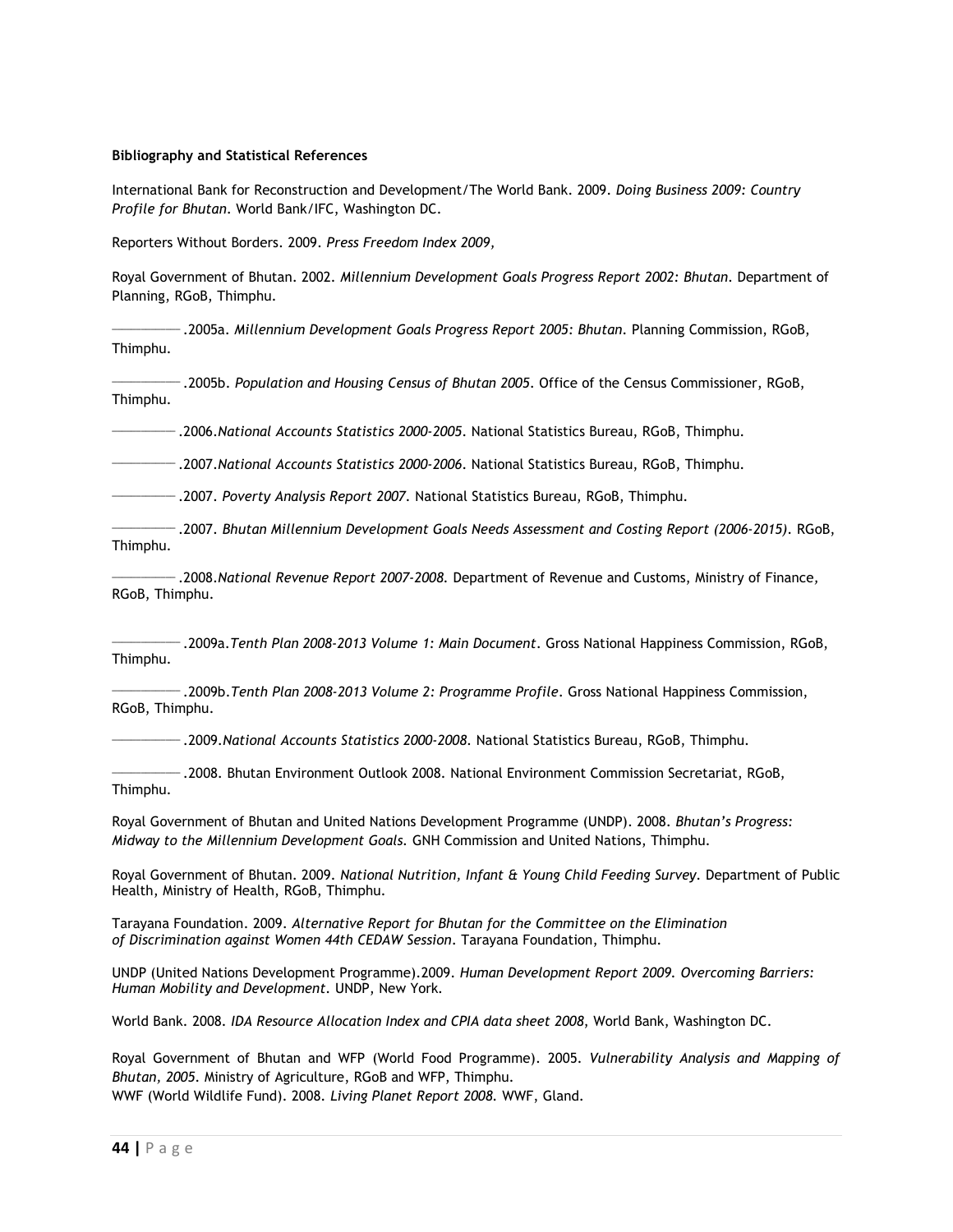**Bibliography and Statistical References**

International Bank for Reconstruction and Development/The World Bank. 2009. *Doing Business 2009: Country Profile for Bhutan*. World Bank/IFC, Washington DC.

Reporters Without Borders. 2009. *Press Freedom Index 2009,*

Royal Government of Bhutan. 2002. *Millennium Development Goals Progress Report 2002: Bhutan*. Department of Planning, RGoB, Thimphu.

———— .2005a. *Millennium Development Goals Progress Report 2005: Bhutan*. Planning Commission, RGoB, Thimphu.

———— .2005b. *Population and Housing Census of Bhutan 2005*. Office of the Census Commissioner, RGoB, Thimphu.

———— .2006.*National Accounts Statistics 2000-2005*. National Statistics Bureau, RGoB, Thimphu.

———— .2007.*National Accounts Statistics 2000-2006*. National Statistics Bureau, RGoB, Thimphu.

———— .2007. *Poverty Analysis Report 2007*. National Statistics Bureau, RGoB, Thimphu.

———— .2007. *Bhutan Millennium Development Goals Needs Assessment and Costing Report (2006-2015)*. RGoB, Thimphu.

———— .2008.*National Revenue Report 2007-2008*. Department of Revenue and Customs, Ministry of Finance, RGoB, Thimphu.

———— .2009a.*Tenth Plan 2008-2013 Volume 1: Main Document*. Gross National Happiness Commission, RGoB, Thimphu.

———— .2009b.*Tenth Plan 2008-2013 Volume 2: Programme Profile*. Gross National Happiness Commission, RGoB, Thimphu.

———— .2009.*National Accounts Statistics 2000-2008*. National Statistics Bureau, RGoB, Thimphu.

———— .2008. Bhutan Environment Outlook 2008. National Environment Commission Secretariat, RGoB, Thimphu.

Royal Government of Bhutan and United Nations Development Programme (UNDP). 2008. *Bhutan's Progress: Midway to the Millennium Development Goals*. GNH Commission and United Nations, Thimphu.

Royal Government of Bhutan. 2009. *National Nutrition, Infant & Young Child Feeding Survey*. Department of Public Health, Ministry of Health, RGoB, Thimphu.

Tarayana Foundation. 2009. *Alternative Report for Bhutan for the Committee on the Elimination of Discrimination against Women 44th CEDAW Session*. Tarayana Foundation, Thimphu.

UNDP (United Nations Development Programme).2009. *Human Development Report 2009. Overcoming Barriers: Human Mobility and Development*. UNDP, New York.

World Bank. 2008. *IDA Resource Allocation Index and CPIA data sheet 2008,* World Bank, Washington DC.

Royal Government of Bhutan and WFP (World Food Programme). 2005. *Vulnerability Analysis and Mapping of Bhutan, 2005*. Ministry of Agriculture, RGoB and WFP, Thimphu.

WWF (World Wildlife Fund). 2008. *Living Planet Report 2008*. WWF, Gland.